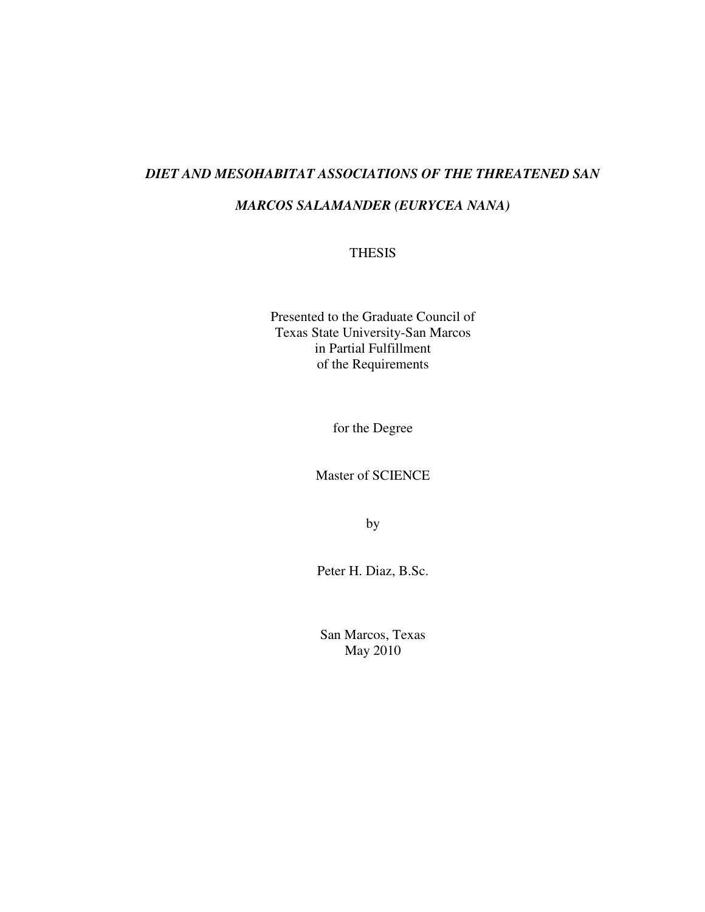# *DIET AND MESOHABITAT ASSOCIATIONS OF THE THREATENED SAN MARCOS SALAMANDER (EURYCEA NANA)*

THESIS

Presented to the Graduate Council of
Texas State University-San Marcos
in Partial Fulfillment
of the Requirements

for the Degree

Master of SCIENCE

by

Peter H. Diaz, B.Sc.

San Marcos, Texas
May 2010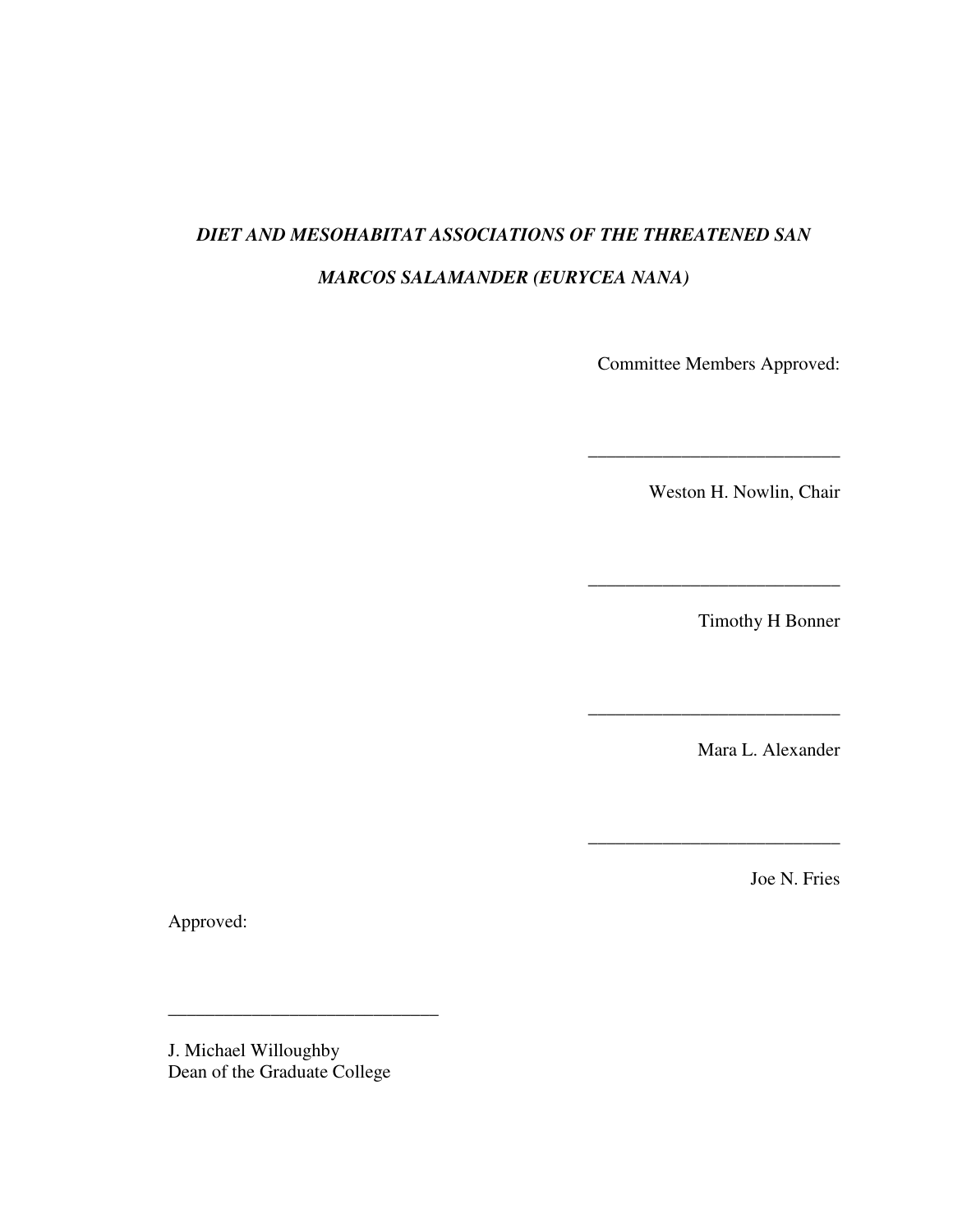***DIET AND MESOHABITAT ASSOCIATIONS OF THE THREATENED SAN MARCOS SALAMANDER (EURYCEA NANA)***

Committee Members Approved:

\_\_\_\_\_\_\_\_\_\_\_\_\_\_\_\_\_\_\_\_\_\_\_\_\_\_\_

Weston H. Nowlin, Chair

\_\_\_\_\_\_\_\_\_\_\_\_\_\_\_\_\_\_\_\_\_\_\_\_\_\_\_

Timothy H Bonner

\_\_\_\_\_\_\_\_\_\_\_\_\_\_\_\_\_\_\_\_\_\_\_\_\_\_\_

Mara L. Alexander

\_\_\_\_\_\_\_\_\_\_\_\_\_\_\_\_\_\_\_\_\_\_\_\_\_\_\_

Joe N. Fries

Approved:

\_\_\_\_\_\_\_\_\_\_\_\_\_\_\_\_\_\_\_\_\_\_\_\_\_\_\_\_\_

J. Michael Willoughby
Dean of the Graduate College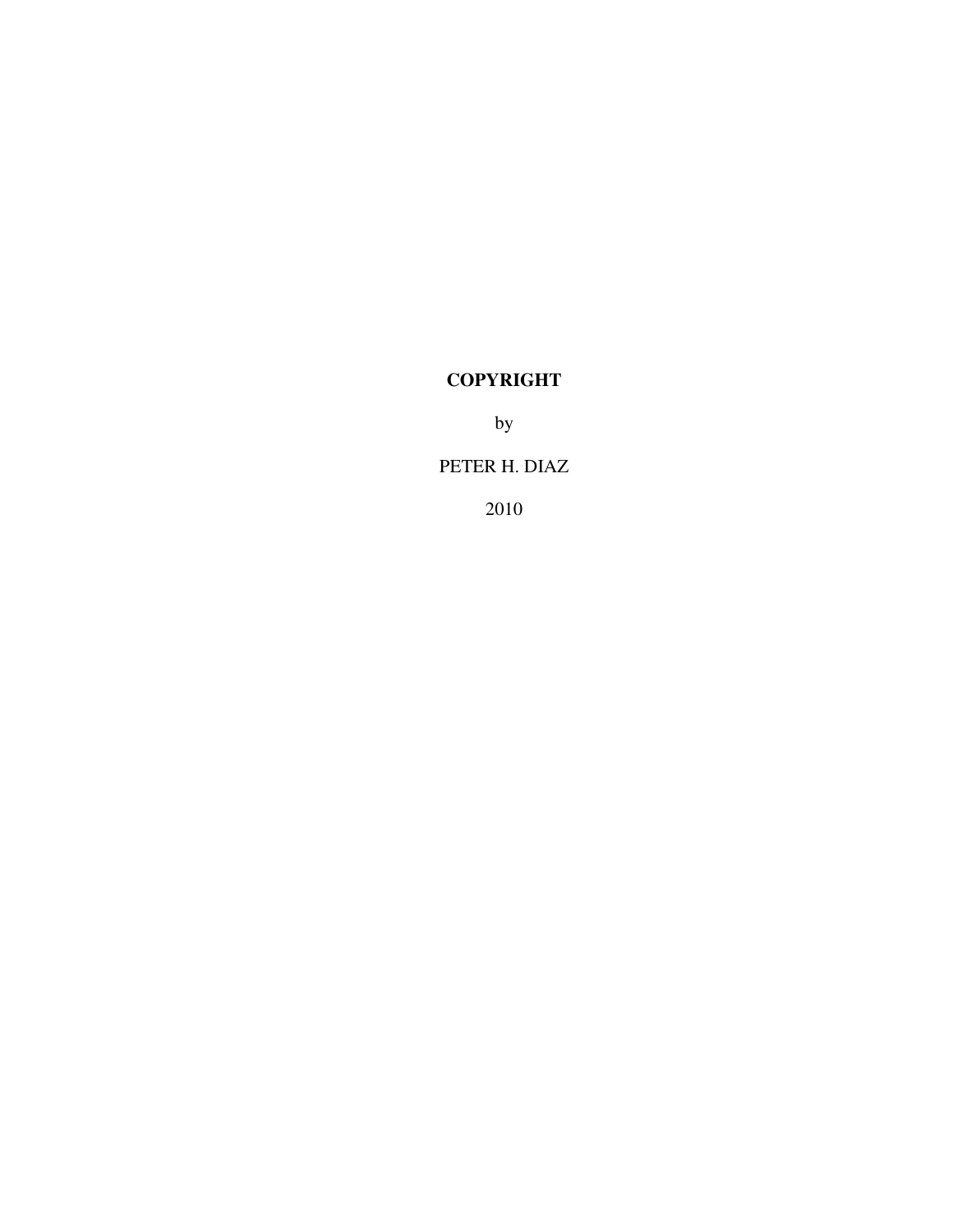**COPYRIGHT**

by

PETER H. DIAZ

2010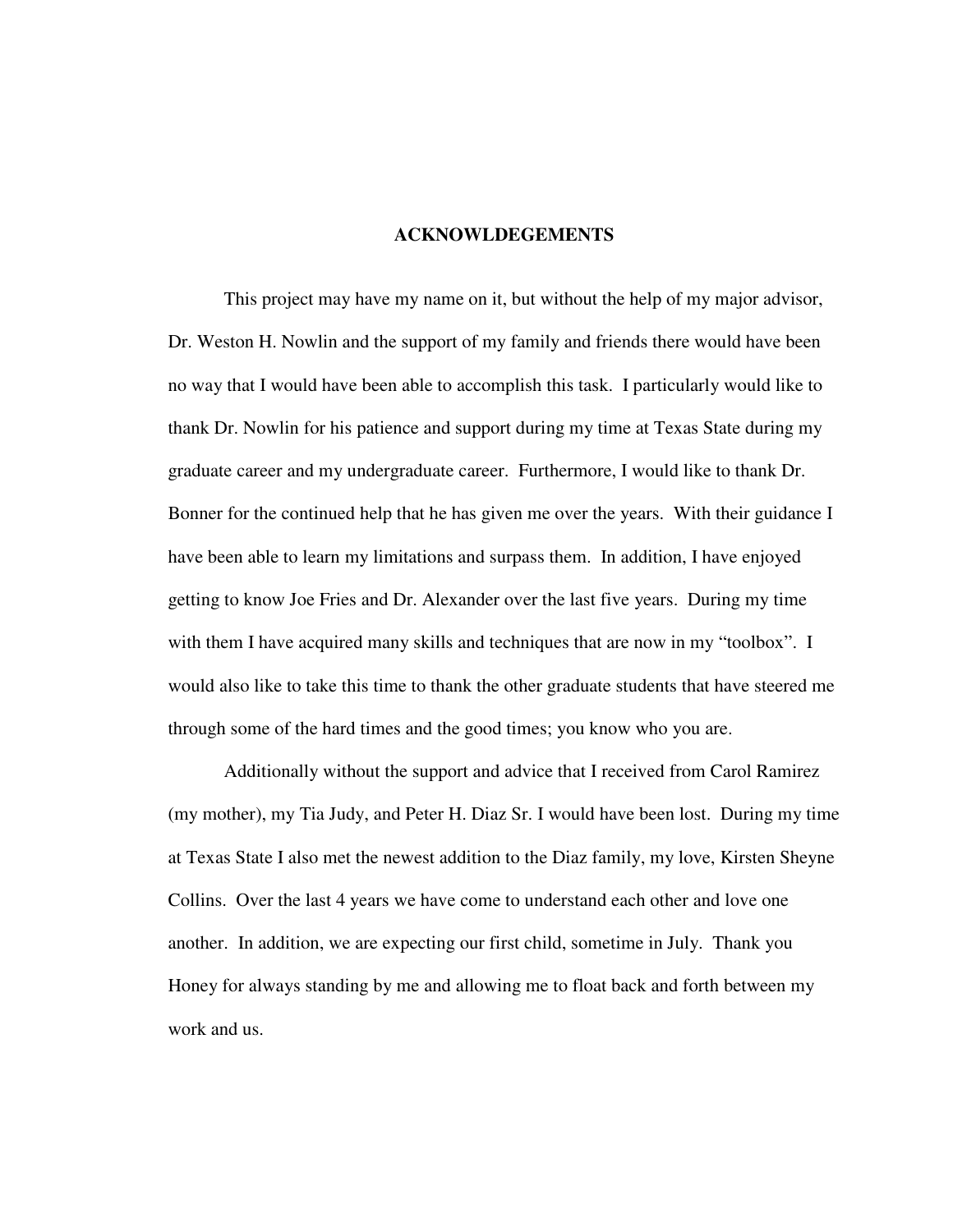# ACKNOWLDEGEMENTS

This project may have my name on it, but without the help of my major advisor, Dr. Weston H. Nowlin and the support of my family and friends there would have been no way that I would have been able to accomplish this task. I particularly would like to thank Dr. Nowlin for his patience and support during my time at Texas State during my graduate career and my undergraduate career. Furthermore, I would like to thank Dr. Bonner for the continued help that he has given me over the years. With their guidance I have been able to learn my limitations and surpass them. In addition, I have enjoyed getting to know Joe Fries and Dr. Alexander over the last five years. During my time with them I have acquired many skills and techniques that are now in my "toolbox". I would also like to take this time to thank the other graduate students that have steered me through some of the hard times and the good times; you know who you are.

Additionally without the support and advice that I received from Carol Ramirez (my mother), my Tia Judy, and Peter H. Diaz Sr. I would have been lost. During my time at Texas State I also met the newest addition to the Diaz family, my love, Kirsten Sheyne Collins. Over the last 4 years we have come to understand each other and love one another. In addition, we are expecting our first child, sometime in July. Thank you Honey for always standing by me and allowing me to float back and forth between my work and us.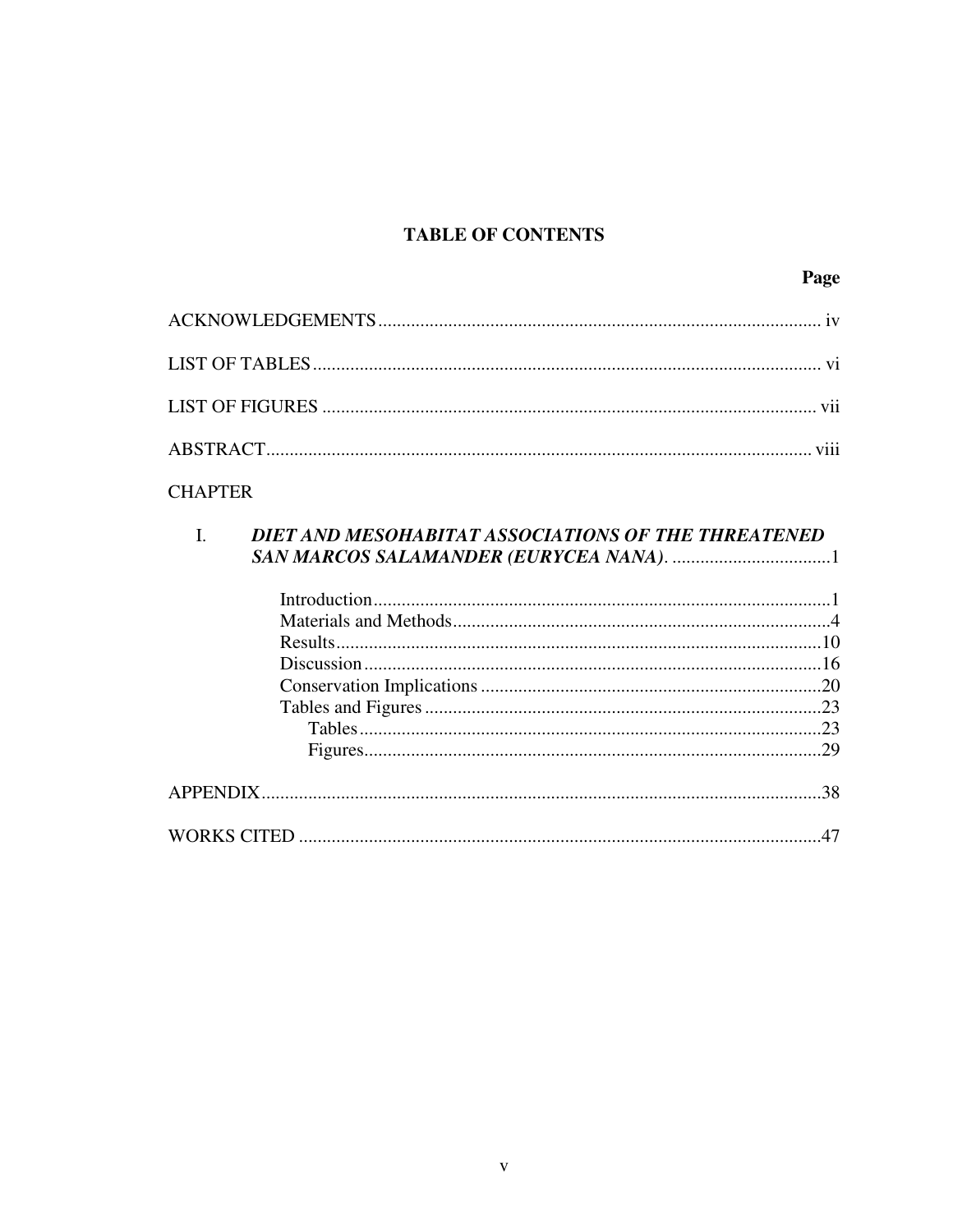# TABLE OF CONTENTS

**Page**

ACKNOWLEDGEMENTS .......... iv

LIST OF TABLES .......... vi

LIST OF FIGURES .......... vii

ABSTRACT .......... viii

CHAPTER

I. ***DIET AND MESOHABITAT ASSOCIATIONS OF THE THREATENED SAN MARCOS SALAMANDER (EURYCEA NANA)*** .......... 1

- Introduction .......... 1
- Materials and Methods .......... 4
- Results .......... 10
- Discussion .......... 16
- Conservation Implications .......... 20
- Tables and Figures .......... 23
  - Tables .......... 23
  - Figures .......... 29

APPENDIX .......... 38

WORKS CITED .......... 47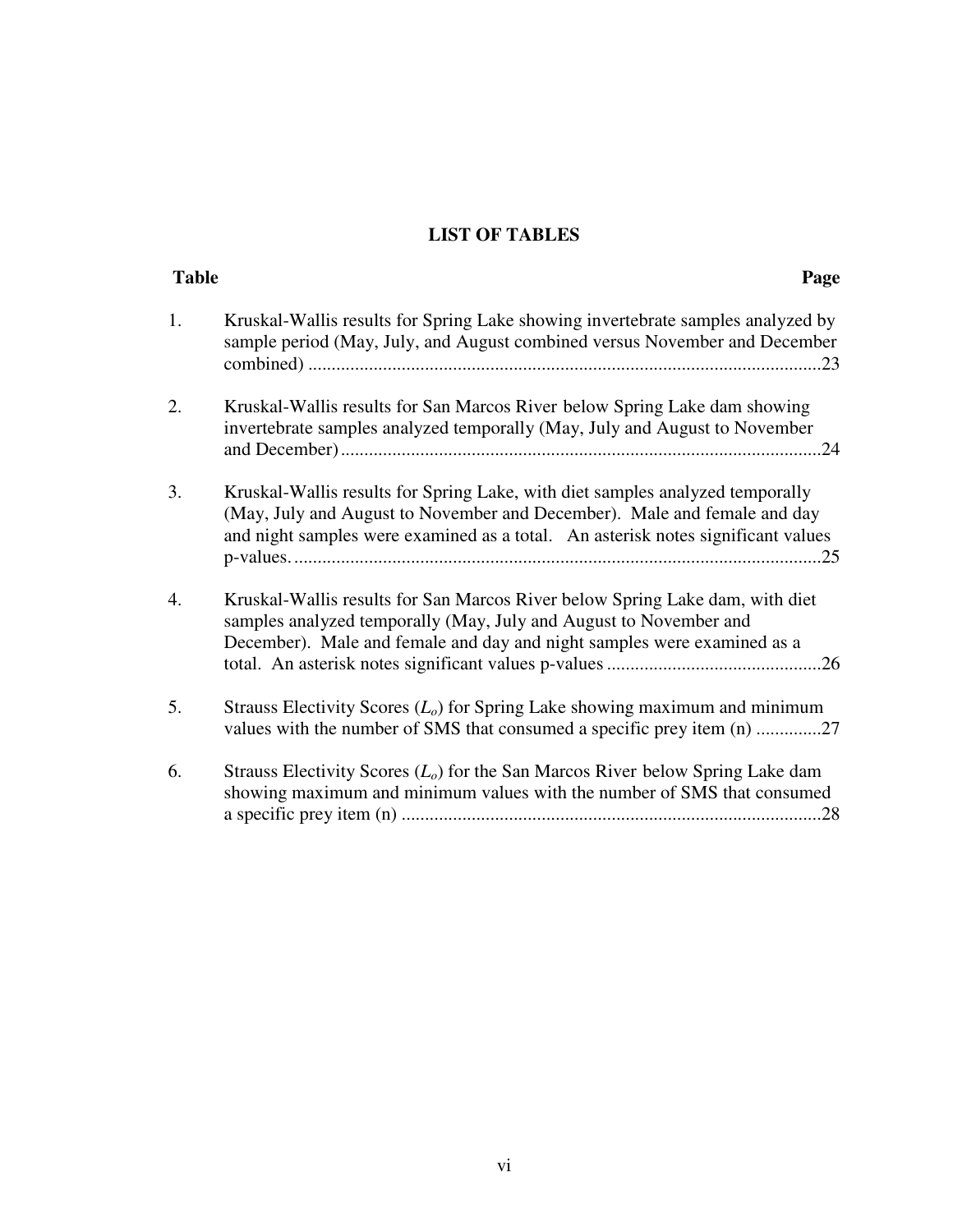# LIST OF TABLES

| Table | | Page |
|---|---|---|
| 1. | Kruskal-Wallis results for Spring Lake showing invertebrate samples analyzed by sample period (May, July, and August combined versus November and December combined) | 23 |
| 2. | Kruskal-Wallis results for San Marcos River below Spring Lake dam showing invertebrate samples analyzed temporally (May, July and August to November and December) | 24 |
| 3. | Kruskal-Wallis results for Spring Lake, with diet samples analyzed temporally (May, July and August to November and December). Male and female and day and night samples were examined as a total. An asterisk notes significant values p-values. | 25 |
| 4. | Kruskal-Wallis results for San Marcos River below Spring Lake dam, with diet samples analyzed temporally (May, July and August to November and December). Male and female and day and night samples were examined as a total. An asterisk notes significant values p-values | 26 |
| 5. | Strauss Electivity Scores ($L_o$) for Spring Lake showing maximum and minimum values with the number of SMS that consumed a specific prey item (n) | 27 |
| 6. | Strauss Electivity Scores ($L_o$) for the San Marcos River below Spring Lake dam showing maximum and minimum values with the number of SMS that consumed a specific prey item (n) | 28 |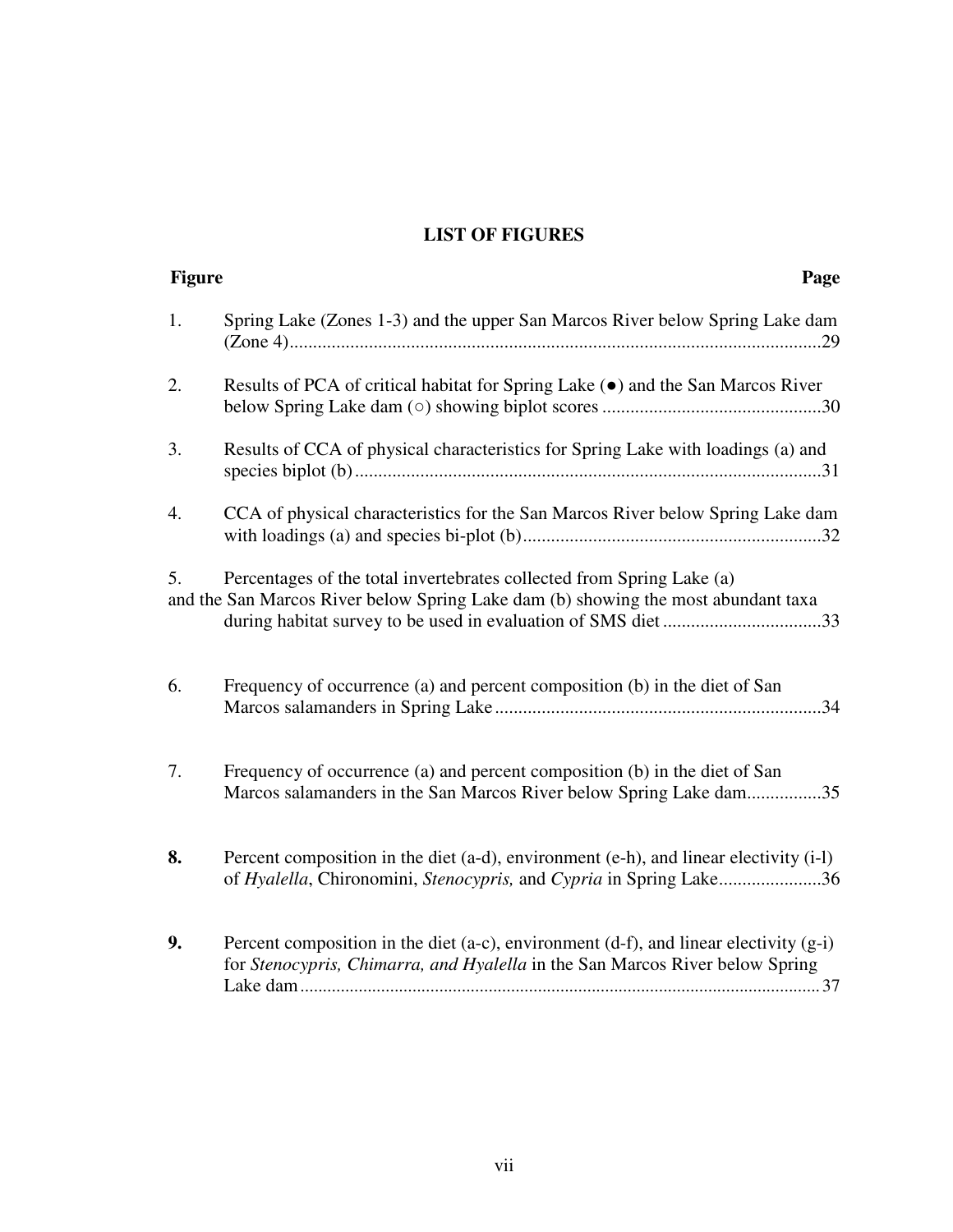## LIST OF FIGURES

| Figure | | Page |
|---|---|---|
| 1. | Spring Lake (Zones 1-3) and the upper San Marcos River below Spring Lake dam (Zone 4) | 29 |
| 2. | Results of PCA of critical habitat for Spring Lake (●) and the San Marcos River below Spring Lake dam (○) showing biplot scores | 30 |
| 3. | Results of CCA of physical characteristics for Spring Lake with loadings (a) and species biplot (b) | 31 |
| 4. | CCA of physical characteristics for the San Marcos River below Spring Lake dam with loadings (a) and species bi-plot (b) | 32 |
| 5. | Percentages of the total invertebrates collected from Spring Lake (a) and the San Marcos River below Spring Lake dam (b) showing the most abundant taxa during habitat survey to be used in evaluation of SMS diet | 33 |
| 6. | Frequency of occurrence (a) and percent composition (b) in the diet of San Marcos salamanders in Spring Lake | 34 |
| 7. | Frequency of occurrence (a) and percent composition (b) in the diet of San Marcos salamanders in the San Marcos River below Spring Lake dam | 35 |
| **8.** | Percent composition in the diet (a-d), environment (e-h), and linear electivity (i-l) of *Hyalella*, Chironomini, *Stenocypris,* and *Cypria* in Spring Lake | 36 |
| **9.** | Percent composition in the diet (a-c), environment (d-f), and linear electivity (g-i) for *Stenocypris, Chimarra, and Hyalella* in the San Marcos River below Spring Lake dam | 37 |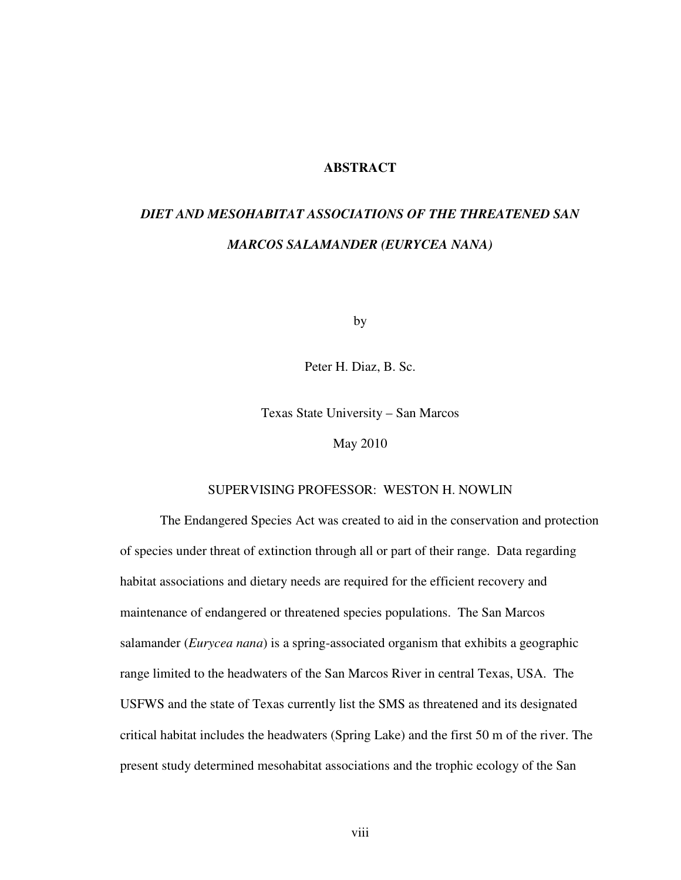# ABSTRACT

## *DIET AND MESOHABITAT ASSOCIATIONS OF THE THREATENED SAN MARCOS SALAMANDER (EURYCEA NANA)*

by

Peter H. Diaz, B. Sc.

Texas State University – San Marcos

May 2010

SUPERVISING PROFESSOR: WESTON H. NOWLIN

The Endangered Species Act was created to aid in the conservation and protection of species under threat of extinction through all or part of their range. Data regarding habitat associations and dietary needs are required for the efficient recovery and maintenance of endangered or threatened species populations. The San Marcos salamander (*Eurycea nana*) is a spring-associated organism that exhibits a geographic range limited to the headwaters of the San Marcos River in central Texas, USA. The USFWS and the state of Texas currently list the SMS as threatened and its designated critical habitat includes the headwaters (Spring Lake) and the first 50 m of the river. The present study determined mesohabitat associations and the trophic ecology of the San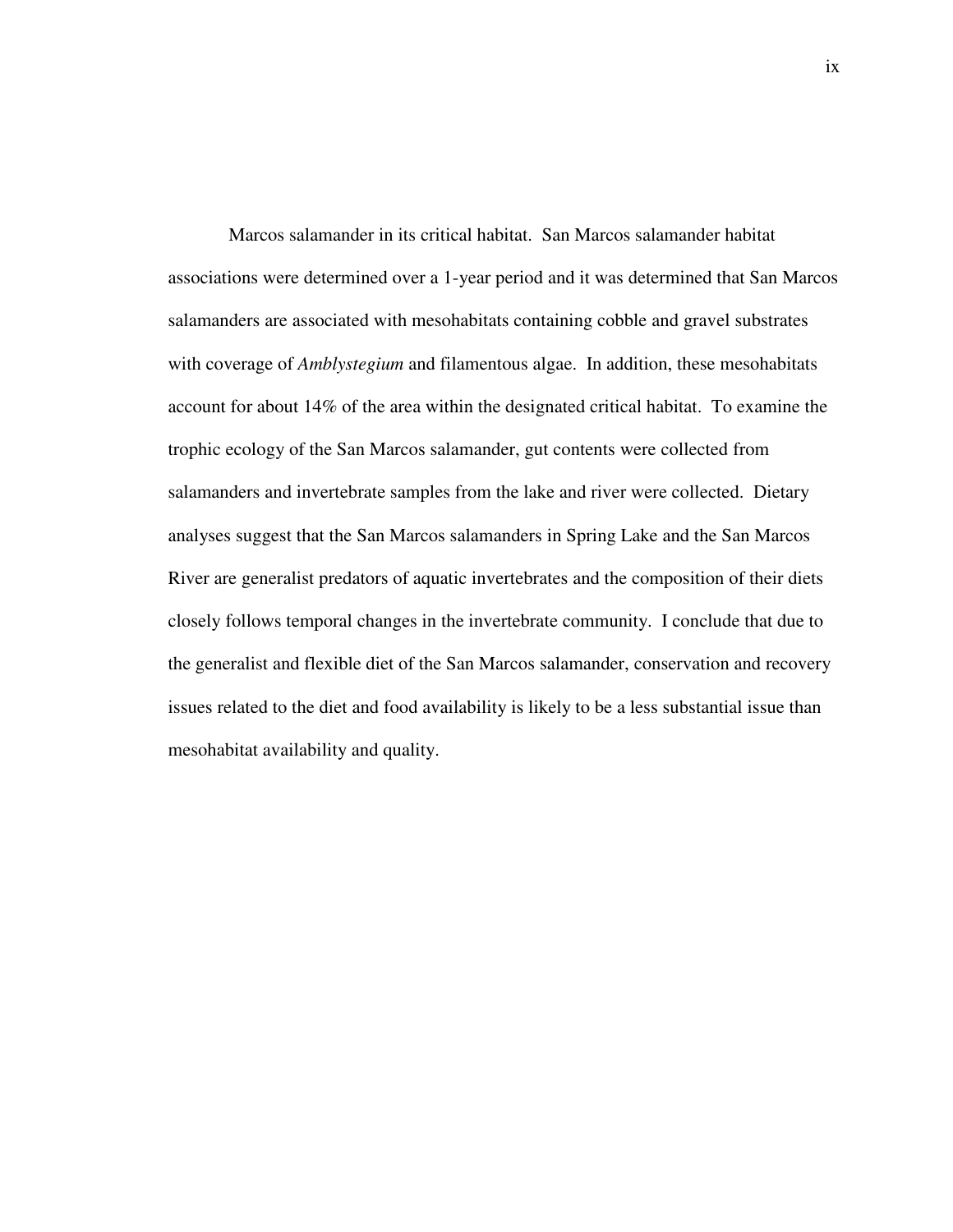Marcos salamander in its critical habitat. San Marcos salamander habitat associations were determined over a 1-year period and it was determined that San Marcos salamanders are associated with mesohabitats containing cobble and gravel substrates with coverage of *Amblystegium* and filamentous algae. In addition, these mesohabitats account for about 14% of the area within the designated critical habitat. To examine the trophic ecology of the San Marcos salamander, gut contents were collected from salamanders and invertebrate samples from the lake and river were collected. Dietary analyses suggest that the San Marcos salamanders in Spring Lake and the San Marcos River are generalist predators of aquatic invertebrates and the composition of their diets closely follows temporal changes in the invertebrate community. I conclude that due to the generalist and flexible diet of the San Marcos salamander, conservation and recovery issues related to the diet and food availability is likely to be a less substantial issue than mesohabitat availability and quality.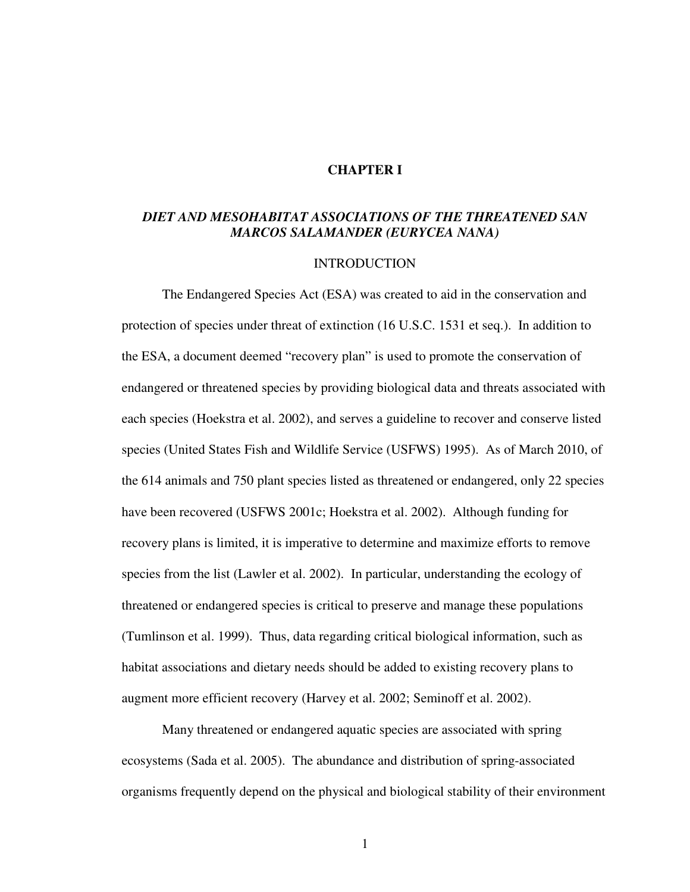# CHAPTER I

## *DIET AND MESOHABITAT ASSOCIATIONS OF THE THREATENED SAN MARCOS SALAMANDER (EURYCEA NANA)*

### INTRODUCTION

The Endangered Species Act (ESA) was created to aid in the conservation and protection of species under threat of extinction (16 U.S.C. 1531 et seq.). In addition to the ESA, a document deemed "recovery plan" is used to promote the conservation of endangered or threatened species by providing biological data and threats associated with each species (Hoekstra et al. 2002), and serves a guideline to recover and conserve listed species (United States Fish and Wildlife Service (USFWS) 1995). As of March 2010, of the 614 animals and 750 plant species listed as threatened or endangered, only 22 species have been recovered (USFWS 2001c; Hoekstra et al. 2002). Although funding for recovery plans is limited, it is imperative to determine and maximize efforts to remove species from the list (Lawler et al. 2002). In particular, understanding the ecology of threatened or endangered species is critical to preserve and manage these populations (Tumlinson et al. 1999). Thus, data regarding critical biological information, such as habitat associations and dietary needs should be added to existing recovery plans to augment more efficient recovery (Harvey et al. 2002; Seminoff et al. 2002).

Many threatened or endangered aquatic species are associated with spring ecosystems (Sada et al. 2005). The abundance and distribution of spring-associated organisms frequently depend on the physical and biological stability of their environment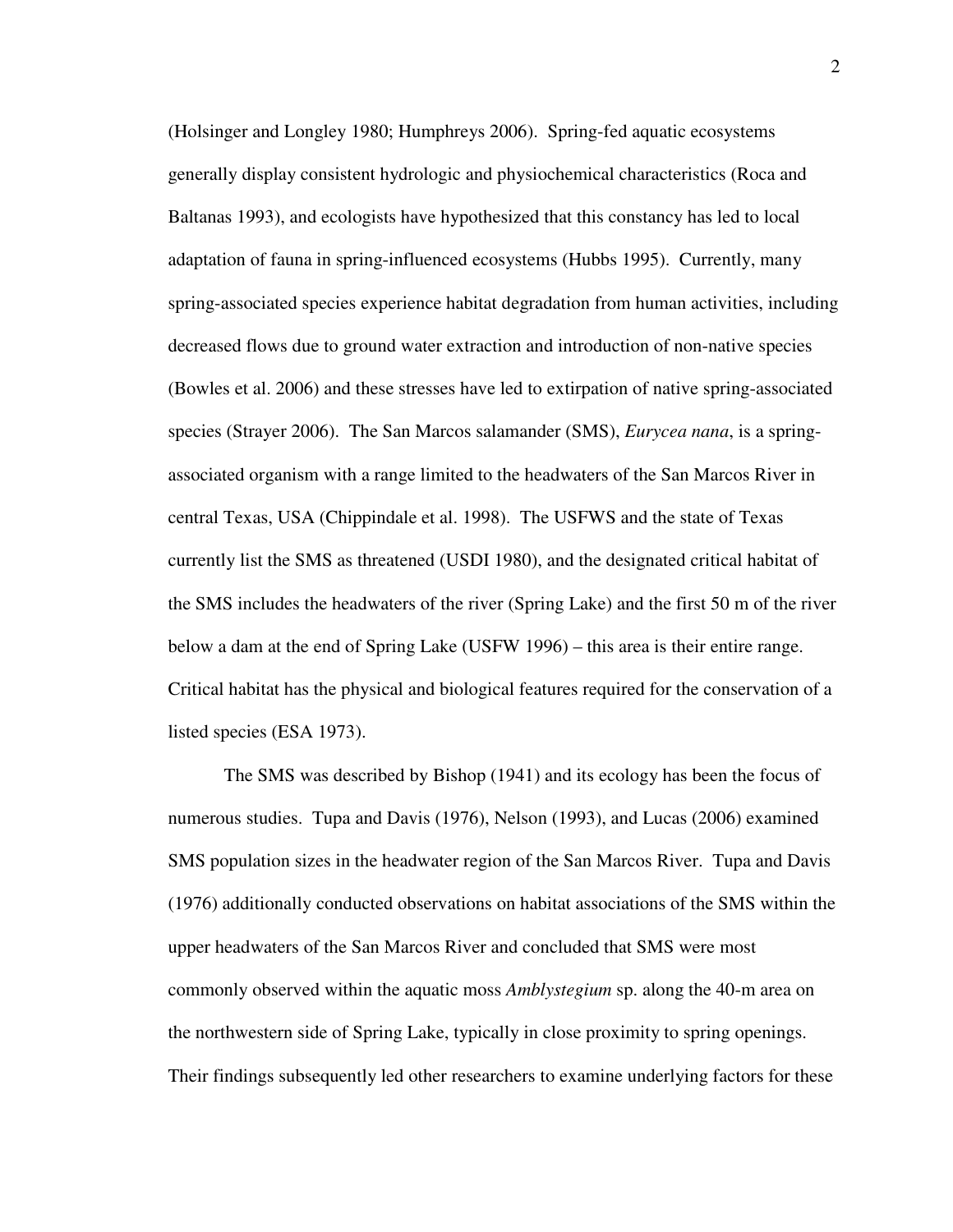(Holsinger and Longley 1980; Humphreys 2006). Spring-fed aquatic ecosystems generally display consistent hydrologic and physiochemical characteristics (Roca and Baltanas 1993), and ecologists have hypothesized that this constancy has led to local adaptation of fauna in spring-influenced ecosystems (Hubbs 1995). Currently, many spring-associated species experience habitat degradation from human activities, including decreased flows due to ground water extraction and introduction of non-native species (Bowles et al. 2006) and these stresses have led to extirpation of native spring-associated species (Strayer 2006). The San Marcos salamander (SMS), *Eurycea nana*, is a spring-associated organism with a range limited to the headwaters of the San Marcos River in central Texas, USA (Chippindale et al. 1998). The USFWS and the state of Texas currently list the SMS as threatened (USDI 1980), and the designated critical habitat of the SMS includes the headwaters of the river (Spring Lake) and the first 50 m of the river below a dam at the end of Spring Lake (USFW 1996) – this area is their entire range. Critical habitat has the physical and biological features required for the conservation of a listed species (ESA 1973).

The SMS was described by Bishop (1941) and its ecology has been the focus of numerous studies. Tupa and Davis (1976), Nelson (1993), and Lucas (2006) examined SMS population sizes in the headwater region of the San Marcos River. Tupa and Davis (1976) additionally conducted observations on habitat associations of the SMS within the upper headwaters of the San Marcos River and concluded that SMS were most commonly observed within the aquatic moss *Amblystegium* sp. along the 40-m area on the northwestern side of Spring Lake, typically in close proximity to spring openings. Their findings subsequently led other researchers to examine underlying factors for these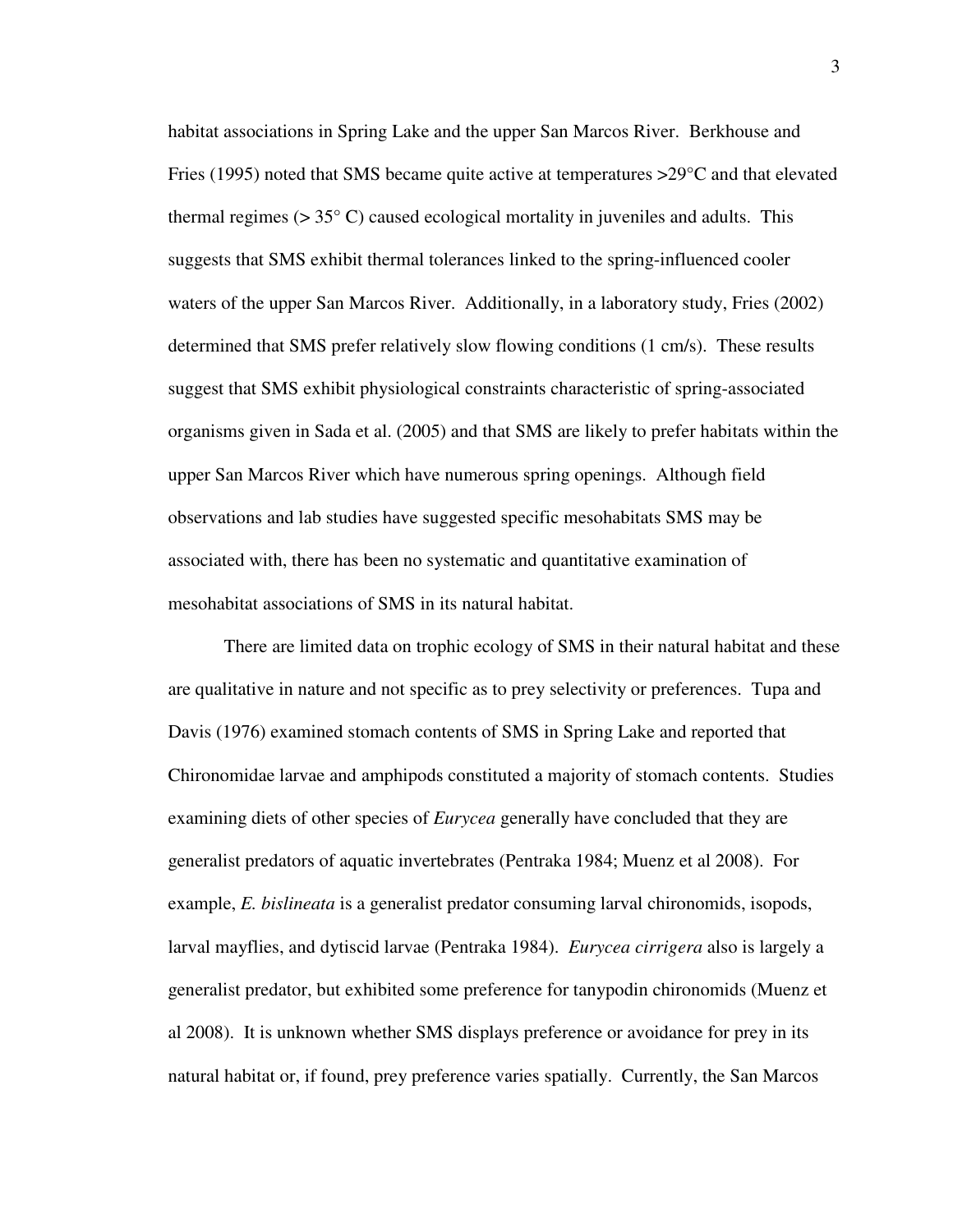habitat associations in Spring Lake and the upper San Marcos River. Berkhouse and Fries (1995) noted that SMS became quite active at temperatures >29°C and that elevated thermal regimes (> 35° C) caused ecological mortality in juveniles and adults. This suggests that SMS exhibit thermal tolerances linked to the spring-influenced cooler waters of the upper San Marcos River. Additionally, in a laboratory study, Fries (2002) determined that SMS prefer relatively slow flowing conditions (1 cm/s). These results suggest that SMS exhibit physiological constraints characteristic of spring-associated organisms given in Sada et al. (2005) and that SMS are likely to prefer habitats within the upper San Marcos River which have numerous spring openings. Although field observations and lab studies have suggested specific mesohabitats SMS may be associated with, there has been no systematic and quantitative examination of mesohabitat associations of SMS in its natural habitat.

There are limited data on trophic ecology of SMS in their natural habitat and these are qualitative in nature and not specific as to prey selectivity or preferences. Tupa and Davis (1976) examined stomach contents of SMS in Spring Lake and reported that Chironomidae larvae and amphipods constituted a majority of stomach contents. Studies examining diets of other species of *Eurycea* generally have concluded that they are generalist predators of aquatic invertebrates (Pentraka 1984; Muenz et al 2008). For example, *E. bislineata* is a generalist predator consuming larval chironomids, isopods, larval mayflies, and dytiscid larvae (Pentraka 1984). *Eurycea cirrigera* also is largely a generalist predator, but exhibited some preference for tanypodin chironomids (Muenz et al 2008). It is unknown whether SMS displays preference or avoidance for prey in its natural habitat or, if found, prey preference varies spatially. Currently, the San Marcos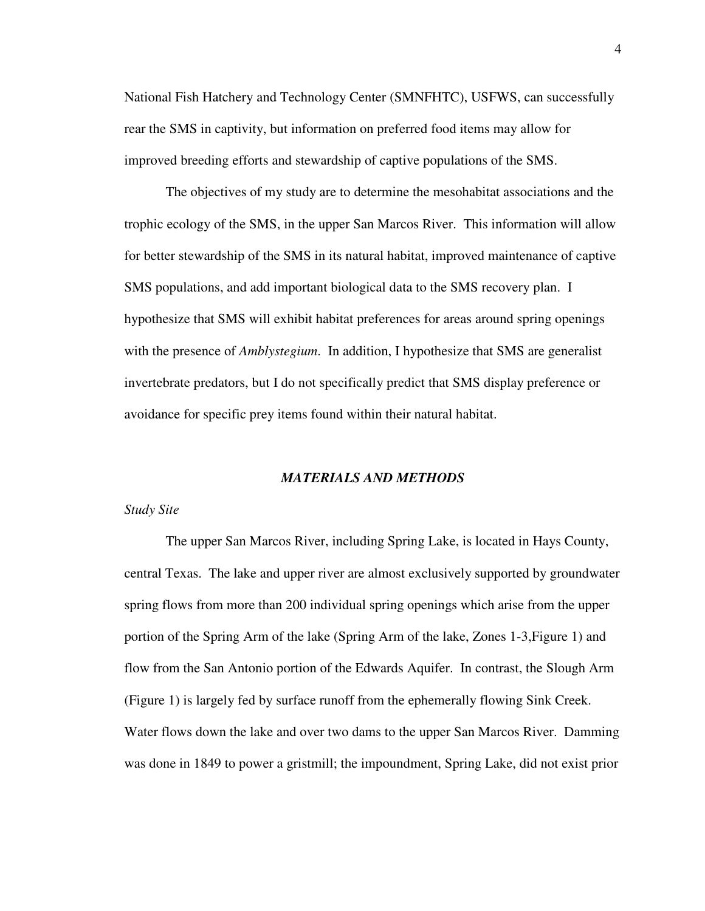National Fish Hatchery and Technology Center (SMNFHTC), USFWS, can successfully rear the SMS in captivity, but information on preferred food items may allow for improved breeding efforts and stewardship of captive populations of the SMS.

The objectives of my study are to determine the mesohabitat associations and the trophic ecology of the SMS, in the upper San Marcos River. This information will allow for better stewardship of the SMS in its natural habitat, improved maintenance of captive SMS populations, and add important biological data to the SMS recovery plan. I hypothesize that SMS will exhibit habitat preferences for areas around spring openings with the presence of *Amblystegium*. In addition, I hypothesize that SMS are generalist invertebrate predators, but I do not specifically predict that SMS display preference or avoidance for specific prey items found within their natural habitat.

## *MATERIALS AND METHODS*

### *Study Site*

The upper San Marcos River, including Spring Lake, is located in Hays County, central Texas. The lake and upper river are almost exclusively supported by groundwater spring flows from more than 200 individual spring openings which arise from the upper portion of the Spring Arm of the lake (Spring Arm of the lake, Zones 1-3,Figure 1) and flow from the San Antonio portion of the Edwards Aquifer. In contrast, the Slough Arm (Figure 1) is largely fed by surface runoff from the ephemerally flowing Sink Creek. Water flows down the lake and over two dams to the upper San Marcos River. Damming was done in 1849 to power a gristmill; the impoundment, Spring Lake, did not exist prior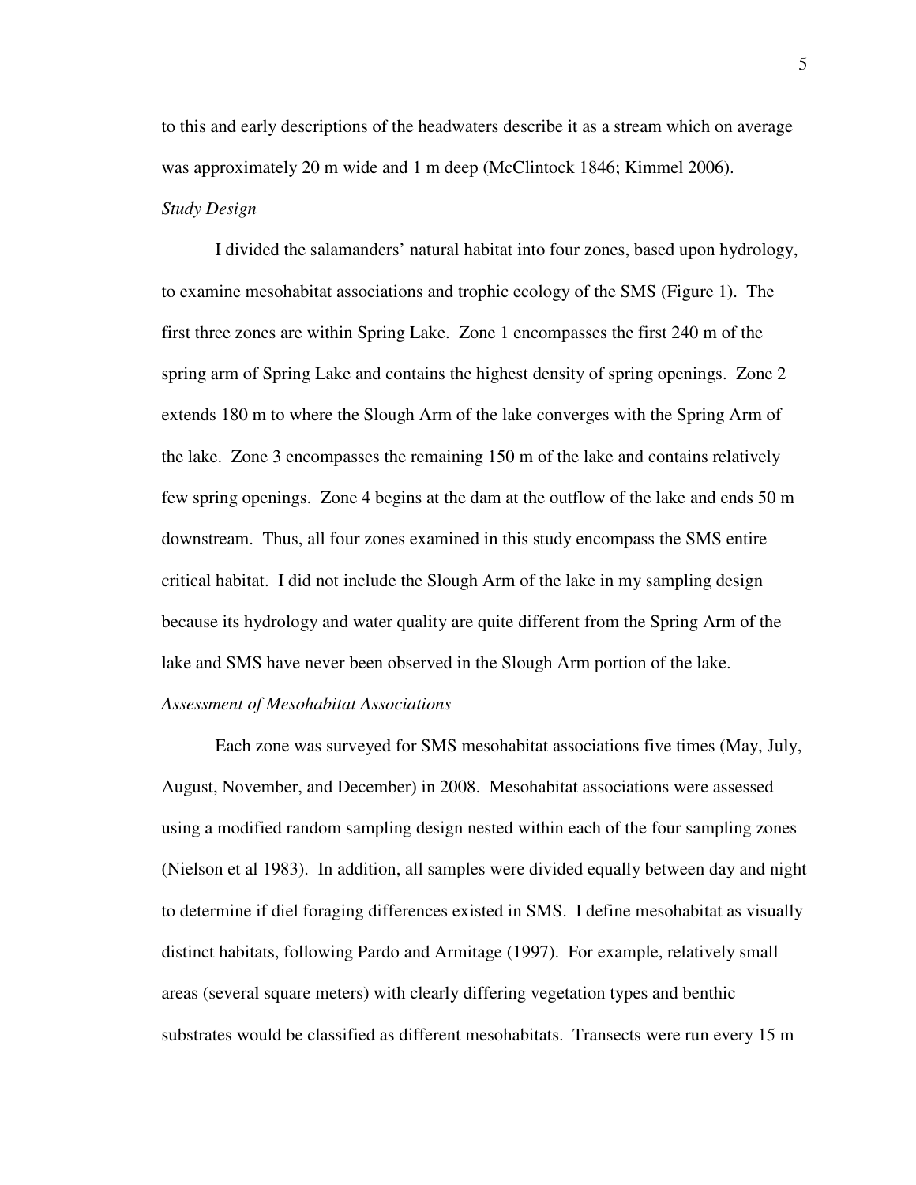to this and early descriptions of the headwaters describe it as a stream which on average was approximately 20 m wide and 1 m deep (McClintock 1846; Kimmel 2006).

*Study Design*

I divided the salamanders' natural habitat into four zones, based upon hydrology, to examine mesohabitat associations and trophic ecology of the SMS (Figure 1). The first three zones are within Spring Lake. Zone 1 encompasses the first 240 m of the spring arm of Spring Lake and contains the highest density of spring openings. Zone 2 extends 180 m to where the Slough Arm of the lake converges with the Spring Arm of the lake. Zone 3 encompasses the remaining 150 m of the lake and contains relatively few spring openings. Zone 4 begins at the dam at the outflow of the lake and ends 50 m downstream. Thus, all four zones examined in this study encompass the SMS entire critical habitat. I did not include the Slough Arm of the lake in my sampling design because its hydrology and water quality are quite different from the Spring Arm of the lake and SMS have never been observed in the Slough Arm portion of the lake.

*Assessment of Mesohabitat Associations*

Each zone was surveyed for SMS mesohabitat associations five times (May, July, August, November, and December) in 2008. Mesohabitat associations were assessed using a modified random sampling design nested within each of the four sampling zones (Nielson et al 1983). In addition, all samples were divided equally between day and night to determine if diel foraging differences existed in SMS. I define mesohabitat as visually distinct habitats, following Pardo and Armitage (1997). For example, relatively small areas (several square meters) with clearly differing vegetation types and benthic substrates would be classified as different mesohabitats. Transects were run every 15 m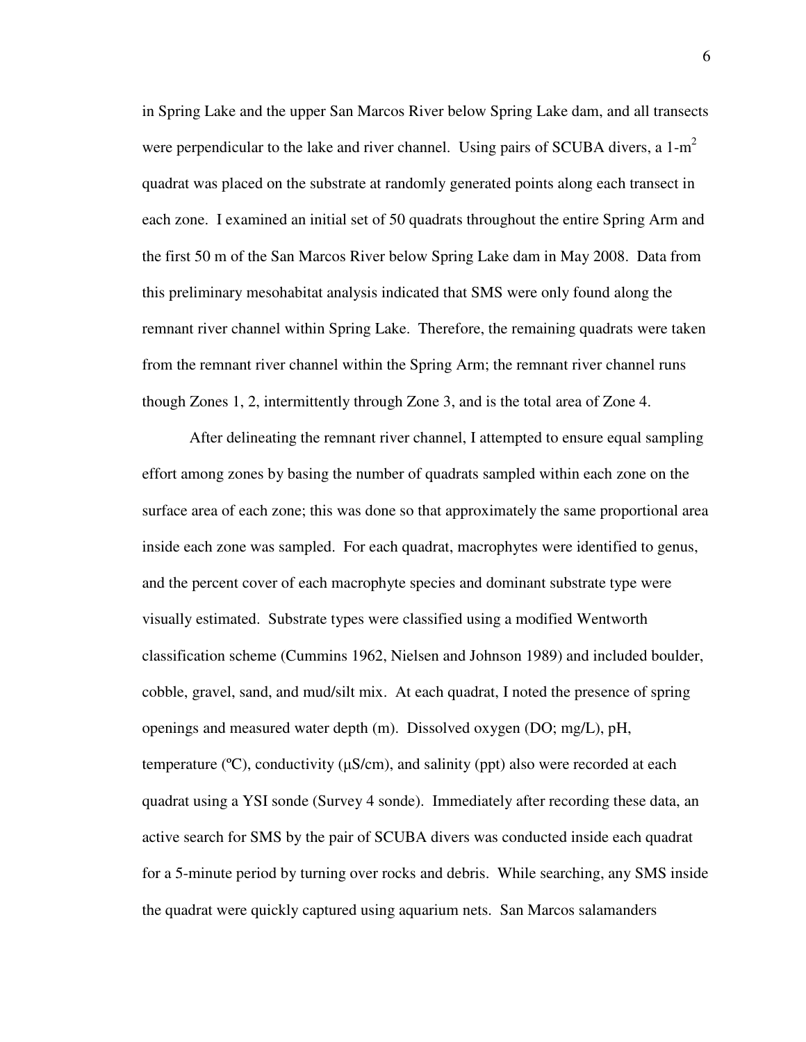in Spring Lake and the upper San Marcos River below Spring Lake dam, and all transects were perpendicular to the lake and river channel. Using pairs of SCUBA divers, a 1-$m^2$ quadrat was placed on the substrate at randomly generated points along each transect in each zone. I examined an initial set of 50 quadrats throughout the entire Spring Arm and the first 50 m of the San Marcos River below Spring Lake dam in May 2008. Data from this preliminary mesohabitat analysis indicated that SMS were only found along the remnant river channel within Spring Lake. Therefore, the remaining quadrats were taken from the remnant river channel within the Spring Arm; the remnant river channel runs though Zones 1, 2, intermittently through Zone 3, and is the total area of Zone 4.

After delineating the remnant river channel, I attempted to ensure equal sampling effort among zones by basing the number of quadrats sampled within each zone on the surface area of each zone; this was done so that approximately the same proportional area inside each zone was sampled. For each quadrat, macrophytes were identified to genus, and the percent cover of each macrophyte species and dominant substrate type were visually estimated. Substrate types were classified using a modified Wentworth classification scheme (Cummins 1962, Nielsen and Johnson 1989) and included boulder, cobble, gravel, sand, and mud/silt mix. At each quadrat, I noted the presence of spring openings and measured water depth (m). Dissolved oxygen (DO; mg/L), pH, temperature (ºC), conductivity (μS/cm), and salinity (ppt) also were recorded at each quadrat using a YSI sonde (Survey 4 sonde). Immediately after recording these data, an active search for SMS by the pair of SCUBA divers was conducted inside each quadrat for a 5-minute period by turning over rocks and debris. While searching, any SMS inside the quadrat were quickly captured using aquarium nets. San Marcos salamanders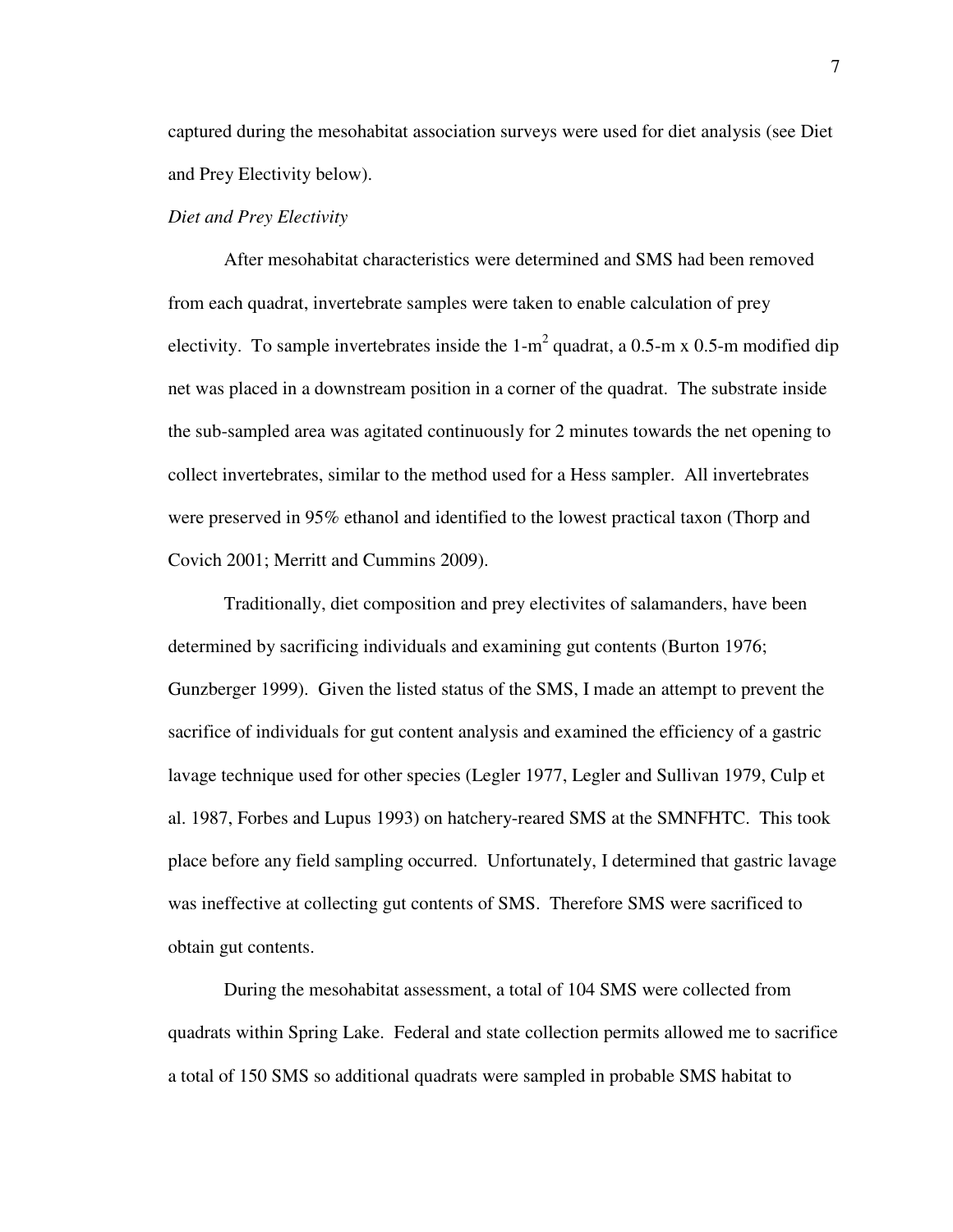captured during the mesohabitat association surveys were used for diet analysis (see Diet and Prey Electivity below).

*Diet and Prey Electivity*

After mesohabitat characteristics were determined and SMS had been removed from each quadrat, invertebrate samples were taken to enable calculation of prey electivity. To sample invertebrates inside the 1-$m^2$ quadrat, a 0.5-m x 0.5-m modified dip net was placed in a downstream position in a corner of the quadrat. The substrate inside the sub-sampled area was agitated continuously for 2 minutes towards the net opening to collect invertebrates, similar to the method used for a Hess sampler. All invertebrates were preserved in 95% ethanol and identified to the lowest practical taxon (Thorp and Covich 2001; Merritt and Cummins 2009).

Traditionally, diet composition and prey electivites of salamanders, have been determined by sacrificing individuals and examining gut contents (Burton 1976; Gunzberger 1999). Given the listed status of the SMS, I made an attempt to prevent the sacrifice of individuals for gut content analysis and examined the efficiency of a gastric lavage technique used for other species (Legler 1977, Legler and Sullivan 1979, Culp et al. 1987, Forbes and Lupus 1993) on hatchery-reared SMS at the SMNFHTC. This took place before any field sampling occurred. Unfortunately, I determined that gastric lavage was ineffective at collecting gut contents of SMS. Therefore SMS were sacrificed to obtain gut contents.

During the mesohabitat assessment, a total of 104 SMS were collected from quadrats within Spring Lake. Federal and state collection permits allowed me to sacrifice a total of 150 SMS so additional quadrats were sampled in probable SMS habitat to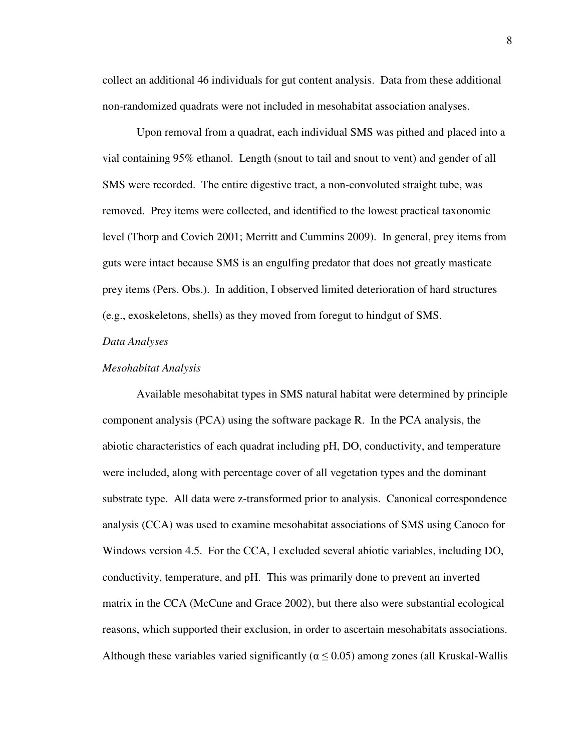collect an additional 46 individuals for gut content analysis. Data from these additional non-randomized quadrats were not included in mesohabitat association analyses.

Upon removal from a quadrat, each individual SMS was pithed and placed into a vial containing 95% ethanol. Length (snout to tail and snout to vent) and gender of all SMS were recorded. The entire digestive tract, a non-convoluted straight tube, was removed. Prey items were collected, and identified to the lowest practical taxonomic level (Thorp and Covich 2001; Merritt and Cummins 2009). In general, prey items from guts were intact because SMS is an engulfing predator that does not greatly masticate prey items (Pers. Obs.). In addition, I observed limited deterioration of hard structures (e.g., exoskeletons, shells) as they moved from foregut to hindgut of SMS.

*Data Analyses*

*Mesohabitat Analysis*

Available mesohabitat types in SMS natural habitat were determined by principle component analysis (PCA) using the software package R. In the PCA analysis, the abiotic characteristics of each quadrat including pH, DO, conductivity, and temperature were included, along with percentage cover of all vegetation types and the dominant substrate type. All data were z-transformed prior to analysis. Canonical correspondence analysis (CCA) was used to examine mesohabitat associations of SMS using Canoco for Windows version 4.5. For the CCA, I excluded several abiotic variables, including DO, conductivity, temperature, and pH. This was primarily done to prevent an inverted matrix in the CCA (McCune and Grace 2002), but there also were substantial ecological reasons, which supported their exclusion, in order to ascertain mesohabitats associations. Although these variables varied significantly ($\alpha \leq 0.05$) among zones (all Kruskal-Wallis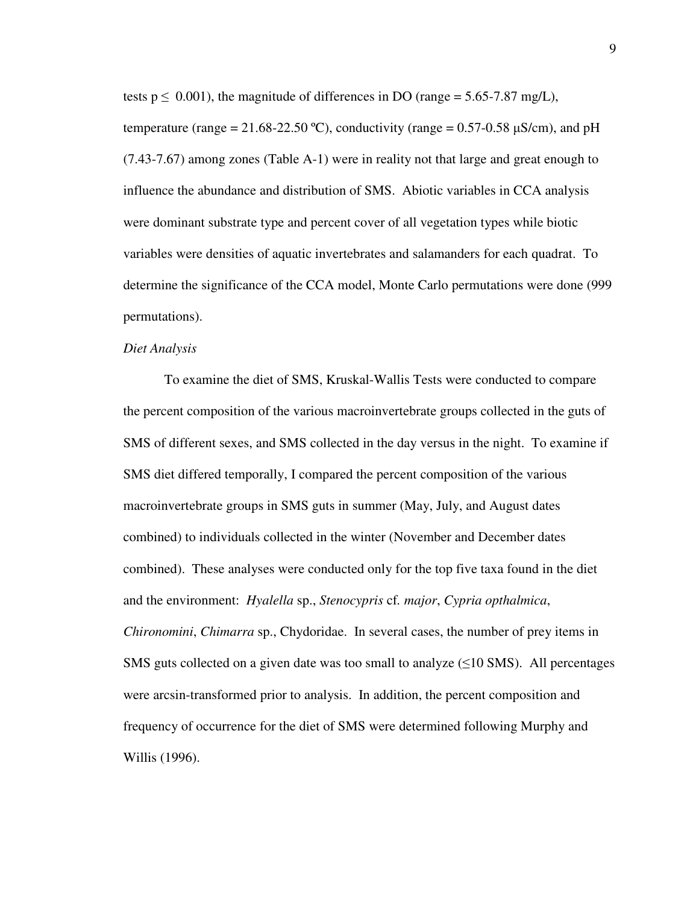tests $p \leq 0.001$), the magnitude of differences in DO (range = 5.65-7.87 mg/L), temperature (range = 21.68-22.50 ºC), conductivity (range = 0.57-0.58 μS/cm), and pH (7.43-7.67) among zones (Table A-1) were in reality not that large and great enough to influence the abundance and distribution of SMS. Abiotic variables in CCA analysis were dominant substrate type and percent cover of all vegetation types while biotic variables were densities of aquatic invertebrates and salamanders for each quadrat. To determine the significance of the CCA model, Monte Carlo permutations were done (999 permutations).

*Diet Analysis*

To examine the diet of SMS, Kruskal-Wallis Tests were conducted to compare the percent composition of the various macroinvertebrate groups collected in the guts of SMS of different sexes, and SMS collected in the day versus in the night. To examine if SMS diet differed temporally, I compared the percent composition of the various macroinvertebrate groups in SMS guts in summer (May, July, and August dates combined) to individuals collected in the winter (November and December dates combined). These analyses were conducted only for the top five taxa found in the diet and the environment: *Hyalella* sp., *Stenocypris* cf. *major*, *Cypria opthalmica*, *Chironomini*, *Chimarra* sp., Chydoridae. In several cases, the number of prey items in SMS guts collected on a given date was too small to analyze (≤10 SMS). All percentages were arcsin-transformed prior to analysis. In addition, the percent composition and frequency of occurrence for the diet of SMS were determined following Murphy and Willis (1996).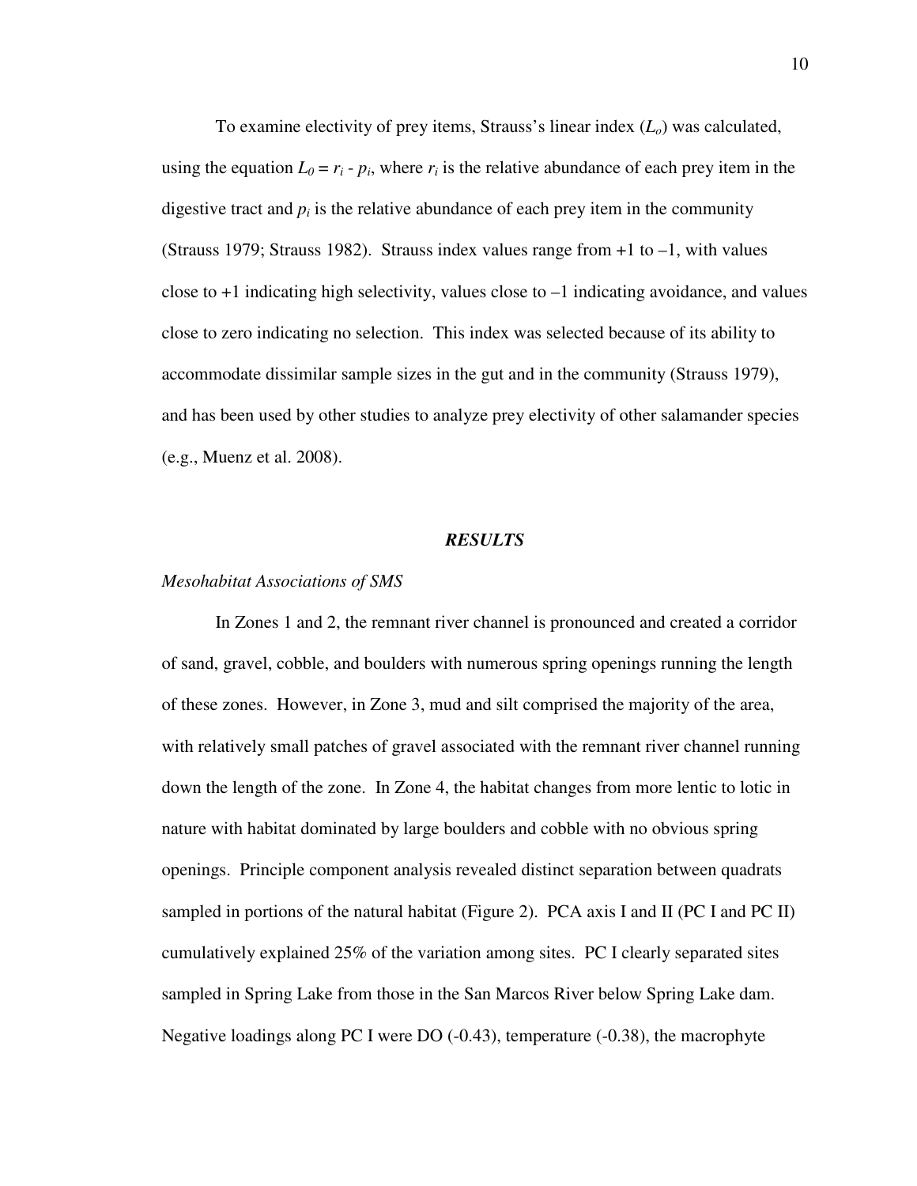To examine electivity of prey items, Strauss's linear index ($L_o$) was calculated, using the equation $L_0 = r_i - p_i$, where $r_i$ is the relative abundance of each prey item in the digestive tract and $p_i$ is the relative abundance of each prey item in the community (Strauss 1979; Strauss 1982). Strauss index values range from +1 to –1, with values close to +1 indicating high selectivity, values close to –1 indicating avoidance, and values close to zero indicating no selection. This index was selected because of its ability to accommodate dissimilar sample sizes in the gut and in the community (Strauss 1979), and has been used by other studies to analyze prey electivity of other salamander species (e.g., Muenz et al. 2008).

## *RESULTS*

### *Mesohabitat Associations of SMS*

In Zones 1 and 2, the remnant river channel is pronounced and created a corridor of sand, gravel, cobble, and boulders with numerous spring openings running the length of these zones. However, in Zone 3, mud and silt comprised the majority of the area, with relatively small patches of gravel associated with the remnant river channel running down the length of the zone. In Zone 4, the habitat changes from more lentic to lotic in nature with habitat dominated by large boulders and cobble with no obvious spring openings. Principle component analysis revealed distinct separation between quadrats sampled in portions of the natural habitat (Figure 2). PCA axis I and II (PC I and PC II) cumulatively explained 25% of the variation among sites. PC I clearly separated sites sampled in Spring Lake from those in the San Marcos River below Spring Lake dam. Negative loadings along PC I were DO (-0.43), temperature (-0.38), the macrophyte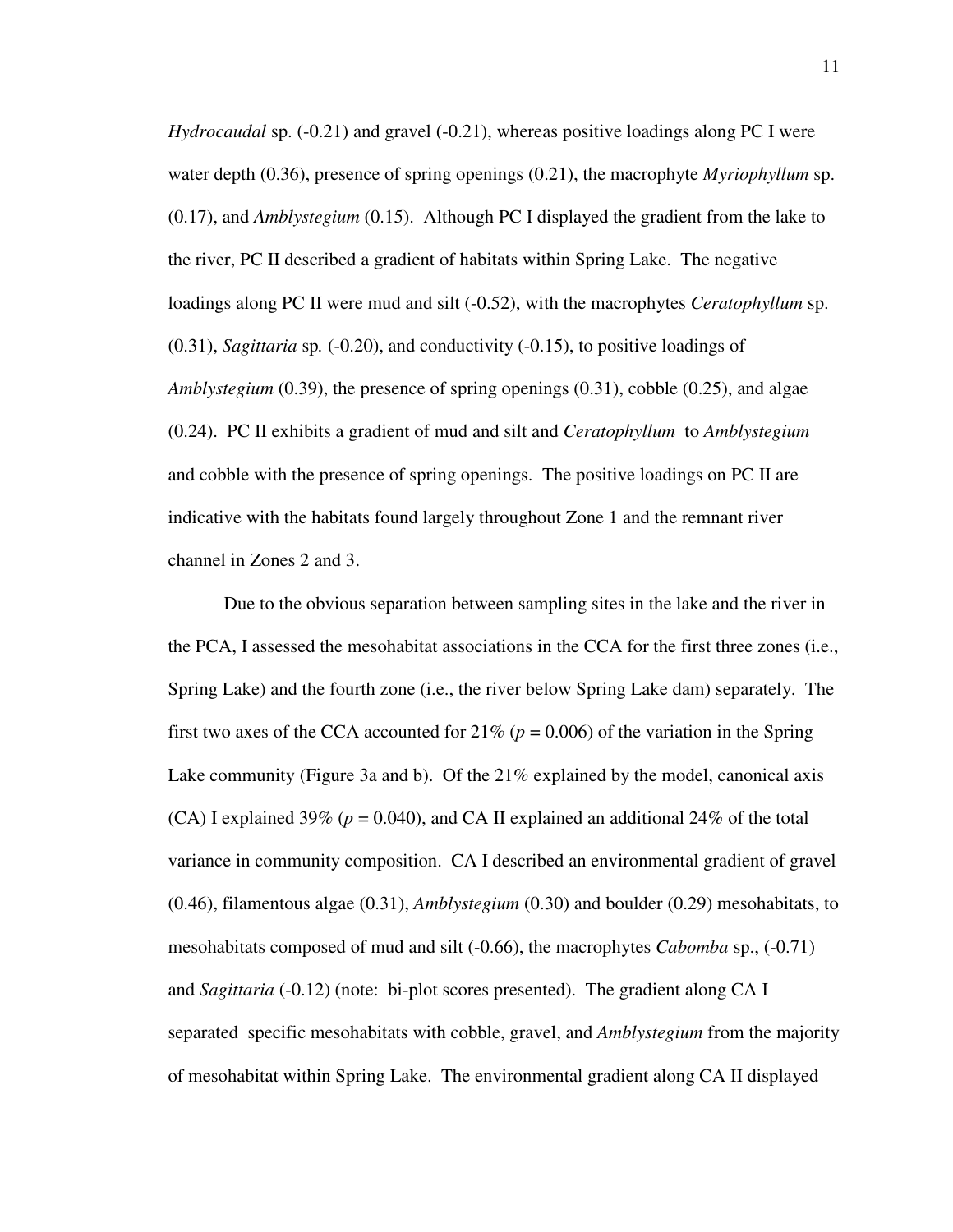*Hydrocaudal* sp. (-0.21) and gravel (-0.21), whereas positive loadings along PC I were water depth (0.36), presence of spring openings (0.21), the macrophyte *Myriophyllum* sp. (0.17), and *Amblystegium* (0.15). Although PC I displayed the gradient from the lake to the river, PC II described a gradient of habitats within Spring Lake. The negative loadings along PC II were mud and silt (-0.52), with the macrophytes *Ceratophyllum* sp. (0.31), *Sagittaria* sp. (-0.20), and conductivity (-0.15), to positive loadings of *Amblystegium* (0.39), the presence of spring openings (0.31), cobble (0.25), and algae (0.24). PC II exhibits a gradient of mud and silt and *Ceratophyllum* to *Amblystegium* and cobble with the presence of spring openings. The positive loadings on PC II are indicative with the habitats found largely throughout Zone 1 and the remnant river channel in Zones 2 and 3.

Due to the obvious separation between sampling sites in the lake and the river in the PCA, I assessed the mesohabitat associations in the CCA for the first three zones (i.e., Spring Lake) and the fourth zone (i.e., the river below Spring Lake dam) separately. The first two axes of the CCA accounted for 21% ($p = 0.006$) of the variation in the Spring Lake community (Figure 3a and b). Of the 21% explained by the model, canonical axis (CA) I explained 39% ($p = 0.040$), and CA II explained an additional 24% of the total variance in community composition. CA I described an environmental gradient of gravel (0.46), filamentous algae (0.31), *Amblystegium* (0.30) and boulder (0.29) mesohabitats, to mesohabitats composed of mud and silt (-0.66), the macrophytes *Cabomba* sp., (-0.71) and *Sagittaria* (-0.12) (note: bi-plot scores presented). The gradient along CA I separated specific mesohabitats with cobble, gravel, and *Amblystegium* from the majority of mesohabitat within Spring Lake. The environmental gradient along CA II displayed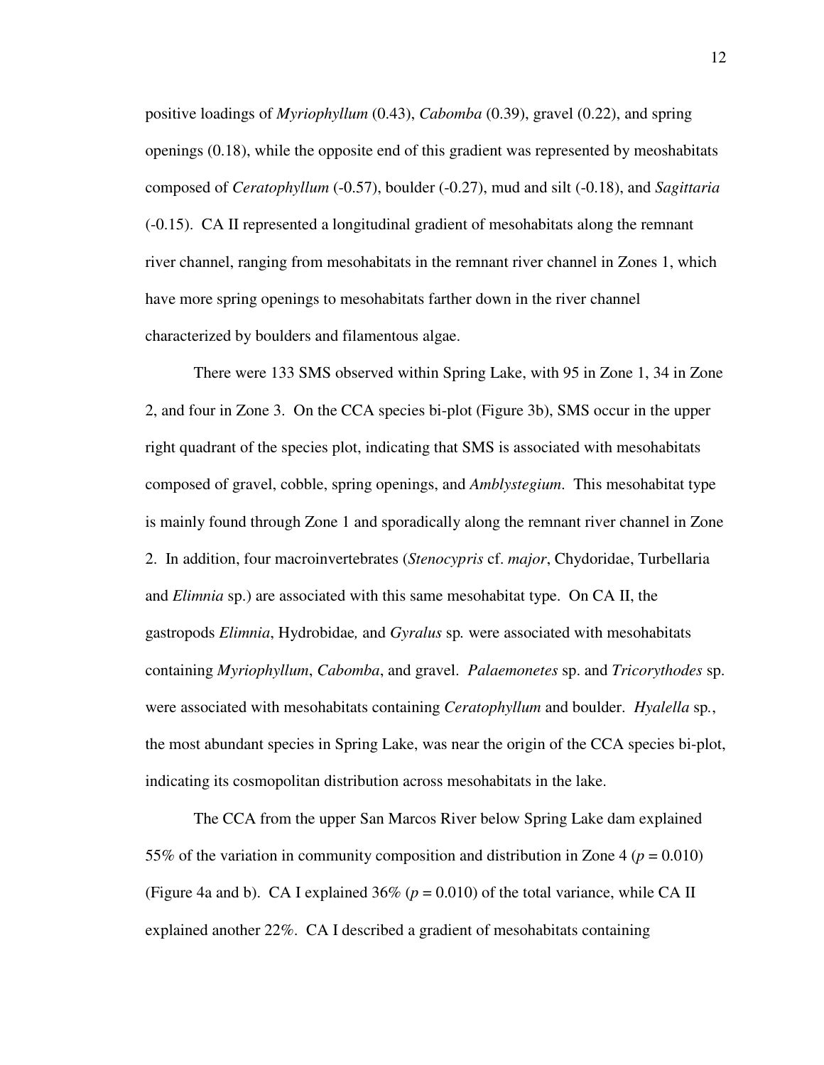positive loadings of *Myriophyllum* (0.43), *Cabomba* (0.39), gravel (0.22), and spring openings (0.18), while the opposite end of this gradient was represented by meoshabitats composed of *Ceratophyllum* (-0.57), boulder (-0.27), mud and silt (-0.18), and *Sagittaria* (-0.15). CA II represented a longitudinal gradient of mesohabitats along the remnant river channel, ranging from mesohabitats in the remnant river channel in Zones 1, which have more spring openings to mesohabitats farther down in the river channel characterized by boulders and filamentous algae.

There were 133 SMS observed within Spring Lake, with 95 in Zone 1, 34 in Zone 2, and four in Zone 3. On the CCA species bi-plot (Figure 3b), SMS occur in the upper right quadrant of the species plot, indicating that SMS is associated with mesohabitats composed of gravel, cobble, spring openings, and *Amblystegium*. This mesohabitat type is mainly found through Zone 1 and sporadically along the remnant river channel in Zone 2. In addition, four macroinvertebrates (*Stenocypris* cf. *major*, Chydoridae, Turbellaria and *Elimnia* sp.) are associated with this same mesohabitat type. On CA II, the gastropods *Elimnia*, Hydrobidae, and *Gyralus* sp. were associated with mesohabitats containing *Myriophyllum*, *Cabomba*, and gravel. *Palaemonetes* sp. and *Tricorythodes* sp. were associated with mesohabitats containing *Ceratophyllum* and boulder. *Hyalella* sp., the most abundant species in Spring Lake, was near the origin of the CCA species bi-plot, indicating its cosmopolitan distribution across mesohabitats in the lake.

The CCA from the upper San Marcos River below Spring Lake dam explained 55% of the variation in community composition and distribution in Zone 4 ($p = 0.010$) (Figure 4a and b). CA I explained 36% ($p = 0.010$) of the total variance, while CA II explained another 22%. CA I described a gradient of mesohabitats containing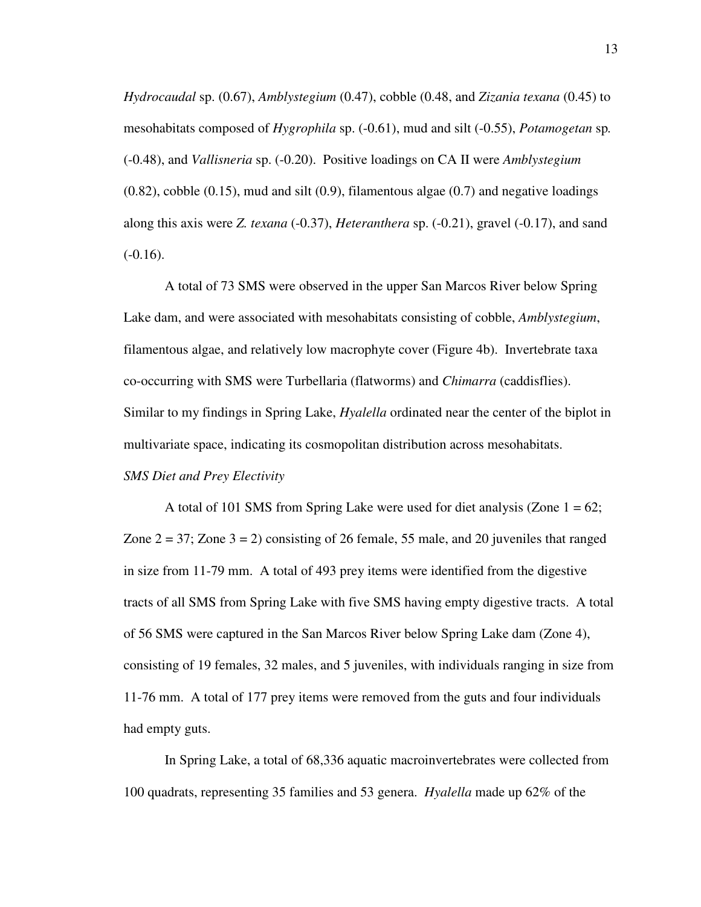*Hydrocaudal* sp. (0.67), *Amblystegium* (0.47), cobble (0.48, and *Zizania texana* (0.45) to mesohabitats composed of *Hygrophila* sp. (-0.61), mud and silt (-0.55), *Potamogetan* sp. (-0.48), and *Vallisneria* sp. (-0.20). Positive loadings on CA II were *Amblystegium* (0.82), cobble (0.15), mud and silt (0.9), filamentous algae (0.7) and negative loadings along this axis were *Z. texana* (-0.37), *Heteranthera* sp. (-0.21), gravel (-0.17), and sand (-0.16).

A total of 73 SMS were observed in the upper San Marcos River below Spring Lake dam, and were associated with mesohabitats consisting of cobble, *Amblystegium*, filamentous algae, and relatively low macrophyte cover (Figure 4b). Invertebrate taxa co-occurring with SMS were Turbellaria (flatworms) and *Chimarra* (caddisflies). Similar to my findings in Spring Lake, *Hyalella* ordinated near the center of the biplot in multivariate space, indicating its cosmopolitan distribution across mesohabitats.

*SMS Diet and Prey Electivity*

A total of 101 SMS from Spring Lake were used for diet analysis (Zone 1 = 62; Zone 2 = 37; Zone 3 = 2) consisting of 26 female, 55 male, and 20 juveniles that ranged in size from 11-79 mm. A total of 493 prey items were identified from the digestive tracts of all SMS from Spring Lake with five SMS having empty digestive tracts. A total of 56 SMS were captured in the San Marcos River below Spring Lake dam (Zone 4), consisting of 19 females, 32 males, and 5 juveniles, with individuals ranging in size from 11-76 mm. A total of 177 prey items were removed from the guts and four individuals had empty guts.

In Spring Lake, a total of 68,336 aquatic macroinvertebrates were collected from 100 quadrats, representing 35 families and 53 genera. *Hyalella* made up 62% of the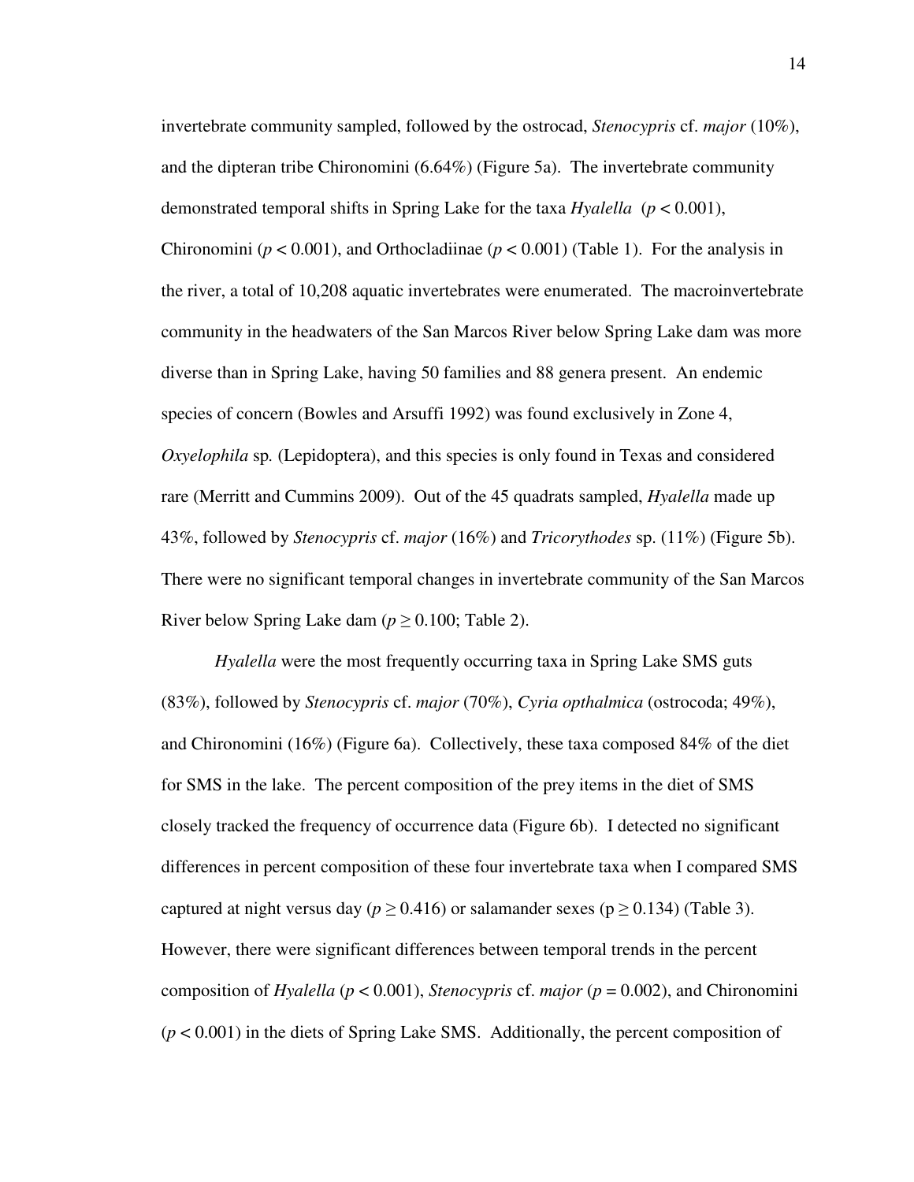invertebrate community sampled, followed by the ostrocad, *Stenocypris* cf. *major* (10%), and the dipteran tribe Chironomini (6.64%) (Figure 5a). The invertebrate community demonstrated temporal shifts in Spring Lake for the taxa *Hyalella* ($p < 0.001$), Chironomini ($p < 0.001$), and Orthocladiinae ($p < 0.001$) (Table 1). For the analysis in the river, a total of 10,208 aquatic invertebrates were enumerated. The macroinvertebrate community in the headwaters of the San Marcos River below Spring Lake dam was more diverse than in Spring Lake, having 50 families and 88 genera present. An endemic species of concern (Bowles and Arsuffi 1992) was found exclusively in Zone 4, *Oxyelophila* sp. (Lepidoptera), and this species is only found in Texas and considered rare (Merritt and Cummins 2009). Out of the 45 quadrats sampled, *Hyalella* made up 43%, followed by *Stenocypris* cf. *major* (16%) and *Tricorythodes* sp. (11%) (Figure 5b). There were no significant temporal changes in invertebrate community of the San Marcos River below Spring Lake dam ($p \geq 0.100$; Table 2).

*Hyalella* were the most frequently occurring taxa in Spring Lake SMS guts (83%), followed by *Stenocypris* cf. *major* (70%), *Cyria opthalmica* (ostrocoda; 49%), and Chironomini (16%) (Figure 6a). Collectively, these taxa composed 84% of the diet for SMS in the lake. The percent composition of the prey items in the diet of SMS closely tracked the frequency of occurrence data (Figure 6b). I detected no significant differences in percent composition of these four invertebrate taxa when I compared SMS captured at night versus day ($p \geq 0.416$) or salamander sexes ($p \geq 0.134$) (Table 3). However, there were significant differences between temporal trends in the percent composition of *Hyalella* ($p < 0.001$), *Stenocypris* cf. *major* ($p = 0.002$), and Chironomini ($p < 0.001$) in the diets of Spring Lake SMS. Additionally, the percent composition of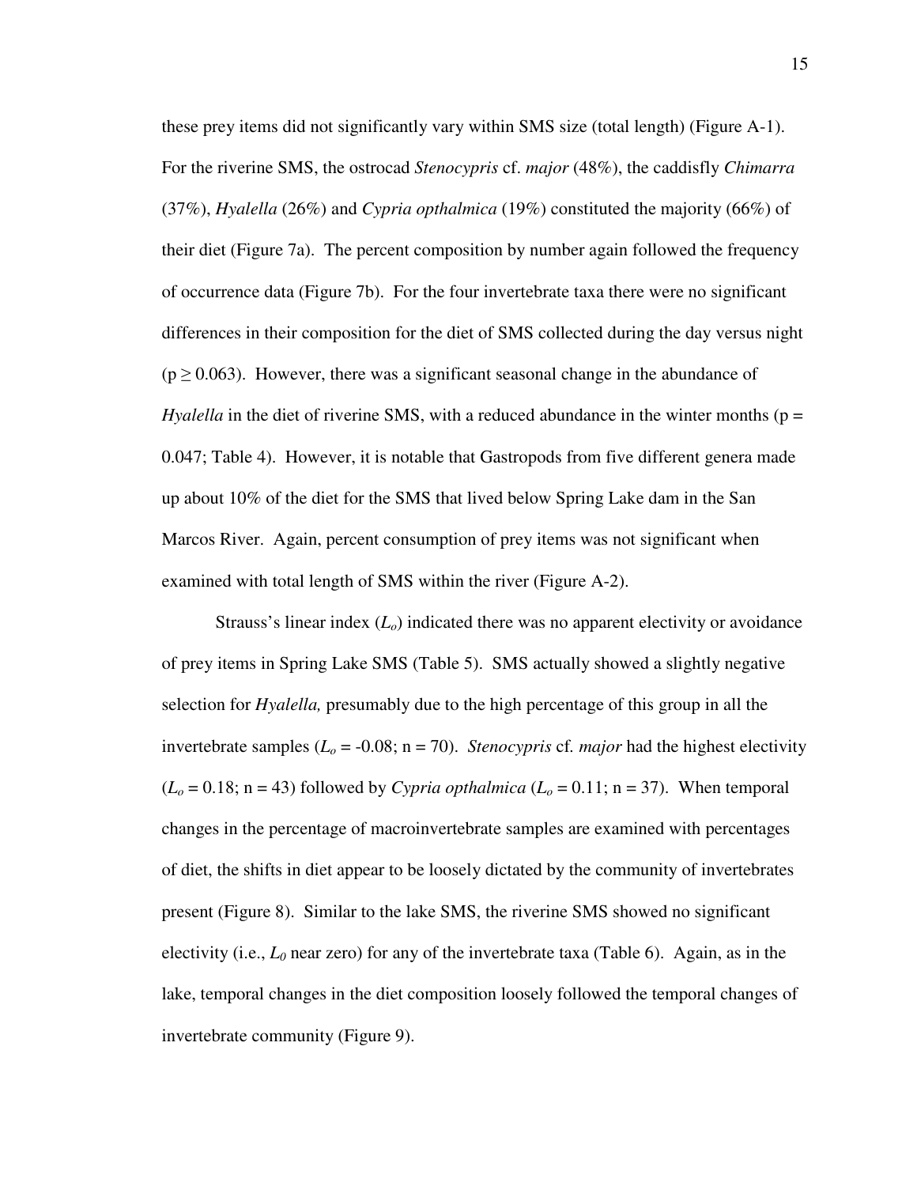these prey items did not significantly vary within SMS size (total length) (Figure A-1). For the riverine SMS, the ostrocad *Stenocypris* cf. *major* (48%), the caddisfly *Chimarra* (37%), *Hyalella* (26%) and *Cypria opthalmica* (19%) constituted the majority (66%) of their diet (Figure 7a). The percent composition by number again followed the frequency of occurrence data (Figure 7b). For the four invertebrate taxa there were no significant differences in their composition for the diet of SMS collected during the day versus night ($p \geq 0.063$). However, there was a significant seasonal change in the abundance of *Hyalella* in the diet of riverine SMS, with a reduced abundance in the winter months ($p = 0.047$; Table 4). However, it is notable that Gastropods from five different genera made up about 10% of the diet for the SMS that lived below Spring Lake dam in the San Marcos River. Again, percent consumption of prey items was not significant when examined with total length of SMS within the river (Figure A-2).

Strauss's linear index ($L_o$) indicated there was no apparent electivity or avoidance of prey items in Spring Lake SMS (Table 5). SMS actually showed a slightly negative selection for *Hyalella,* presumably due to the high percentage of this group in all the invertebrate samples ($L_o = -0.08$; $n = 70$). *Stenocypris* cf. *major* had the highest electivity ($L_o = 0.18$; $n = 43$) followed by *Cypria opthalmica* ($L_o = 0.11$; $n = 37$). When temporal changes in the percentage of macroinvertebrate samples are examined with percentages of diet, the shifts in diet appear to be loosely dictated by the community of invertebrates present (Figure 8). Similar to the lake SMS, the riverine SMS showed no significant electivity (i.e., $L_0$ near zero) for any of the invertebrate taxa (Table 6). Again, as in the lake, temporal changes in the diet composition loosely followed the temporal changes of invertebrate community (Figure 9).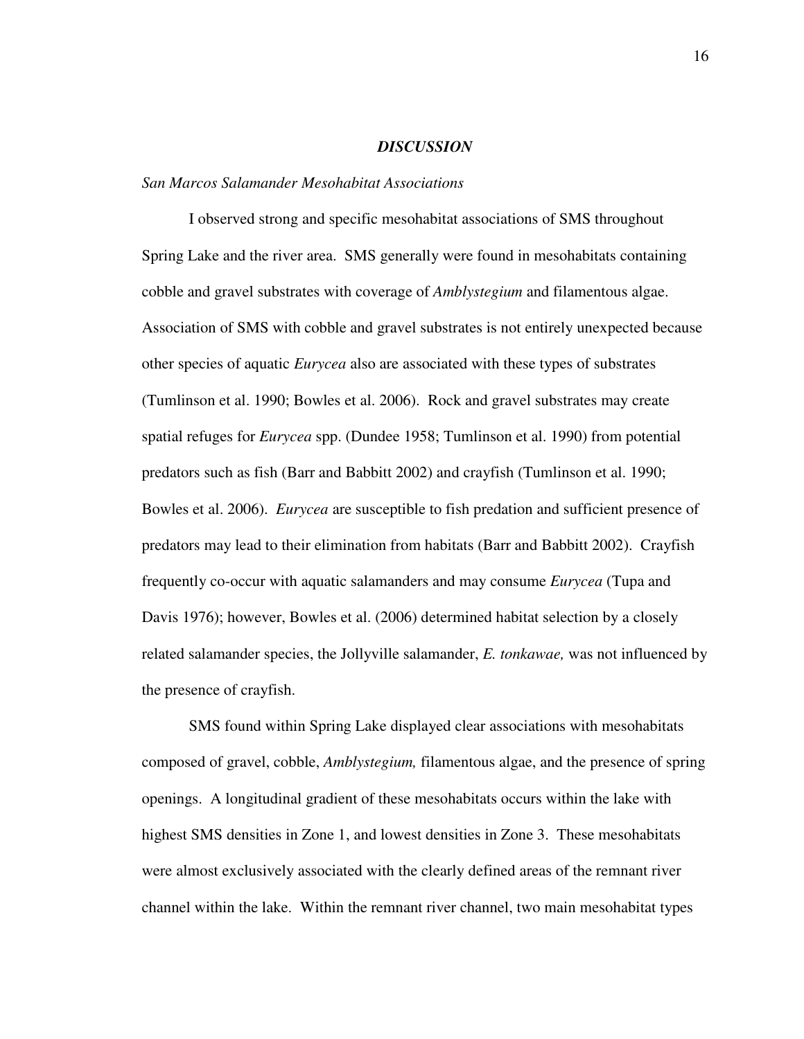# *DISCUSSION*

## *San Marcos Salamander Mesohabitat Associations*

I observed strong and specific mesohabitat associations of SMS throughout Spring Lake and the river area. SMS generally were found in mesohabitats containing cobble and gravel substrates with coverage of *Amblystegium* and filamentous algae. Association of SMS with cobble and gravel substrates is not entirely unexpected because other species of aquatic *Eurycea* also are associated with these types of substrates (Tumlinson et al. 1990; Bowles et al. 2006). Rock and gravel substrates may create spatial refuges for *Eurycea* spp. (Dundee 1958; Tumlinson et al. 1990) from potential predators such as fish (Barr and Babbitt 2002) and crayfish (Tumlinson et al. 1990; Bowles et al. 2006). *Eurycea* are susceptible to fish predation and sufficient presence of predators may lead to their elimination from habitats (Barr and Babbitt 2002). Crayfish frequently co-occur with aquatic salamanders and may consume *Eurycea* (Tupa and Davis 1976); however, Bowles et al. (2006) determined habitat selection by a closely related salamander species, the Jollyville salamander, *E. tonkawae,* was not influenced by the presence of crayfish.

SMS found within Spring Lake displayed clear associations with mesohabitats composed of gravel, cobble, *Amblystegium,* filamentous algae, and the presence of spring openings. A longitudinal gradient of these mesohabitats occurs within the lake with highest SMS densities in Zone 1, and lowest densities in Zone 3. These mesohabitats were almost exclusively associated with the clearly defined areas of the remnant river channel within the lake. Within the remnant river channel, two main mesohabitat types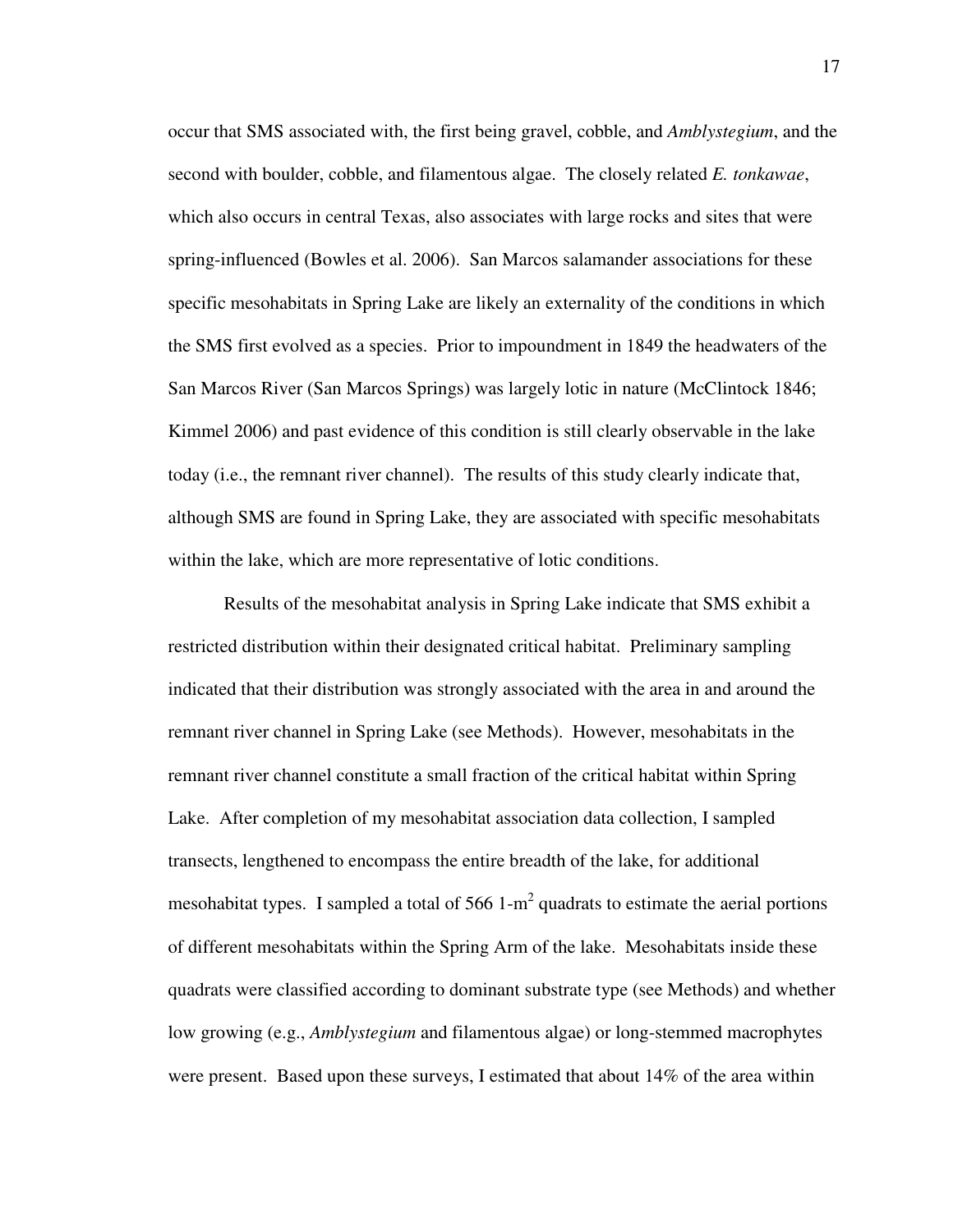occur that SMS associated with, the first being gravel, cobble, and *Amblystegium*, and the second with boulder, cobble, and filamentous algae. The closely related *E. tonkawae*, which also occurs in central Texas, also associates with large rocks and sites that were spring-influenced (Bowles et al. 2006). San Marcos salamander associations for these specific mesohabitats in Spring Lake are likely an externality of the conditions in which the SMS first evolved as a species. Prior to impoundment in 1849 the headwaters of the San Marcos River (San Marcos Springs) was largely lotic in nature (McClintock 1846; Kimmel 2006) and past evidence of this condition is still clearly observable in the lake today (i.e., the remnant river channel). The results of this study clearly indicate that, although SMS are found in Spring Lake, they are associated with specific mesohabitats within the lake, which are more representative of lotic conditions.

Results of the mesohabitat analysis in Spring Lake indicate that SMS exhibit a restricted distribution within their designated critical habitat. Preliminary sampling indicated that their distribution was strongly associated with the area in and around the remnant river channel in Spring Lake (see Methods). However, mesohabitats in the remnant river channel constitute a small fraction of the critical habitat within Spring Lake. After completion of my mesohabitat association data collection, I sampled transects, lengthened to encompass the entire breadth of the lake, for additional mesohabitat types. I sampled a total of 566 1-$m^2$ quadrats to estimate the aerial portions of different mesohabitats within the Spring Arm of the lake. Mesohabitats inside these quadrats were classified according to dominant substrate type (see Methods) and whether low growing (e.g., *Amblystegium* and filamentous algae) or long-stemmed macrophytes were present. Based upon these surveys, I estimated that about 14% of the area within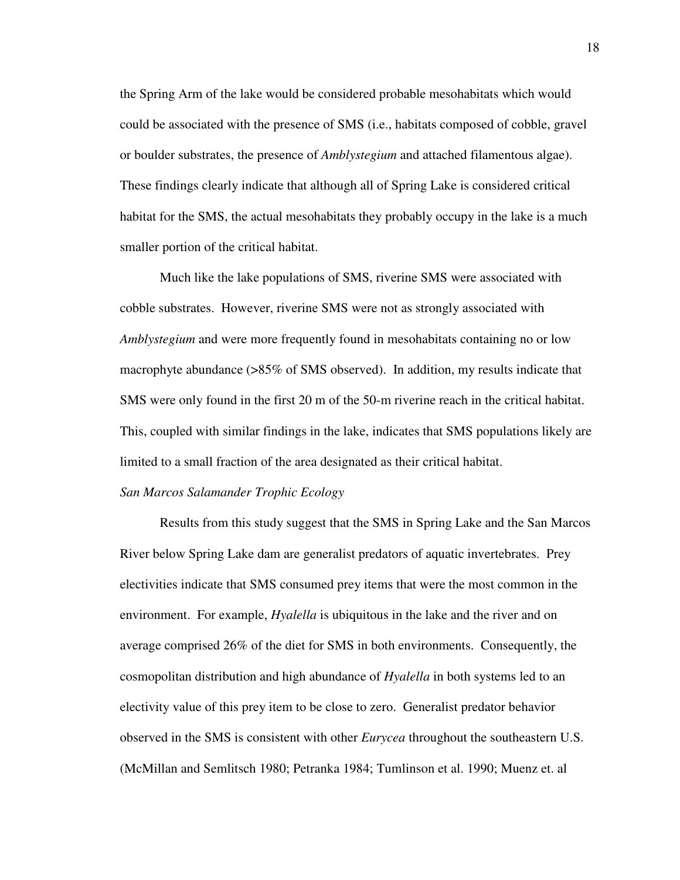the Spring Arm of the lake would be considered probable mesohabitats which would could be associated with the presence of SMS (i.e., habitats composed of cobble, gravel or boulder substrates, the presence of *Amblystegium* and attached filamentous algae). These findings clearly indicate that although all of Spring Lake is considered critical habitat for the SMS, the actual mesohabitats they probably occupy in the lake is a much smaller portion of the critical habitat.

Much like the lake populations of SMS, riverine SMS were associated with cobble substrates. However, riverine SMS were not as strongly associated with *Amblystegium* and were more frequently found in mesohabitats containing no or low macrophyte abundance (>85% of SMS observed). In addition, my results indicate that SMS were only found in the first 20 m of the 50-m riverine reach in the critical habitat. This, coupled with similar findings in the lake, indicates that SMS populations likely are limited to a small fraction of the area designated as their critical habitat.

*San Marcos Salamander Trophic Ecology*

Results from this study suggest that the SMS in Spring Lake and the San Marcos River below Spring Lake dam are generalist predators of aquatic invertebrates. Prey electivities indicate that SMS consumed prey items that were the most common in the environment. For example, *Hyalella* is ubiquitous in the lake and the river and on average comprised 26% of the diet for SMS in both environments. Consequently, the cosmopolitan distribution and high abundance of *Hyalella* in both systems led to an electivity value of this prey item to be close to zero. Generalist predator behavior observed in the SMS is consistent with other *Eurycea* throughout the southeastern U.S. (McMillan and Semlitsch 1980; Petranka 1984; Tumlinson et al. 1990; Muenz et. al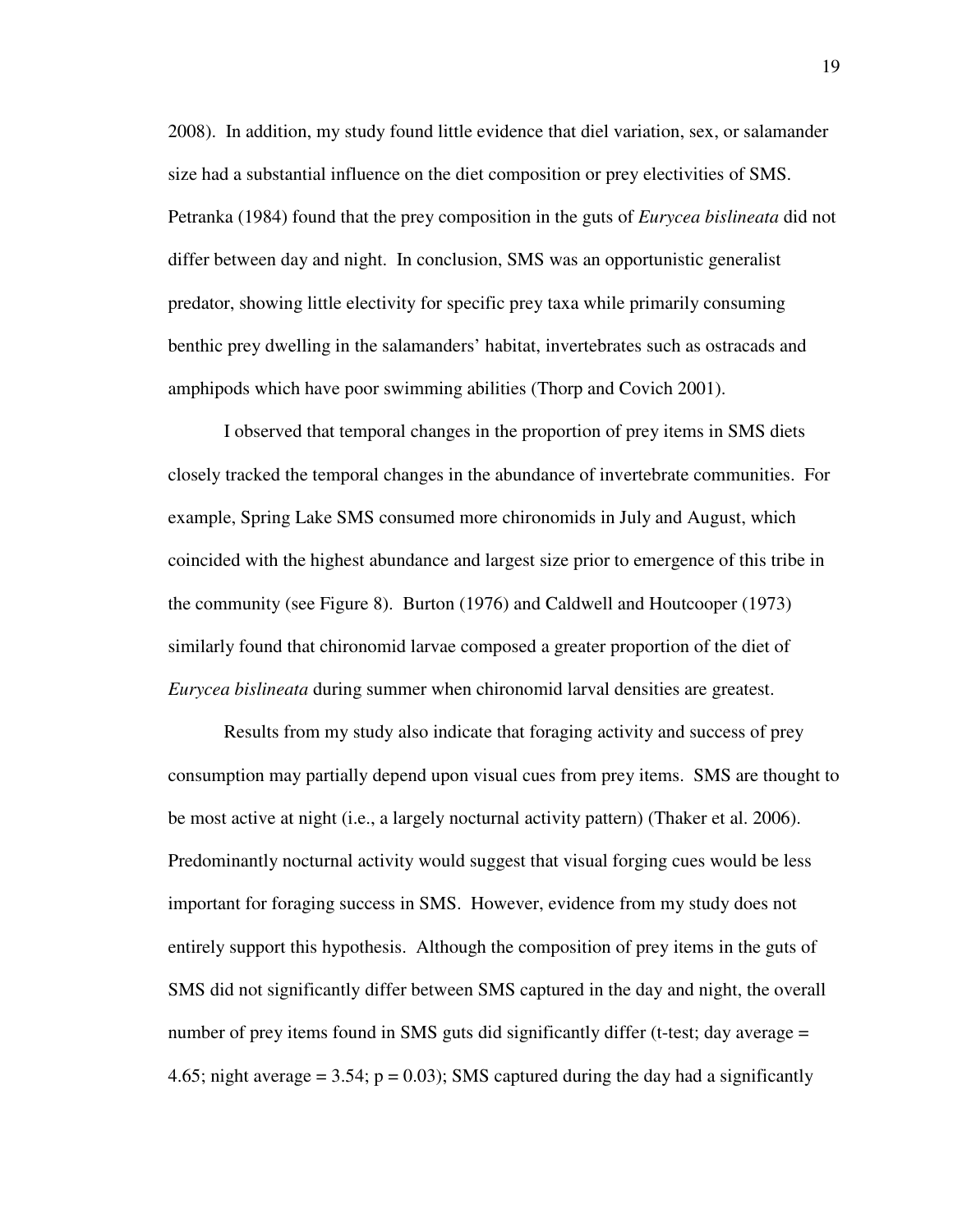2008). In addition, my study found little evidence that diel variation, sex, or salamander size had a substantial influence on the diet composition or prey electivities of SMS. Petranka (1984) found that the prey composition in the guts of *Eurycea bislineata* did not differ between day and night. In conclusion, SMS was an opportunistic generalist predator, showing little electivity for specific prey taxa while primarily consuming benthic prey dwelling in the salamanders' habitat, invertebrates such as ostracads and amphipods which have poor swimming abilities (Thorp and Covich 2001).

I observed that temporal changes in the proportion of prey items in SMS diets closely tracked the temporal changes in the abundance of invertebrate communities. For example, Spring Lake SMS consumed more chironomids in July and August, which coincided with the highest abundance and largest size prior to emergence of this tribe in the community (see Figure 8). Burton (1976) and Caldwell and Houtcooper (1973) similarly found that chironomid larvae composed a greater proportion of the diet of *Eurycea bislineata* during summer when chironomid larval densities are greatest.

Results from my study also indicate that foraging activity and success of prey consumption may partially depend upon visual cues from prey items. SMS are thought to be most active at night (i.e., a largely nocturnal activity pattern) (Thaker et al. 2006). Predominantly nocturnal activity would suggest that visual forging cues would be less important for foraging success in SMS. However, evidence from my study does not entirely support this hypothesis. Although the composition of prey items in the guts of SMS did not significantly differ between SMS captured in the day and night, the overall number of prey items found in SMS guts did significantly differ (t-test; day average = 4.65; night average = 3.54; $p = 0.03$); SMS captured during the day had a significantly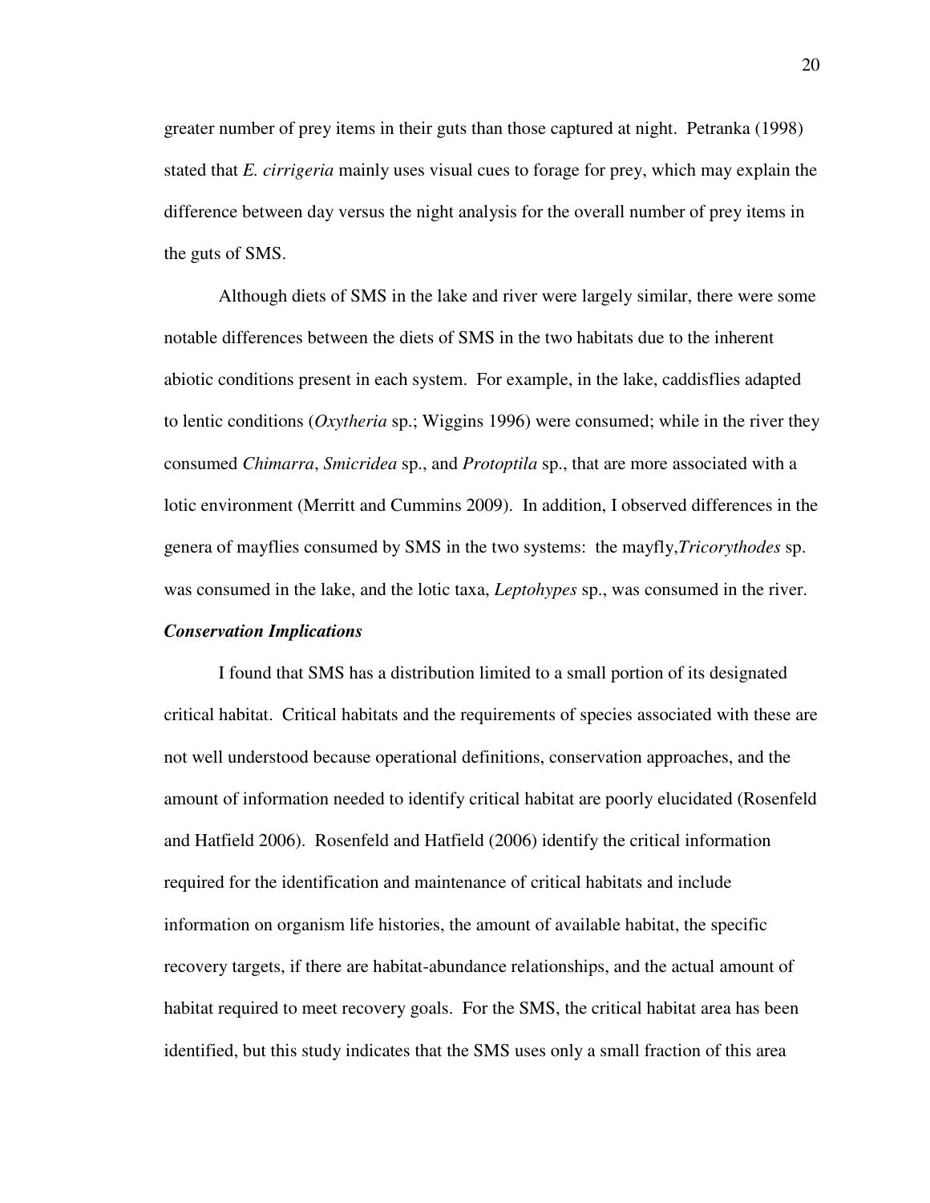greater number of prey items in their guts than those captured at night. Petranka (1998) stated that *E. cirrigeria* mainly uses visual cues to forage for prey, which may explain the difference between day versus the night analysis for the overall number of prey items in the guts of SMS.

Although diets of SMS in the lake and river were largely similar, there were some notable differences between the diets of SMS in the two habitats due to the inherent abiotic conditions present in each system. For example, in the lake, caddisflies adapted to lentic conditions (*Oxytheria* sp.; Wiggins 1996) were consumed; while in the river they consumed *Chimarra*, *Smicridea* sp., and *Protoptila* sp., that are more associated with a lotic environment (Merritt and Cummins 2009). In addition, I observed differences in the genera of mayflies consumed by SMS in the two systems: the mayfly,*Tricorythodes* sp. was consumed in the lake, and the lotic taxa, *Leptohypes* sp., was consumed in the river.

***Conservation Implications***

I found that SMS has a distribution limited to a small portion of its designated critical habitat. Critical habitats and the requirements of species associated with these are not well understood because operational definitions, conservation approaches, and the amount of information needed to identify critical habitat are poorly elucidated (Rosenfeld and Hatfield 2006). Rosenfeld and Hatfield (2006) identify the critical information required for the identification and maintenance of critical habitats and include information on organism life histories, the amount of available habitat, the specific recovery targets, if there are habitat-abundance relationships, and the actual amount of habitat required to meet recovery goals. For the SMS, the critical habitat area has been identified, but this study indicates that the SMS uses only a small fraction of this area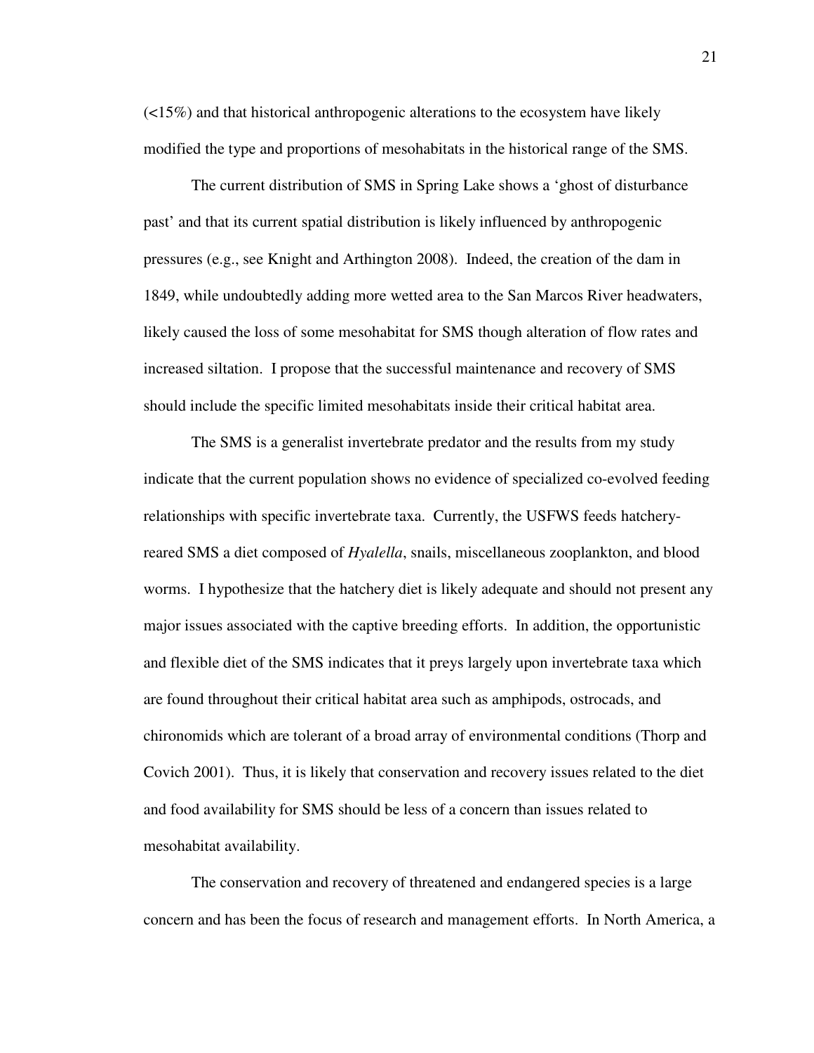(<15%) and that historical anthropogenic alterations to the ecosystem have likely modified the type and proportions of mesohabitats in the historical range of the SMS.

The current distribution of SMS in Spring Lake shows a 'ghost of disturbance past' and that its current spatial distribution is likely influenced by anthropogenic pressures (e.g., see Knight and Arthington 2008). Indeed, the creation of the dam in 1849, while undoubtedly adding more wetted area to the San Marcos River headwaters, likely caused the loss of some mesohabitat for SMS though alteration of flow rates and increased siltation. I propose that the successful maintenance and recovery of SMS should include the specific limited mesohabitats inside their critical habitat area.

The SMS is a generalist invertebrate predator and the results from my study indicate that the current population shows no evidence of specialized co-evolved feeding relationships with specific invertebrate taxa. Currently, the USFWS feeds hatchery-reared SMS a diet composed of *Hyalella*, snails, miscellaneous zooplankton, and blood worms. I hypothesize that the hatchery diet is likely adequate and should not present any major issues associated with the captive breeding efforts. In addition, the opportunistic and flexible diet of the SMS indicates that it preys largely upon invertebrate taxa which are found throughout their critical habitat area such as amphipods, ostrocads, and chironomids which are tolerant of a broad array of environmental conditions (Thorp and Covich 2001). Thus, it is likely that conservation and recovery issues related to the diet and food availability for SMS should be less of a concern than issues related to mesohabitat availability.

The conservation and recovery of threatened and endangered species is a large concern and has been the focus of research and management efforts. In North America, a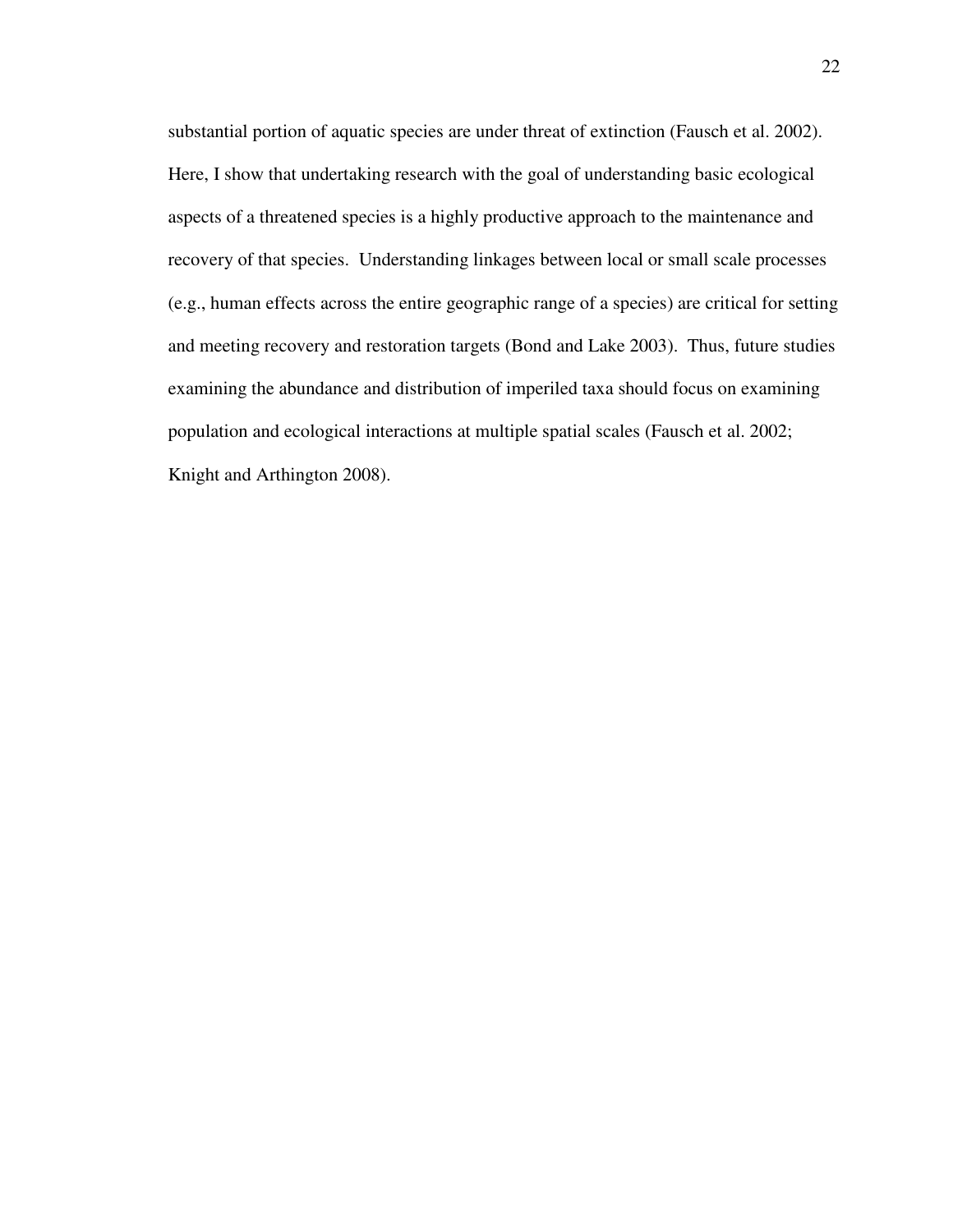substantial portion of aquatic species are under threat of extinction (Fausch et al. 2002). Here, I show that undertaking research with the goal of understanding basic ecological aspects of a threatened species is a highly productive approach to the maintenance and recovery of that species. Understanding linkages between local or small scale processes (e.g., human effects across the entire geographic range of a species) are critical for setting and meeting recovery and restoration targets (Bond and Lake 2003). Thus, future studies examining the abundance and distribution of imperiled taxa should focus on examining population and ecological interactions at multiple spatial scales (Fausch et al. 2002; Knight and Arthington 2008).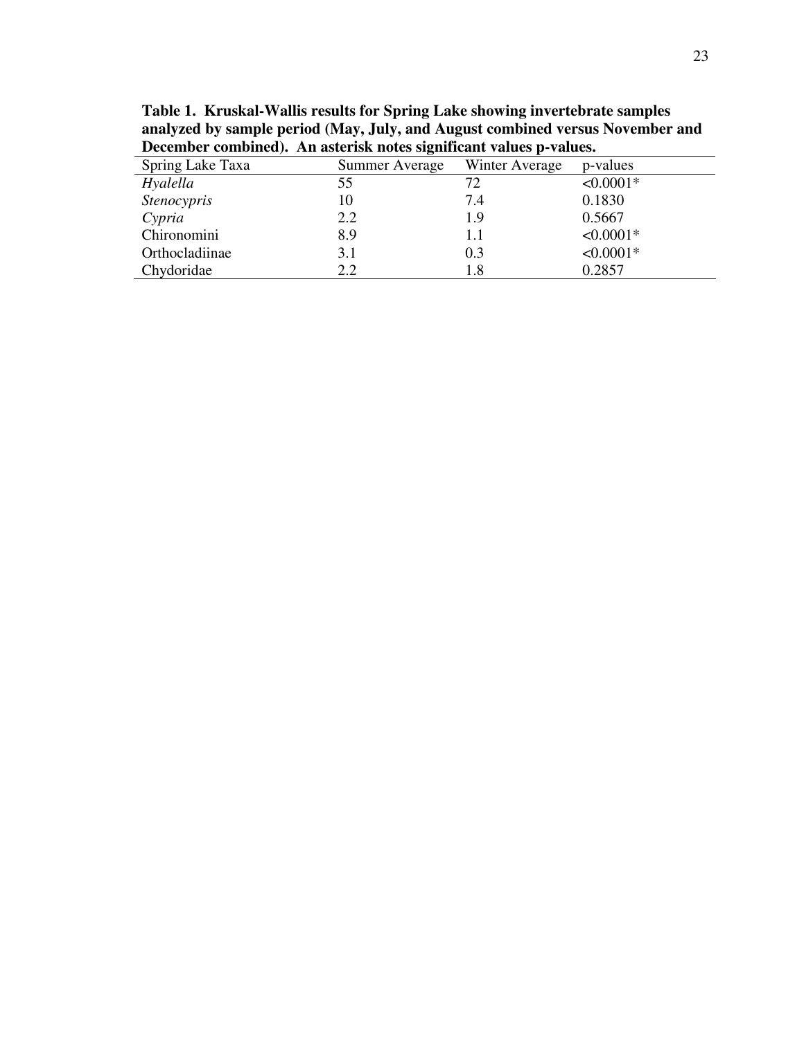**Table 1. Kruskal-Wallis results for Spring Lake showing invertebrate samples analyzed by sample period (May, July, and August combined versus November and December combined). An asterisk notes significant values p-values.**

| Spring Lake Taxa | Summer Average | Winter Average | p-values |
|---|---|---|---|
| *Hyalella* | 55 | 72 | <0.0001* |
| *Stenocypris* | 10 | 7.4 | 0.1830 |
| *Cypria* | 2.2 | 1.9 | 0.5667 |
| Chironomini | 8.9 | 1.1 | <0.0001* |
| Orthocladiinae | 3.1 | 0.3 | <0.0001* |
| Chydoridae | 2.2 | 1.8 | 0.2857 |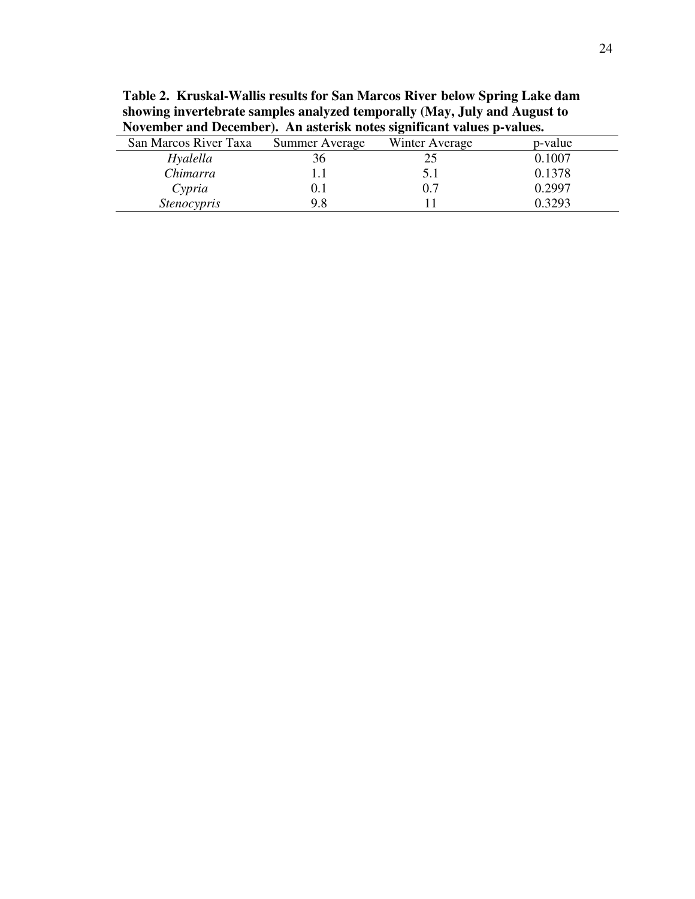**Table 2. Kruskal-Wallis results for San Marcos River below Spring Lake dam showing invertebrate samples analyzed temporally (May, July and August to November and December). An asterisk notes significant values p-values.**

| San Marcos River Taxa | Summer Average | Winter Average | p-value |
|---|---|---|---|
| *Hyalella* | 36 | 25 | 0.1007 |
| *Chimarra* | 1.1 | 5.1 | 0.1378 |
| *Cypria* | 0.1 | 0.7 | 0.2997 |
| *Stenocypris* | 9.8 | 11 | 0.3293 |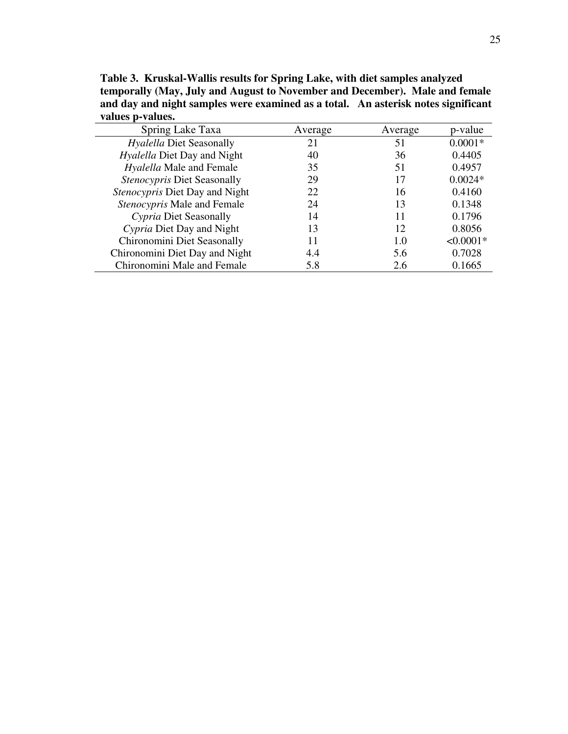**Table 3. Kruskal-Wallis results for Spring Lake, with diet samples analyzed temporally (May, July and August to November and December). Male and female and day and night samples were examined as a total. An asterisk notes significant values p-values.**

| Spring Lake Taxa | Average | Average | p-value |
|---|---|---|---|
| *Hyalella* Diet Seasonally | 21 | 51 | 0.0001* |
| *Hyalella* Diet Day and Night | 40 | 36 | 0.4405 |
| *Hyalella* Male and Female | 35 | 51 | 0.4957 |
| *Stenocypris* Diet Seasonally | 29 | 17 | 0.0024* |
| *Stenocypris* Diet Day and Night | 22 | 16 | 0.4160 |
| *Stenocypris* Male and Female | 24 | 13 | 0.1348 |
| *Cypria* Diet Seasonally | 14 | 11 | 0.1796 |
| *Cypria* Diet Day and Night | 13 | 12 | 0.8056 |
| Chironomini Diet Seasonally | 11 | 1.0 | <0.0001* |
| Chironomini Diet Day and Night | 4.4 | 5.6 | 0.7028 |
| Chironomini Male and Female | 5.8 | 2.6 | 0.1665 |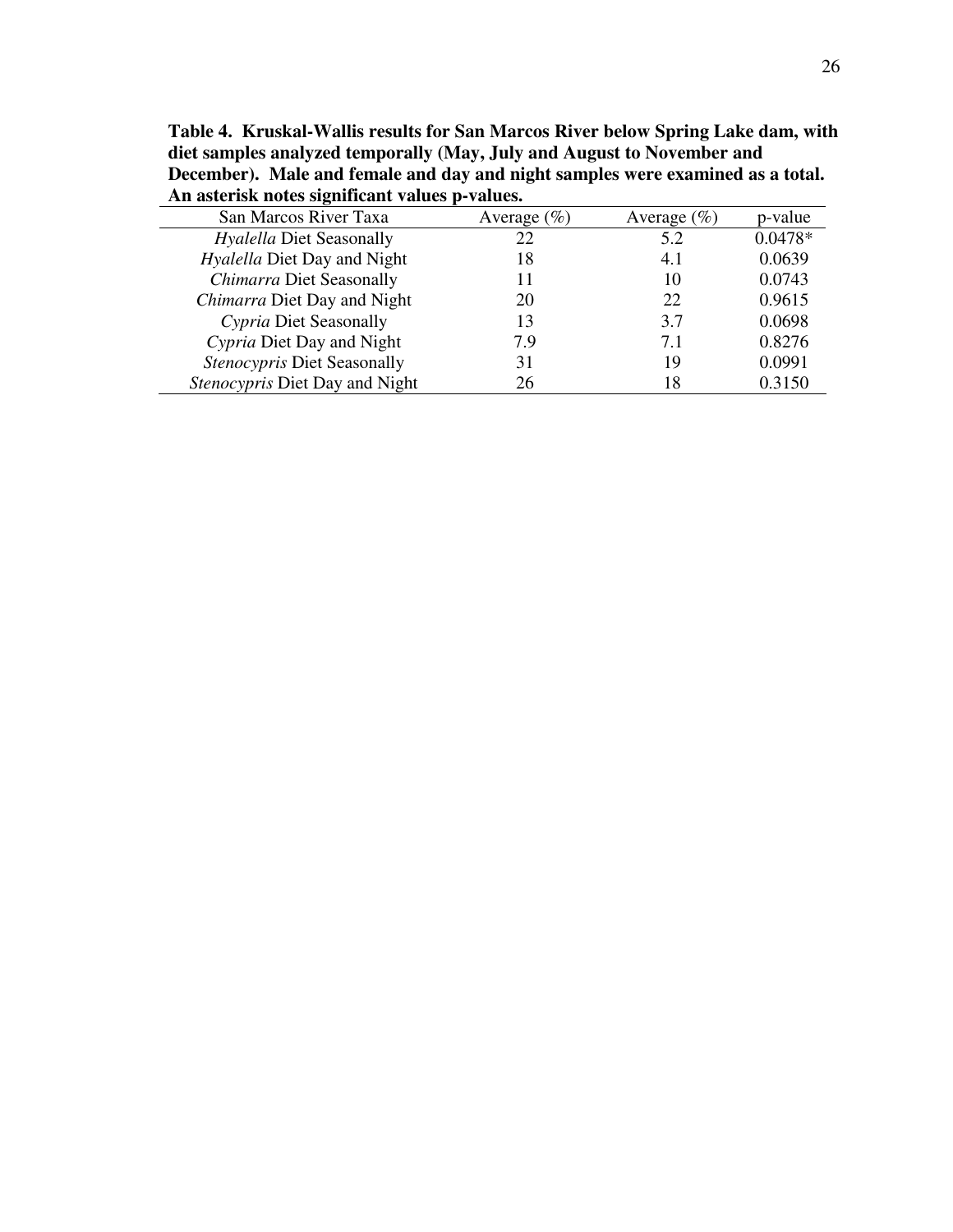**Table 4. Kruskal-Wallis results for San Marcos River below Spring Lake dam, with diet samples analyzed temporally (May, July and August to November and December). Male and female and day and night samples were examined as a total. An asterisk notes significant values p-values.**

| San Marcos River Taxa | Average (%) | Average (%) | p-value |
|---|---|---|---|
| *Hyalella* Diet Seasonally | 22 | 5.2 | 0.0478* |
| *Hyalella* Diet Day and Night | 18 | 4.1 | 0.0639 |
| *Chimarra* Diet Seasonally | 11 | 10 | 0.0743 |
| *Chimarra* Diet Day and Night | 20 | 22 | 0.9615 |
| *Cypria* Diet Seasonally | 13 | 3.7 | 0.0698 |
| *Cypria* Diet Day and Night | 7.9 | 7.1 | 0.8276 |
| *Stenocypris* Diet Seasonally | 31 | 19 | 0.0991 |
| *Stenocypris* Diet Day and Night | 26 | 18 | 0.3150 |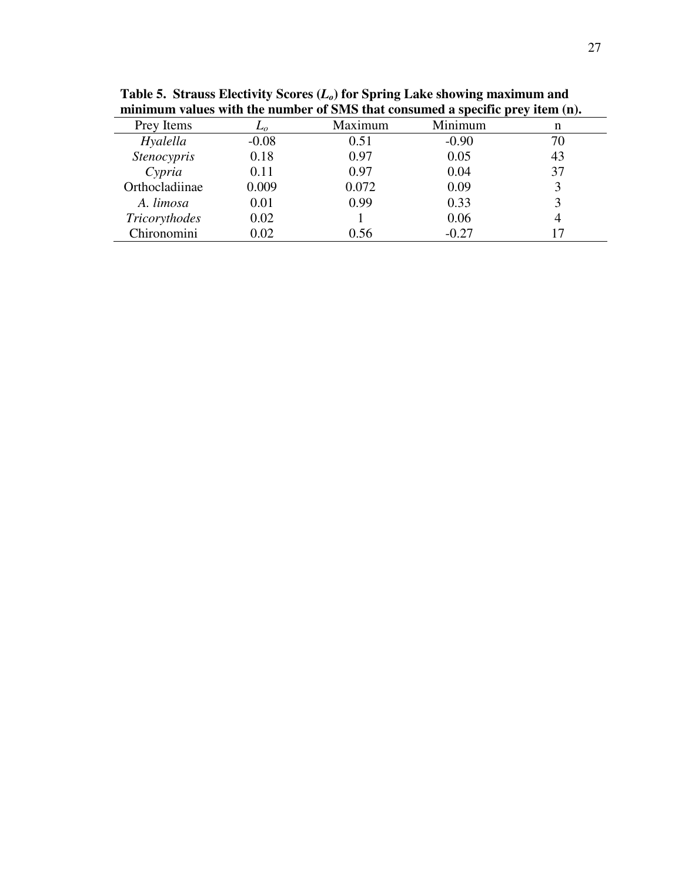**Table 5. Strauss Electivity Scores ($L_o$) for Spring Lake showing maximum and minimum values with the number of SMS that consumed a specific prey item (n).**

| Prey Items | $L_o$ | Maximum | Minimum | n |
|---|---|---|---|---|
| *Hyalella* | -0.08 | 0.51 | -0.90 | 70 |
| *Stenocypris* | 0.18 | 0.97 | 0.05 | 43 |
| *Cypria* | 0.11 | 0.97 | 0.04 | 37 |
| Orthocladiinae | 0.009 | 0.072 | 0.09 | 3 |
| *A. limosa* | 0.01 | 0.99 | 0.33 | 3 |
| *Tricorythodes* | 0.02 | 1 | 0.06 | 4 |
| Chironomini | 0.02 | 0.56 | -0.27 | 17 |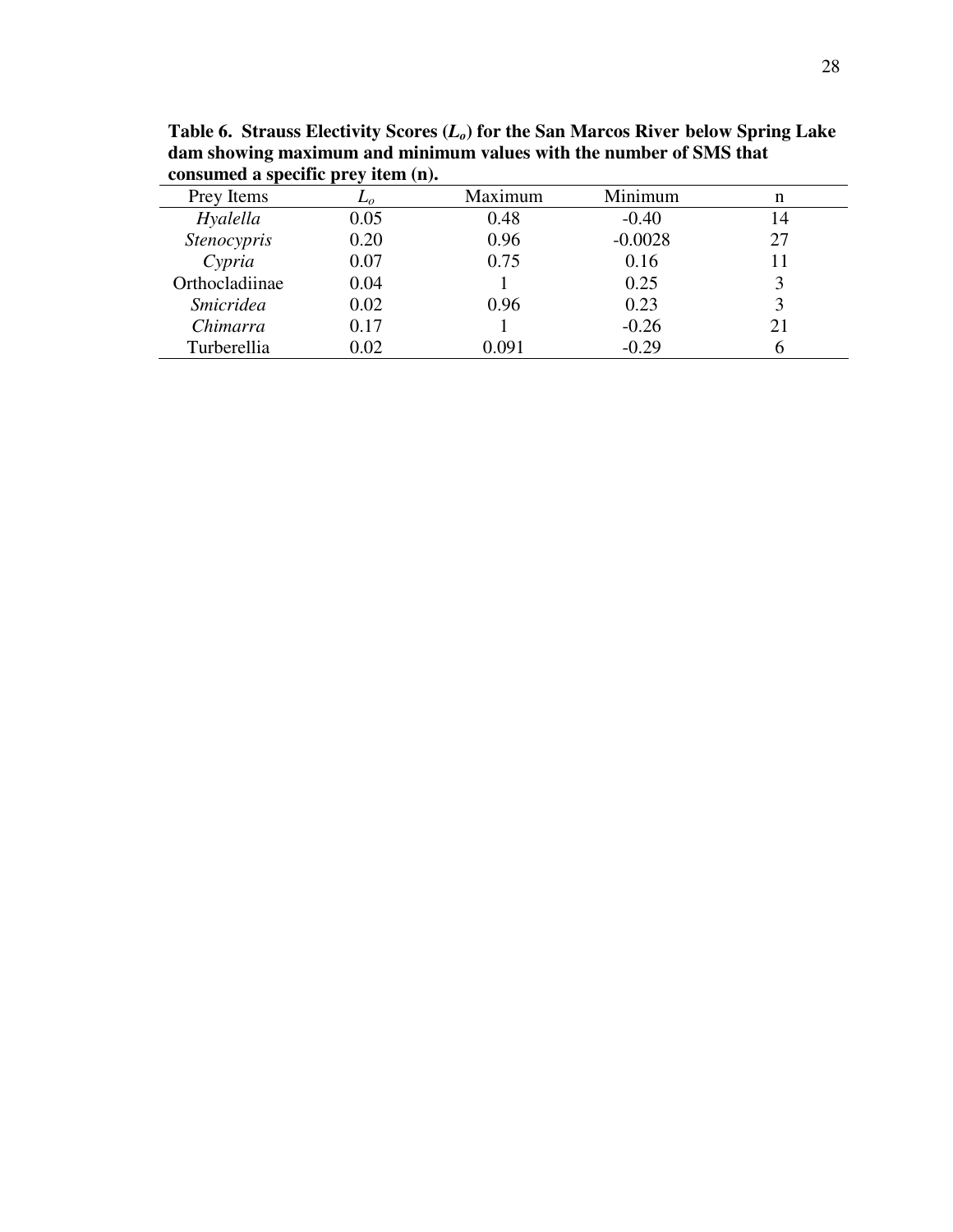**Table 6. Strauss Electivity Scores ($L_o$) for the San Marcos River below Spring Lake dam showing maximum and minimum values with the number of SMS that consumed a specific prey item (n).**

| Prey Items | $L_o$ | Maximum | Minimum | n |
|---|---|---|---|---|
| *Hyalella* | 0.05 | 0.48 | -0.40 | 14 |
| *Stenocypris* | 0.20 | 0.96 | -0.0028 | 27 |
| *Cypria* | 0.07 | 0.75 | 0.16 | 11 |
| Orthocladiinae | 0.04 | 1 | 0.25 | 3 |
| *Smicridea* | 0.02 | 0.96 | 0.23 | 3 |
| *Chimarra* | 0.17 | 1 | -0.26 | 21 |
| Turberellia | 0.02 | 0.091 | -0.29 | 6 |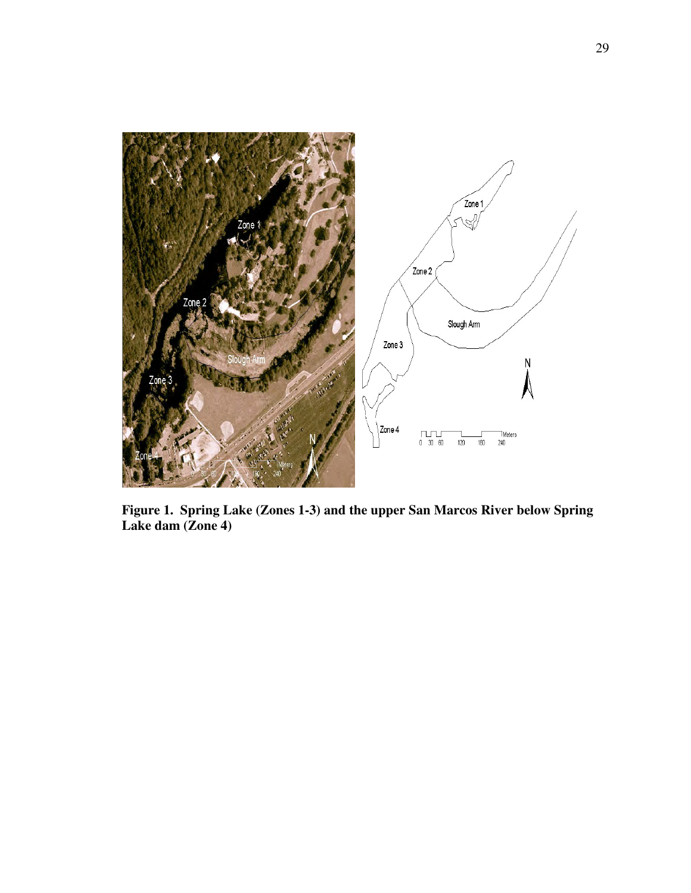**Figure 1. Spring Lake (Zones 1-3) and the upper San Marcos River below Spring Lake dam (Zone 4)**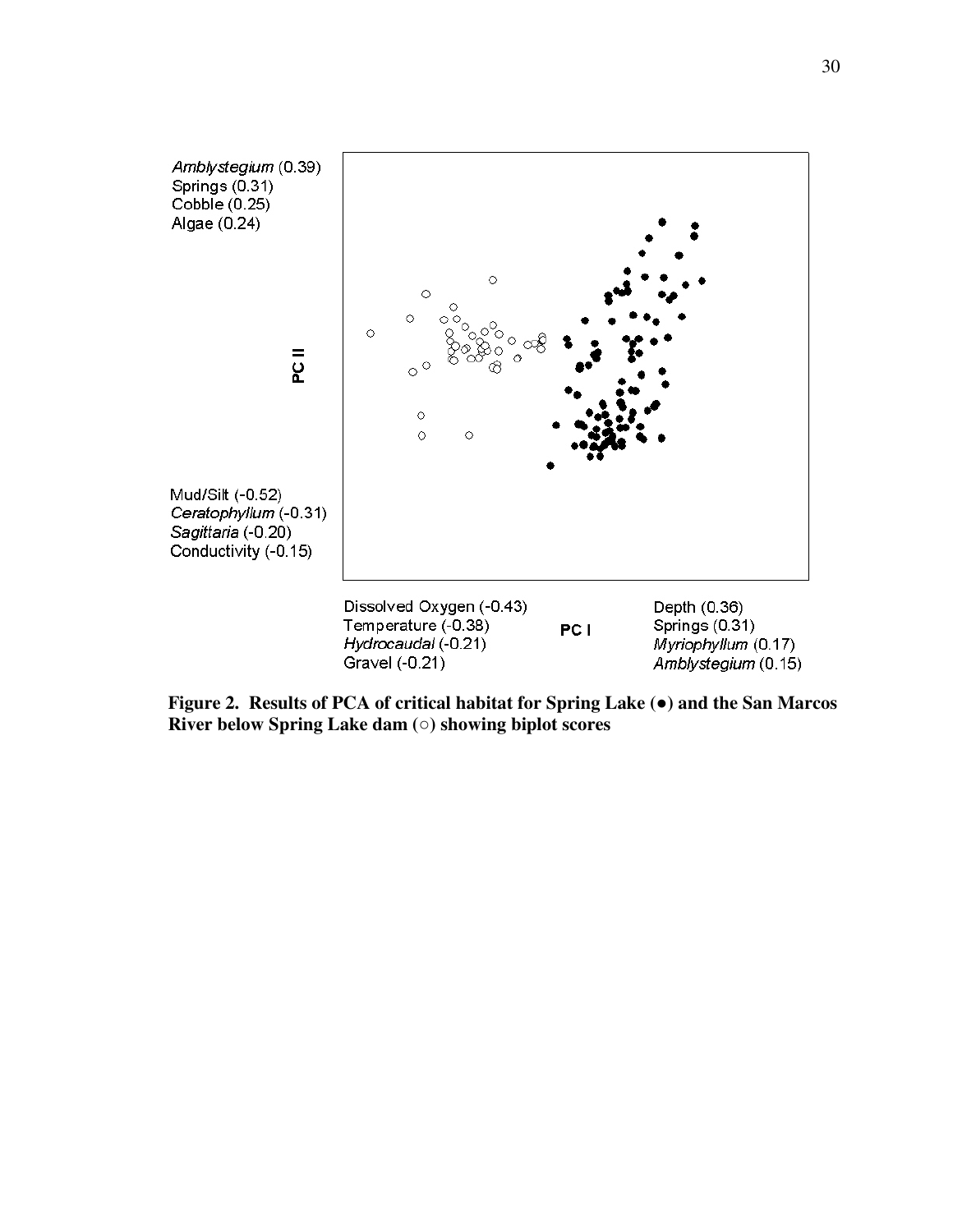*Amblystegium* (0.39)
Springs (0.31)
Cobble (0.25)
Algae (0.24)

PC II

Mud/Silt (-0.52)
*Ceratophyllum* (-0.31)
*Sagittaria* (-0.20)
Conductivity (-0.15)

Dissolved Oxygen (-0.43)
Temperature (-0.38)
*Hydrocaudal* (-0.21)
Gravel (-0.21)

PC I

Depth (0.36)
Springs (0.31)
*Myriophyllum* (0.17)
*Amblystegium* (0.15)

**Figure 2. Results of PCA of critical habitat for Spring Lake (●) and the San Marcos River below Spring Lake dam (○) showing biplot scores**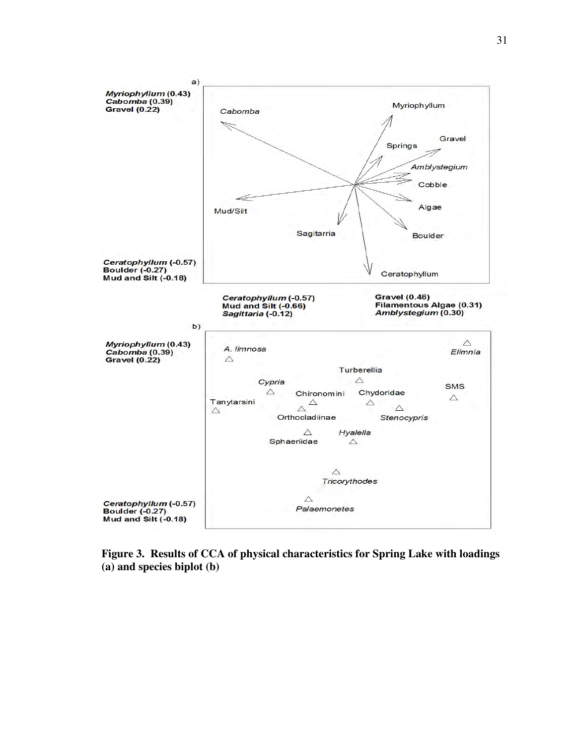a)

*Myriophyllum* (0.43)
*Cabomba* (0.39)
Gravel (0.22)

Cabomba, Myriophyllum, Springs, Gravel, Amblystegium, Cobble, Mud/Silt, Algae, Sagitarria, Boulder, Ceratophyllum

*Ceratophyllum* (-0.57)
Boulder (-0.27)
Mud and Silt (-0.18)

*Ceratophyllum* (-0.57)
Mud and Silt (-0.66)
*Sagittaria* (-0.12)

Gravel (0.46)
Filamentous Algae (0.31)
*Amblystegium* (0.30)

b)

*Myriophyllum* (0.43)
*Cabomba* (0.39)
Gravel (0.22)

A. limnosa, Elimnia, Turberellia, Cypria, SMS, Chironomini, Chydoridae, Tanytarsini, Orthocladiinae, Stenocypris, Hyalella, Sphaeriidae, Tricorythodes, Palaemonetes

*Ceratophyllum* (-0.57)
Boulder (-0.27)
Mud and Silt (-0.18)

**Figure 3. Results of CCA of physical characteristics for Spring Lake with loadings (a) and species biplot (b)**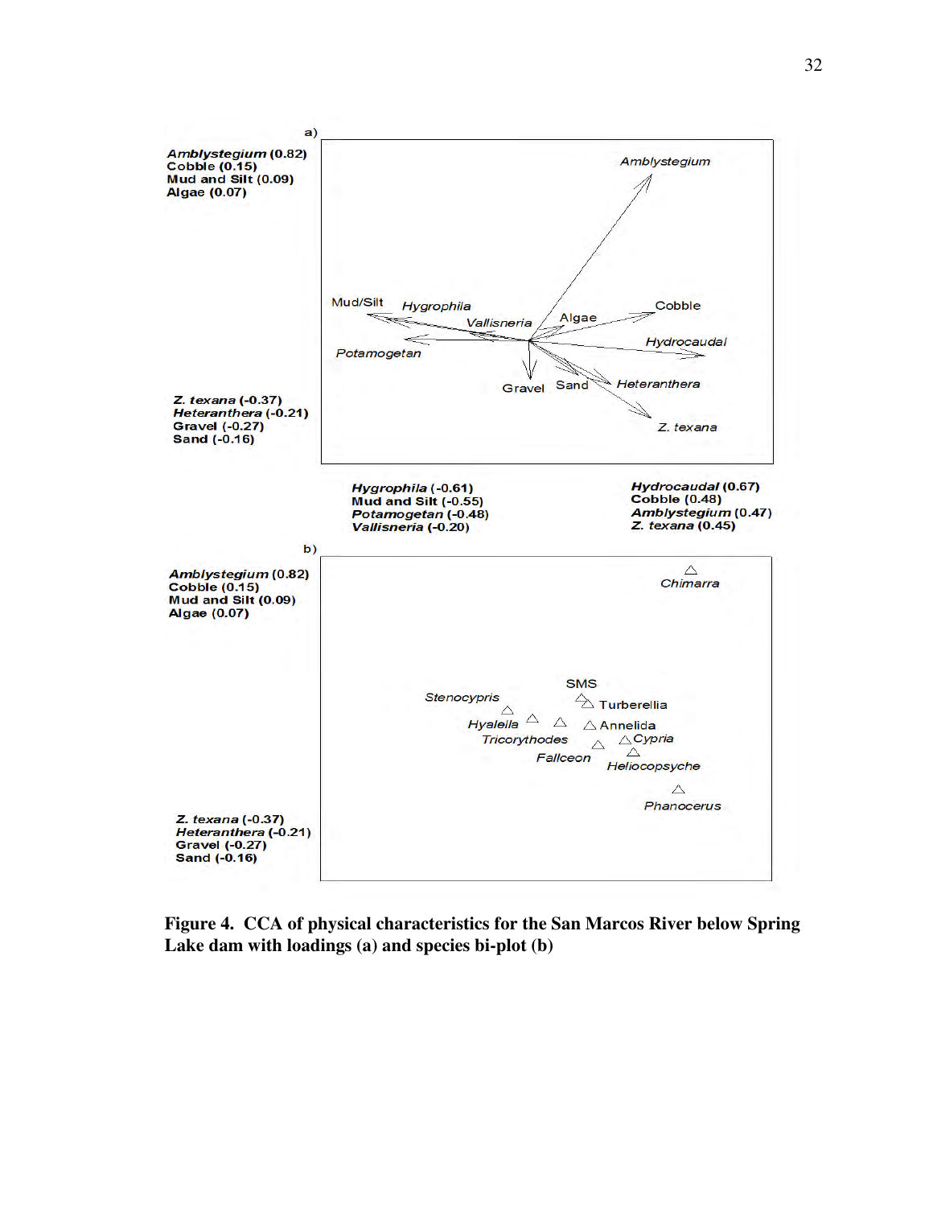a)

***Amblystegium* (0.82)**
**Cobble (0.15)**
**Mud and Silt (0.09)**
**Algae (0.07)**

*Amblystegium*

Mud/Silt *Hygrophila*

*Vallisneria* Algae Cobble

*Potamogetan* *Hydrocaudal*

Gravel Sand *Heteranthera*

*Z. texana*

***Z. texana* (-0.37)**
***Heteranthera* (-0.21)**
**Gravel (-0.27)**
**Sand (-0.16)**

***Hygrophila* (-0.61)**
**Mud and Silt (-0.55)**
***Potamogetan* (-0.48)**
***Vallisneria* (-0.20)**

***Hydrocaudal* (0.67)**
**Cobble (0.48)**
***Amblystegium* (0.47)**
***Z. texana* (0.45)**

b)

***Amblystegium* (0.82)**
**Cobble (0.15)**
**Mud and Silt (0.09)**
**Algae (0.07)**

*Chimarra*

SMS

*Stenocypris* Turberellia

*Hyalella* Annelida

*Tricorythodes* *Cypria*

*Fallceon* *Heliocopsyche*

*Phanocerus*

***Z. texana* (-0.37)**
***Heteranthera* (-0.21)**
**Gravel (-0.27)**
**Sand (-0.16)**

**Figure 4. CCA of physical characteristics for the San Marcos River below Spring Lake dam with loadings (a) and species bi-plot (b)**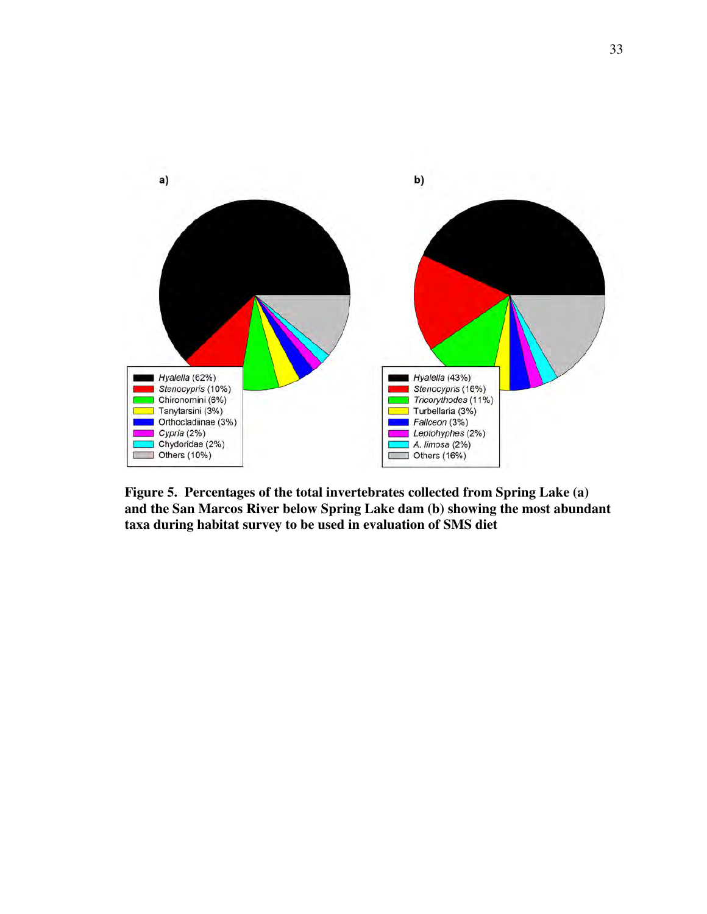**Figure 5. Percentages of the total invertebrates collected from Spring Lake (a) and the San Marcos River below Spring Lake dam (b) showing the most abundant taxa during habitat survey to be used in evaluation of SMS diet**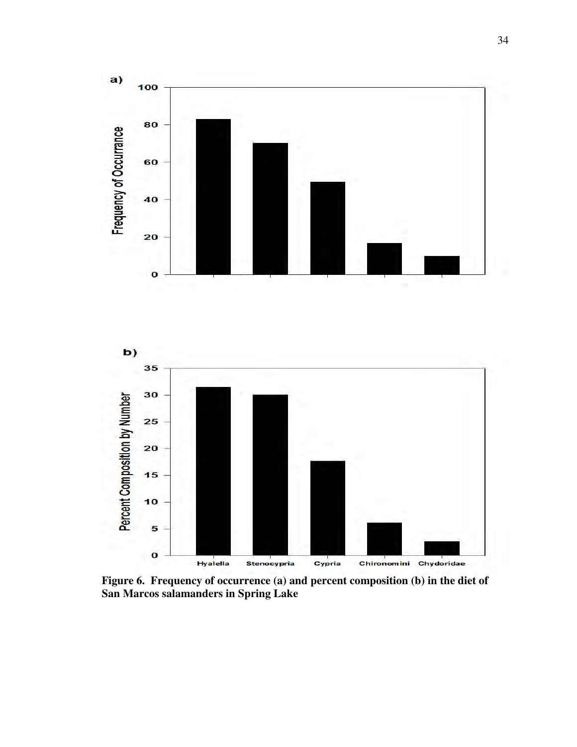**Figure 6. Frequency of occurrence (a) and percent composition (b) in the diet of San Marcos salamanders in Spring Lake**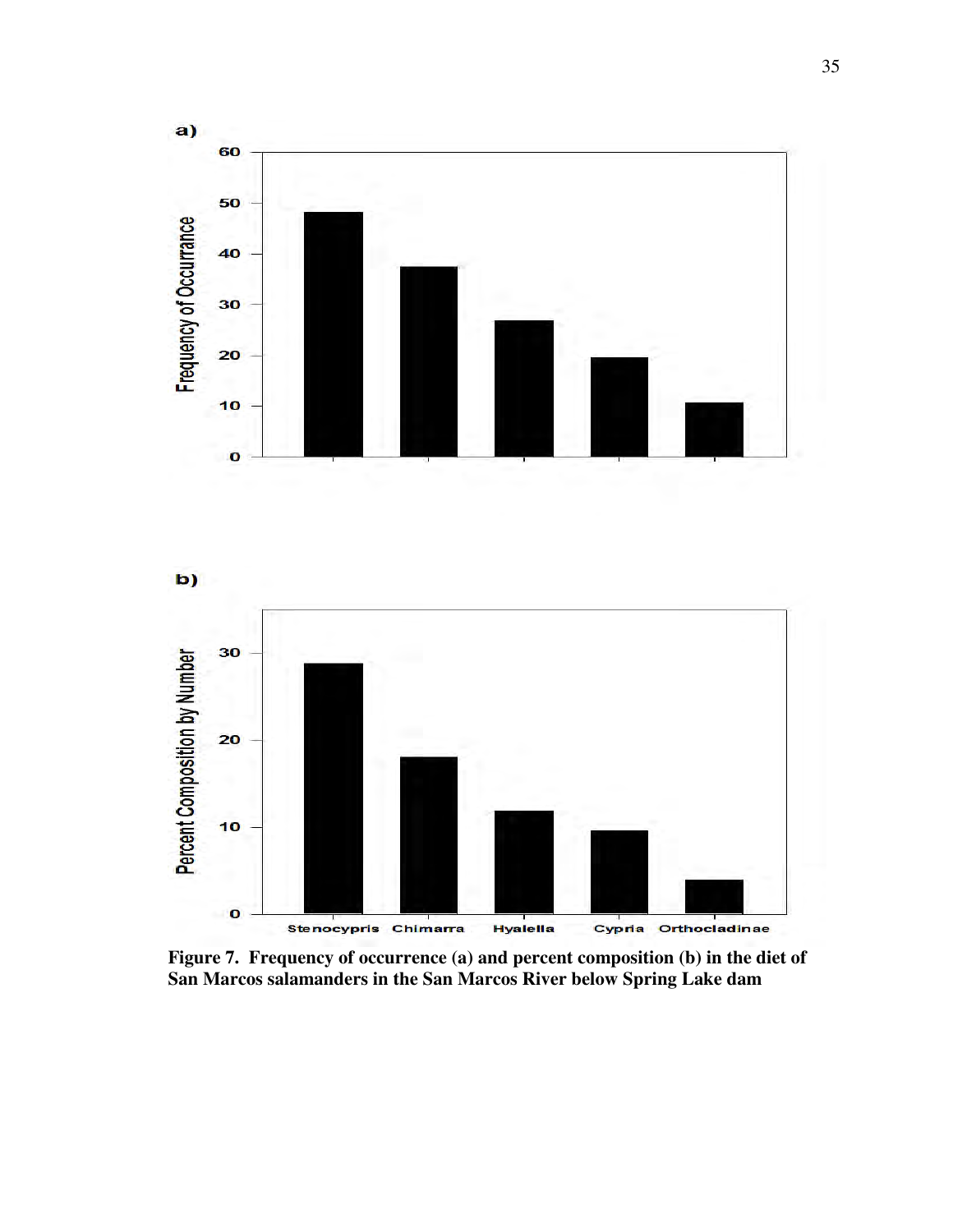**Figure 7. Frequency of occurrence (a) and percent composition (b) in the diet of San Marcos salamanders in the San Marcos River below Spring Lake dam**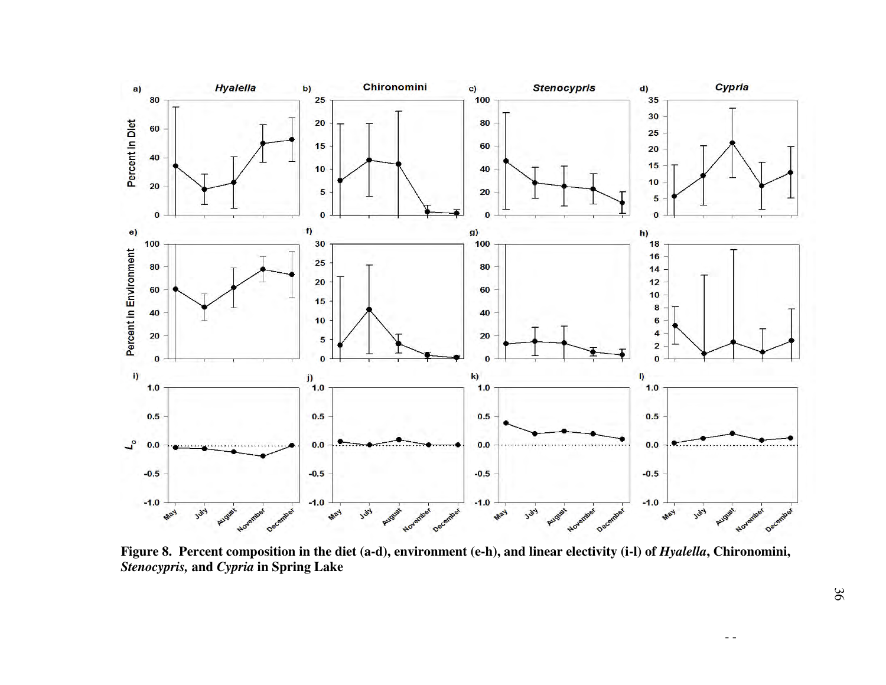**Figure 8. Percent composition in the diet (a-d), environment (e-h), and linear electivity (i-l) of *Hyalella*, Chironomini, *Stenocypris,* and *Cypria* in Spring Lake**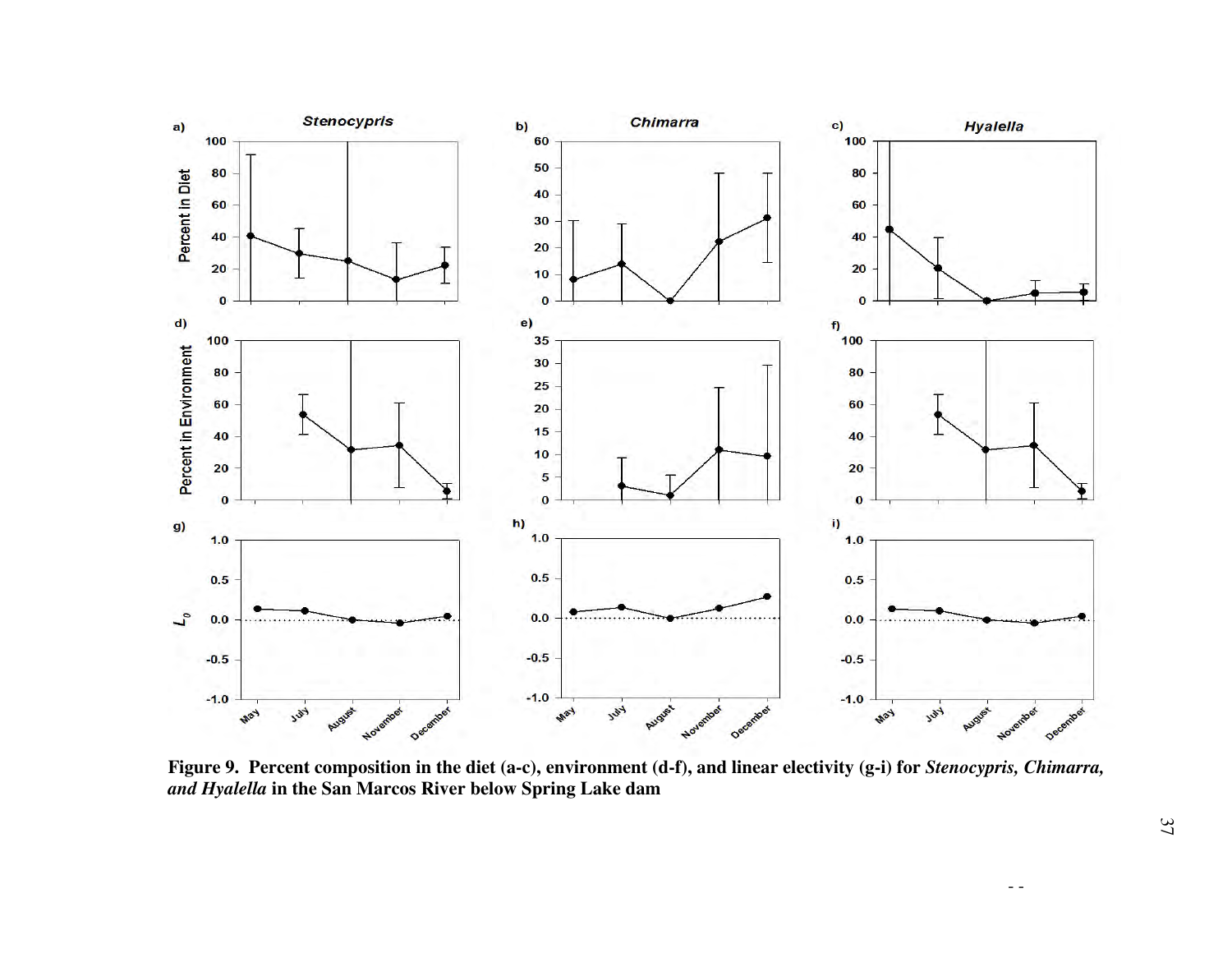**Figure 9. Percent composition in the diet (a-c), environment (d-f), and linear electivity (g-i) for *Stenocypris, Chimarra, and Hyalella* in the San Marcos River below Spring Lake dam**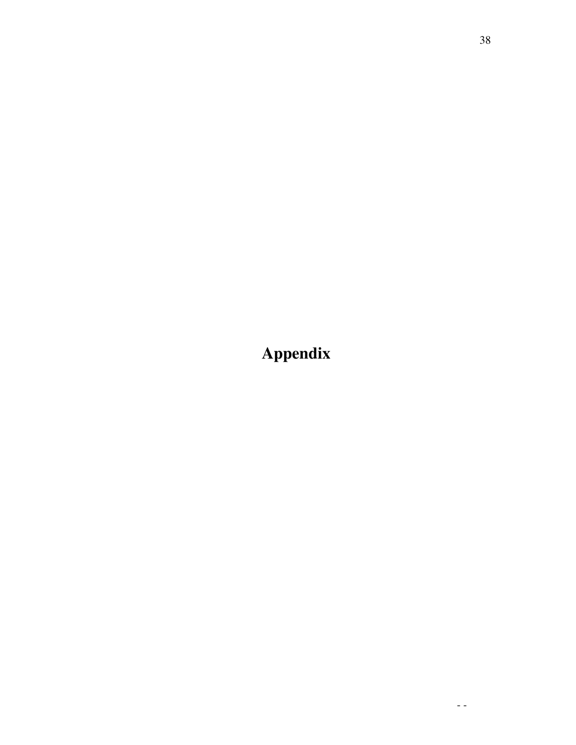# Appendix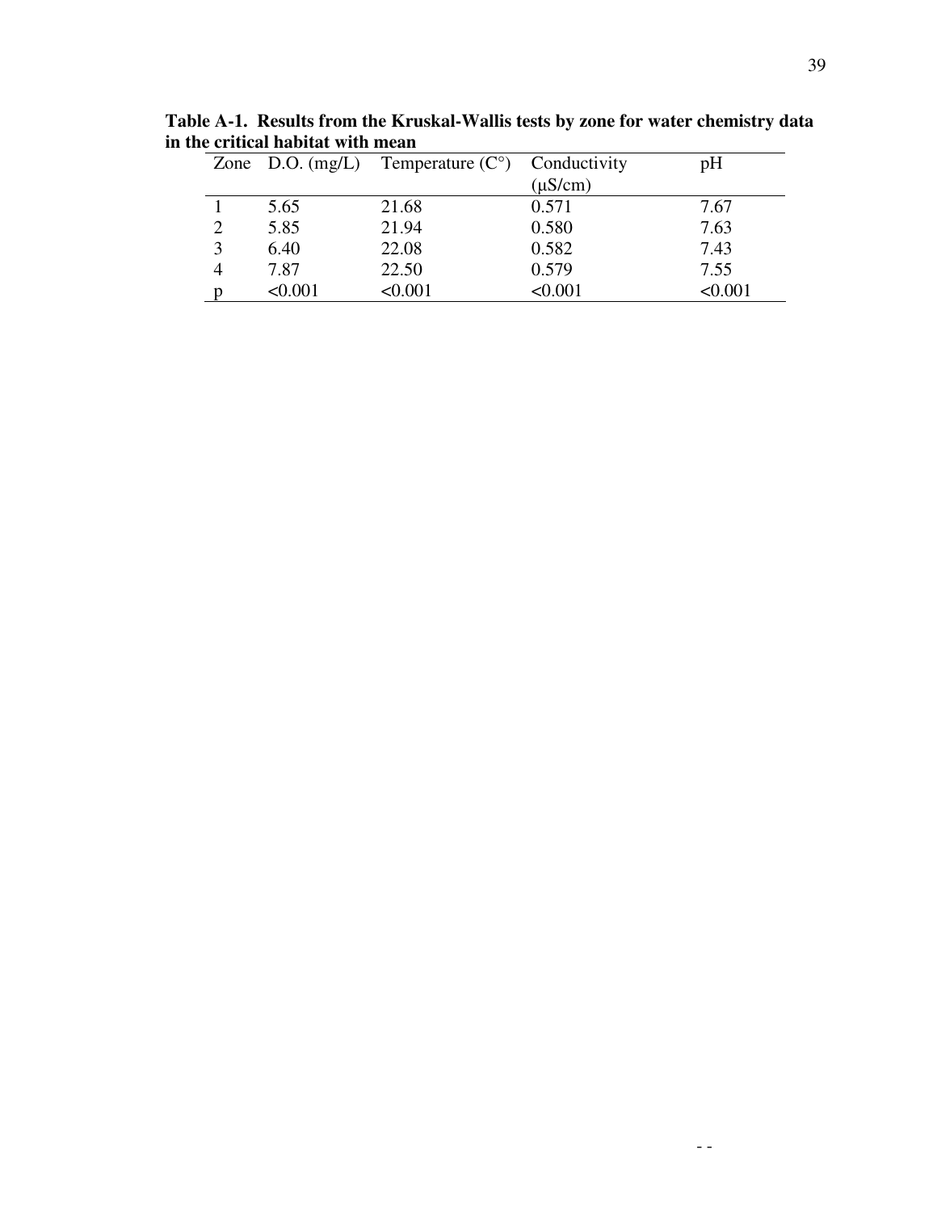**Table A-1. Results from the Kruskal-Wallis tests by zone for water chemistry data in the critical habitat with mean**

| Zone | D.O. (mg/L) | Temperature (C°) | Conductivity (μS/cm) | pH |
|---|---|---|---|---|
| 1 | 5.65 | 21.68 | 0.571 | 7.67 |
| 2 | 5.85 | 21.94 | 0.580 | 7.63 |
| 3 | 6.40 | 22.08 | 0.582 | 7.43 |
| 4 | 7.87 | 22.50 | 0.579 | 7.55 |
| p | <0.001 | <0.001 | <0.001 | <0.001 |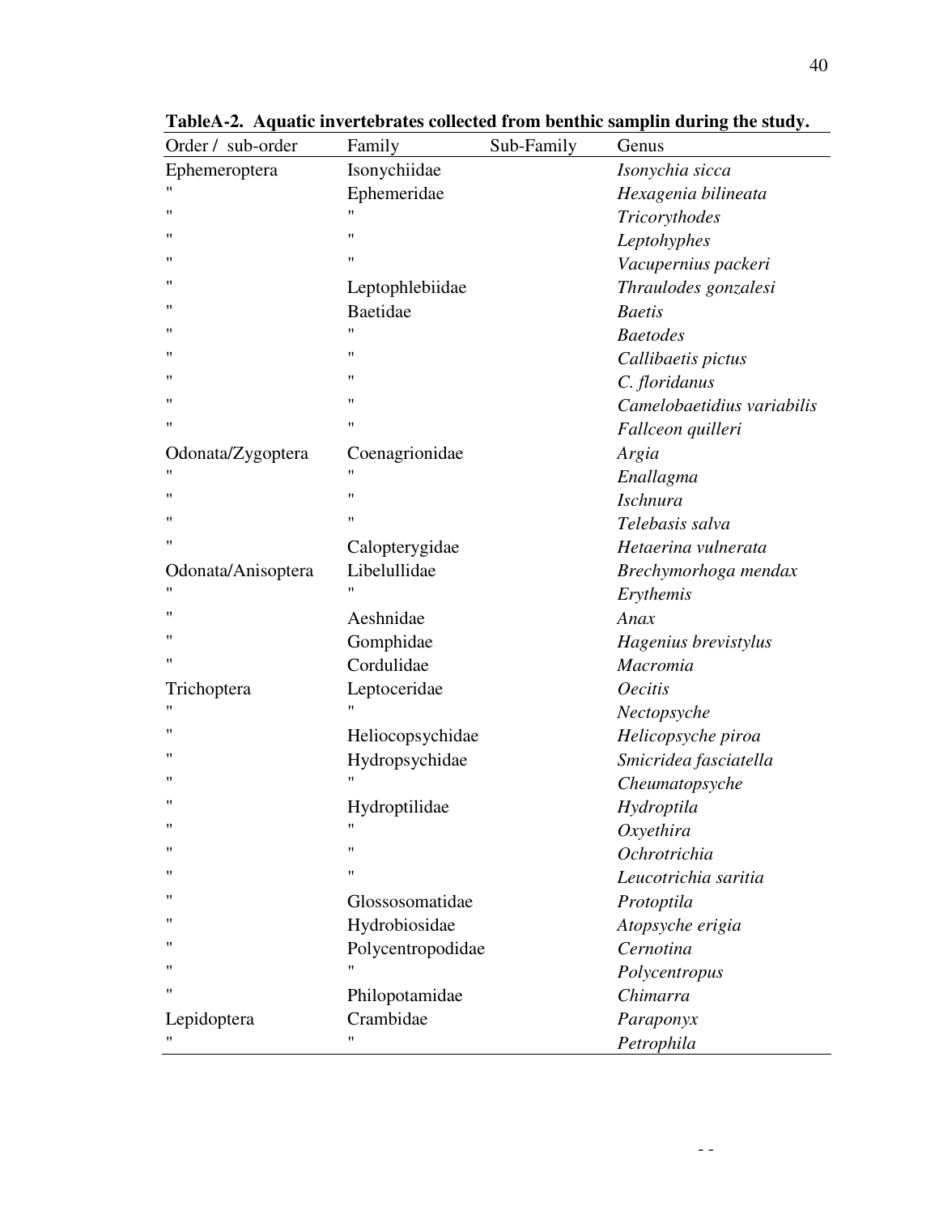**TableA-2. Aquatic invertebrates collected from benthic samplin during the study.**

| Order / sub-order | Family | Sub-Family | Genus |
|---|---|---|---|
| Ephemeroptera | Isonychiidae | | *Isonychia sicca* |
| " | Ephemeridae | | *Hexagenia bilineata* |
| " | " | | *Tricorythodes* |
| " | " | | *Leptohyphes* |
| " | " | | *Vacupernius packeri* |
| " | Leptophlebiidae | | *Thraulodes gonzalesi* |
| " | Baetidae | | *Baetis* |
| " | " | | *Baetodes* |
| " | " | | *Callibaetis pictus* |
| " | " | | *C. floridanus* |
| " | " | | *Camelobaetidius variabilis* |
| " | " | | *Fallceon quilleri* |
| Odonata/Zygoptera | Coenagrionidae | | *Argia* |
| " | " | | *Enallagma* |
| " | " | | *Ischnura* |
| " | " | | *Telebasis salva* |
| " | Calopterygidae | | *Hetaerina vulnerata* |
| Odonata/Anisoptera | Libelullidae | | *Brechymorhoga mendax* |
| " | " | | *Erythemis* |
| " | Aeshnidae | | *Anax* |
| " | Gomphidae | | *Hagenius brevistylus* |
| " | Cordulidae | | *Macromia* |
| Trichoptera | Leptoceridae | | *Oecitis* |
| " | " | | *Nectopsyche* |
| " | Heliocopsychidae | | *Helicopsyche piroa* |
| " | Hydropsychidae | | *Smicridea fasciatella* |
| " | " | | *Cheumatopsyche* |
| " | Hydroptilidae | | *Hydroptila* |
| " | " | | *Oxyethira* |
| " | " | | *Ochrotrichia* |
| " | " | | *Leucotrichia saritia* |
| " | Glossosomatidae | | *Protoptila* |
| " | Hydrobiosidae | | *Atopsyche erigia* |
| " | Polycentropodidae | | *Cernotina* |
| " | " | | *Polycentropus* |
| " | Philopotamidae | | *Chimarra* |
| Lepidoptera | Crambidae | | *Paraponyx* |
| " | " | | *Petrophila* |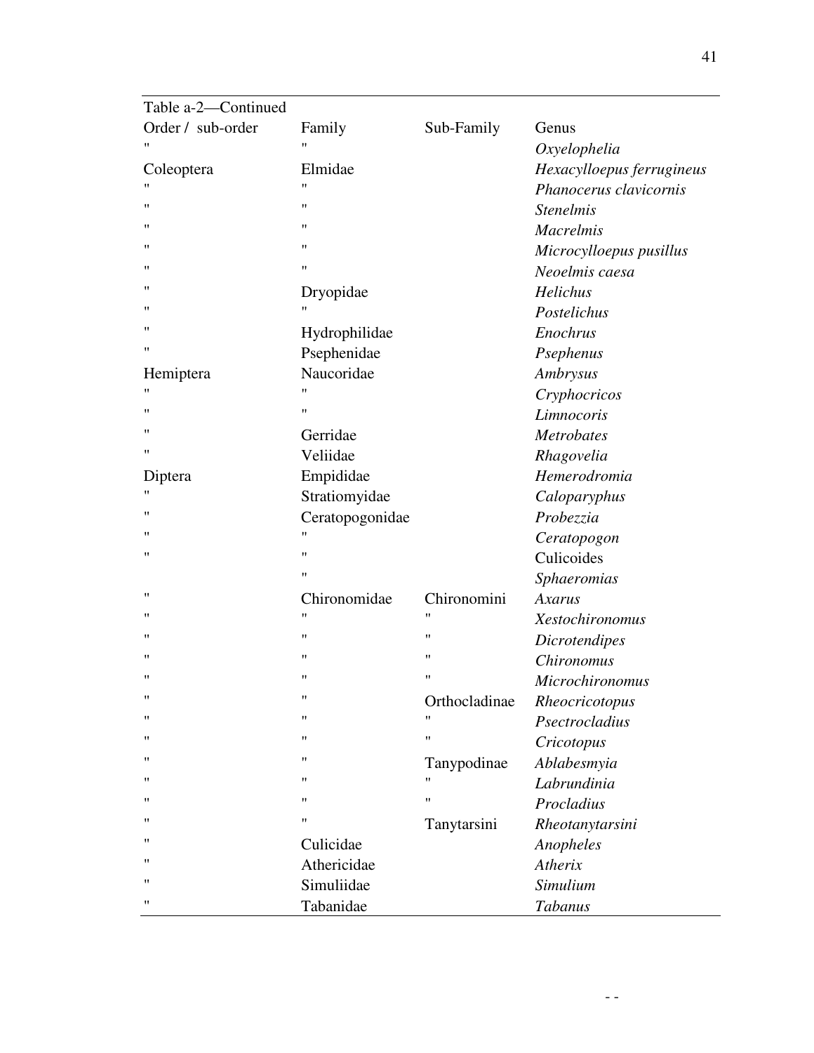Table a-2—Continued

| Order / sub-order | Family | Sub-Family | Genus |
|---|---|---|---|
| " | " | | *Oxyelophelia* |
| Coleoptera | Elmidae | | *Hexacylloepus ferrugineus* |
| " | " | | *Phanocerus clavicornis* |
| " | " | | *Stenelmis* |
| " | " | | *Macrelmis* |
| " | " | | *Microcylloepus pusillus* |
| " | " | | *Neoelmis caesa* |
| " | Dryopidae | | *Helichus* |
| " | " | | *Postelichus* |
| " | Hydrophilidae | | *Enochrus* |
| " | Psephenidae | | *Psephenus* |
| Hemiptera | Naucoridae | | *Ambrysus* |
| " | " | | *Cryphocricos* |
| " | " | | *Limnocoris* |
| " | Gerridae | | *Metrobates* |
| " | Veliidae | | *Rhagovelia* |
| Diptera | Empididae | | *Hemerodromia* |
| " | Stratiomyidae | | *Caloparyphus* |
| " | Ceratopogonidae | | *Probezzia* |
| " | " | | *Ceratopogon* |
| " | " | | Culicoides |
| | " | | *Sphaeromias* |
| " | Chironomidae | Chironomini | *Axarus* |
| " | " | " | *Xestochironomus* |
| " | " | " | *Dicrotendipes* |
| " | " | " | *Chironomus* |
| " | " | " | *Microchironomus* |
| " | " | Orthocladinae | *Rheocricotopus* |
| " | " | " | *Psectrocladius* |
| " | " | " | *Cricotopus* |
| " | " | Tanypodinae | *Ablabesmyia* |
| " | " | " | *Labrundinia* |
| " | " | " | *Procladius* |
| " | " | Tanytarsini | *Rheotanytarsini* |
| " | Culicidae | | *Anopheles* |
| " | Athericidae | | *Atherix* |
| " | Simuliidae | | *Simulium* |
| " | Tabanidae | | *Tabanus* |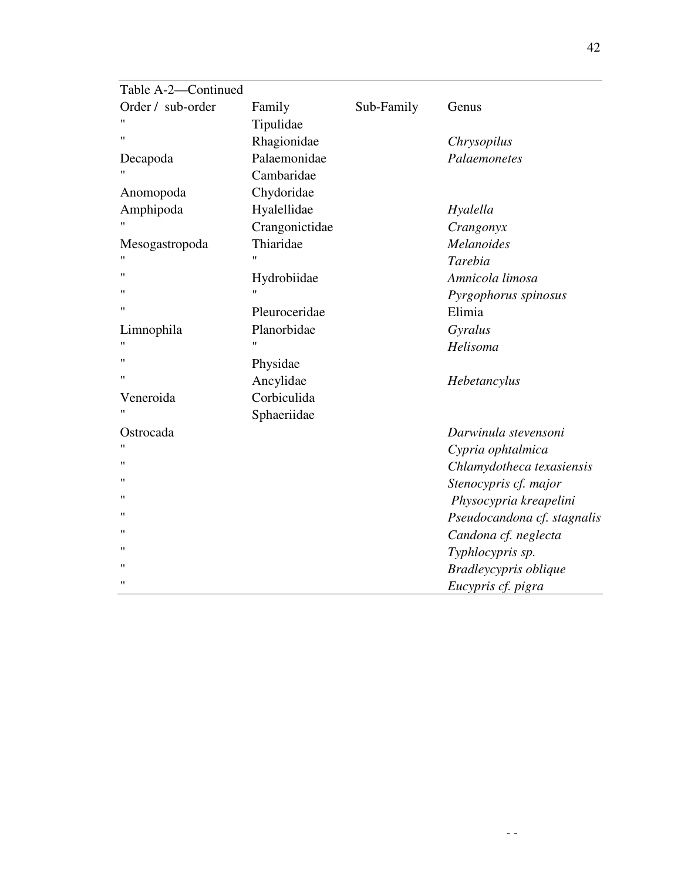Table A-2—Continued

| Order / sub-order | Family | Sub-Family | Genus |
|---|---|---|---|
| " | Tipulidae | | |
| " | Rhagionidae | | *Chrysopilus* |
| Decapoda | Palaemonidae | | *Palaemonetes* |
| " | Cambaridae | | |
| Anomopoda | Chydoridae | | |
| Amphipoda | Hyalellidae | | *Hyalella* |
| " | Crangonictidae | | *Crangonyx* |
| Mesogastropoda | Thiaridae | | *Melanoides* |
| " | " | | *Tarebia* |
| " | Hydrobiidae | | *Amnicola limosa* |
| " | " | | *Pyrgophorus spinosus* |
| " | Pleuroceridae | | Elimia |
| Limnophila | Planorbidae | | *Gyralus* |
| " | " | | *Helisoma* |
| " | Physidae | | |
| " | Ancylidae | | *Hebetancylus* |
| Veneroida | Corbiculida | | |
| " | Sphaeriidae | | |
| Ostrocada | | | *Darwinula stevensoni* |
| " | | | *Cypria ophtalmica* |
| " | | | *Chlamydotheca texasiensis* |
| " | | | *Stenocypris cf. major* |
| " | | | *Physocypria kreapelini* |
| " | | | *Pseudocandona cf. stagnalis* |
| " | | | *Candona cf. neglecta* |
| " | | | *Typhlocypris sp.* |
| " | | | *Bradleycypris oblique* |
| " | | | *Eucypris cf. pigra* |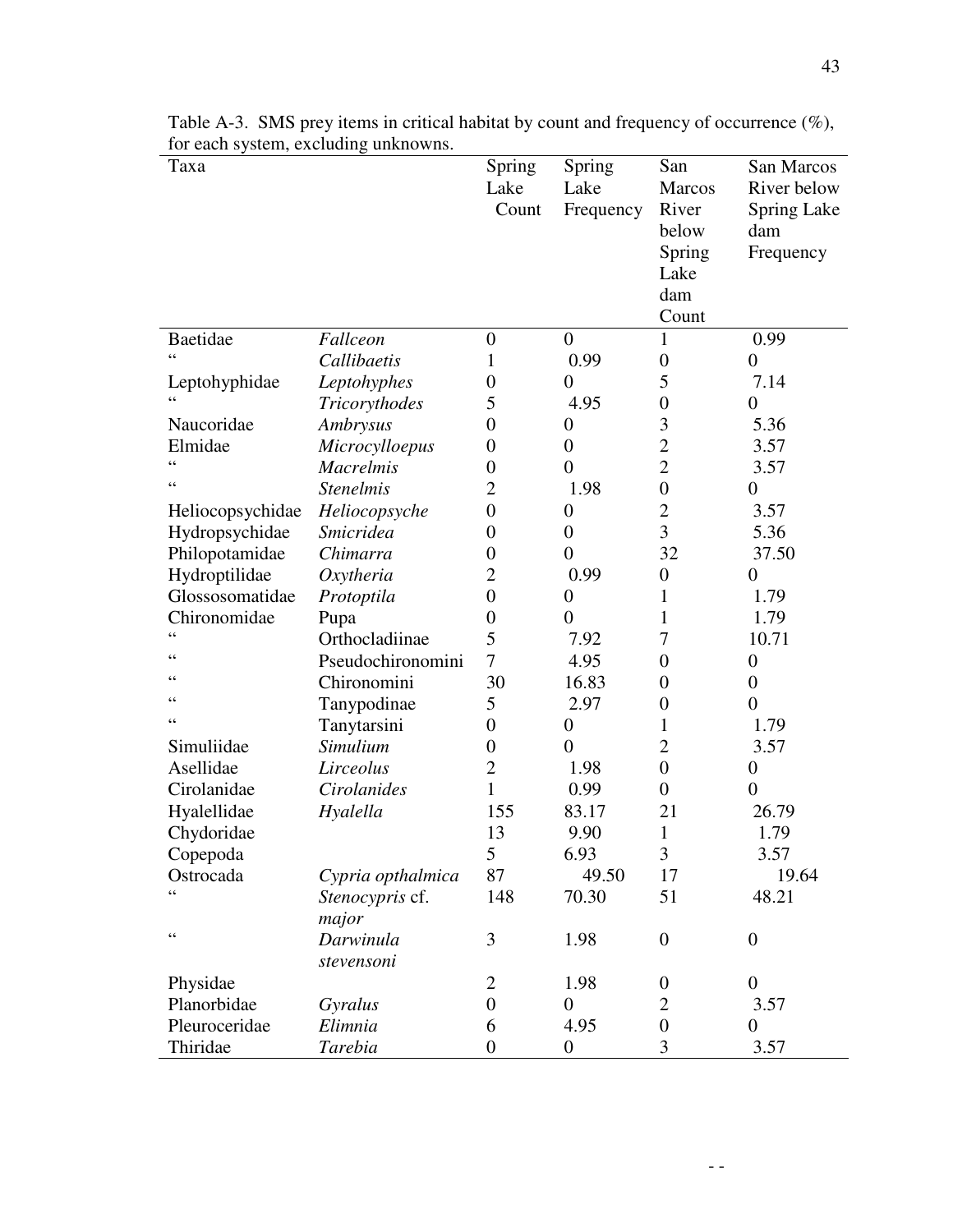Table A-3. SMS prey items in critical habitat by count and frequency of occurrence (%), for each system, excluding unknowns.

| Taxa | | Spring Lake Count | Spring Lake Frequency | San Marcos River below Spring Lake dam Count | San Marcos River below Spring Lake dam Frequency |
|---|---|---|---|---|---|
| Baetidae | *Fallceon* | 0 | 0 | 1 | 0.99 |
| " | *Callibaetis* | 1 | 0.99 | 0 | 0 |
| Leptohyphidae | *Leptohyphes* | 0 | 0 | 5 | 7.14 |
| " | *Tricorythodes* | 5 | 4.95 | 0 | 0 |
| Naucoridae | *Ambrysus* | 0 | 0 | 3 | 5.36 |
| Elmidae | *Microcylloepus* | 0 | 0 | 2 | 3.57 |
| " | *Macrelmis* | 0 | 0 | 2 | 3.57 |
| " | *Stenelmis* | 2 | 1.98 | 0 | 0 |
| Heliocopsychidae | *Heliocopsyche* | 0 | 0 | 2 | 3.57 |
| Hydropsychidae | *Smicridea* | 0 | 0 | 3 | 5.36 |
| Philopotamidae | *Chimarra* | 0 | 0 | 32 | 37.50 |
| Hydroptilidae | *Oxytheria* | 2 | 0.99 | 0 | 0 |
| Glossosomatidae | *Protoptila* | 0 | 0 | 1 | 1.79 |
| Chironomidae | Pupa | 0 | 0 | 1 | 1.79 |
| " | Orthocladiinae | 5 | 7.92 | 7 | 10.71 |
| " | Pseudochironomini | 7 | 4.95 | 0 | 0 |
| " | Chironomini | 30 | 16.83 | 0 | 0 |
| " | Tanypodinae | 5 | 2.97 | 0 | 0 |
| " | Tanytarsini | 0 | 0 | 1 | 1.79 |
| Simuliidae | *Simulium* | 0 | 0 | 2 | 3.57 |
| Asellidae | *Lirceolus* | 2 | 1.98 | 0 | 0 |
| Cirolanidae | *Cirolanides* | 1 | 0.99 | 0 | 0 |
| Hyalellidae | *Hyalella* | 155 | 83.17 | 21 | 26.79 |
| Chydoridae | | 13 | 9.90 | 1 | 1.79 |
| Copepoda | | 5 | 6.93 | 3 | 3.57 |
| Ostrocada | *Cypria opthalmica* | 87 | 49.50 | 17 | 19.64 |
| " | *Stenocypris* cf. *major* | 148 | 70.30 | 51 | 48.21 |
| " | *Darwinula stevensoni* | 3 | 1.98 | 0 | 0 |
| Physidae | | 2 | 1.98 | 0 | 0 |
| Planorbidae | *Gyralus* | 0 | 0 | 2 | 3.57 |
| Pleuroceridae | *Elimnia* | 6 | 4.95 | 0 | 0 |
| Thiridae | *Tarebia* | 0 | 0 | 3 | 3.57 |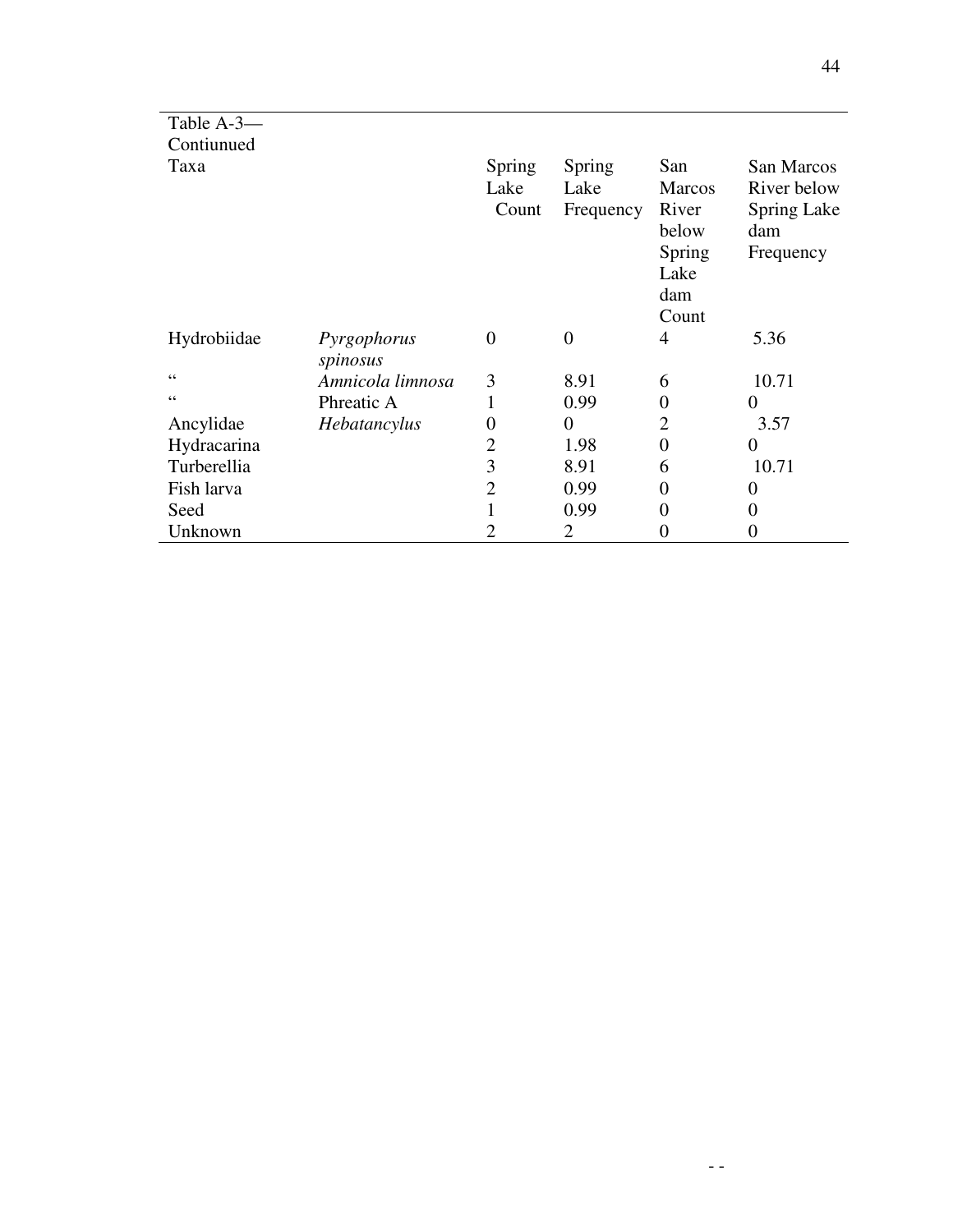Table A-3—
Contiunued

| Taxa | | Spring Lake Count | Spring Lake Frequency | San Marcos River below Spring Lake dam Count | San Marcos River below Spring Lake dam Frequency |
|---|---|---|---|---|---|
| Hydrobiidae | *Pyrgophorus spinosus* | 0 | 0 | 4 | 5.36 |
| " | *Amnicola limnosa* | 3 | 8.91 | 6 | 10.71 |
| " | Phreatic A | 1 | 0.99 | 0 | 0 |
| Ancylidae | *Hebatancylus* | 0 | 0 | 2 | 3.57 |
| Hydracarina | | 2 | 1.98 | 0 | 0 |
| Turberellia | | 3 | 8.91 | 6 | 10.71 |
| Fish larva | | 2 | 0.99 | 0 | 0 |
| Seed | | 1 | 0.99 | 0 | 0 |
| Unknown | | 2 | 2 | 0 | 0 |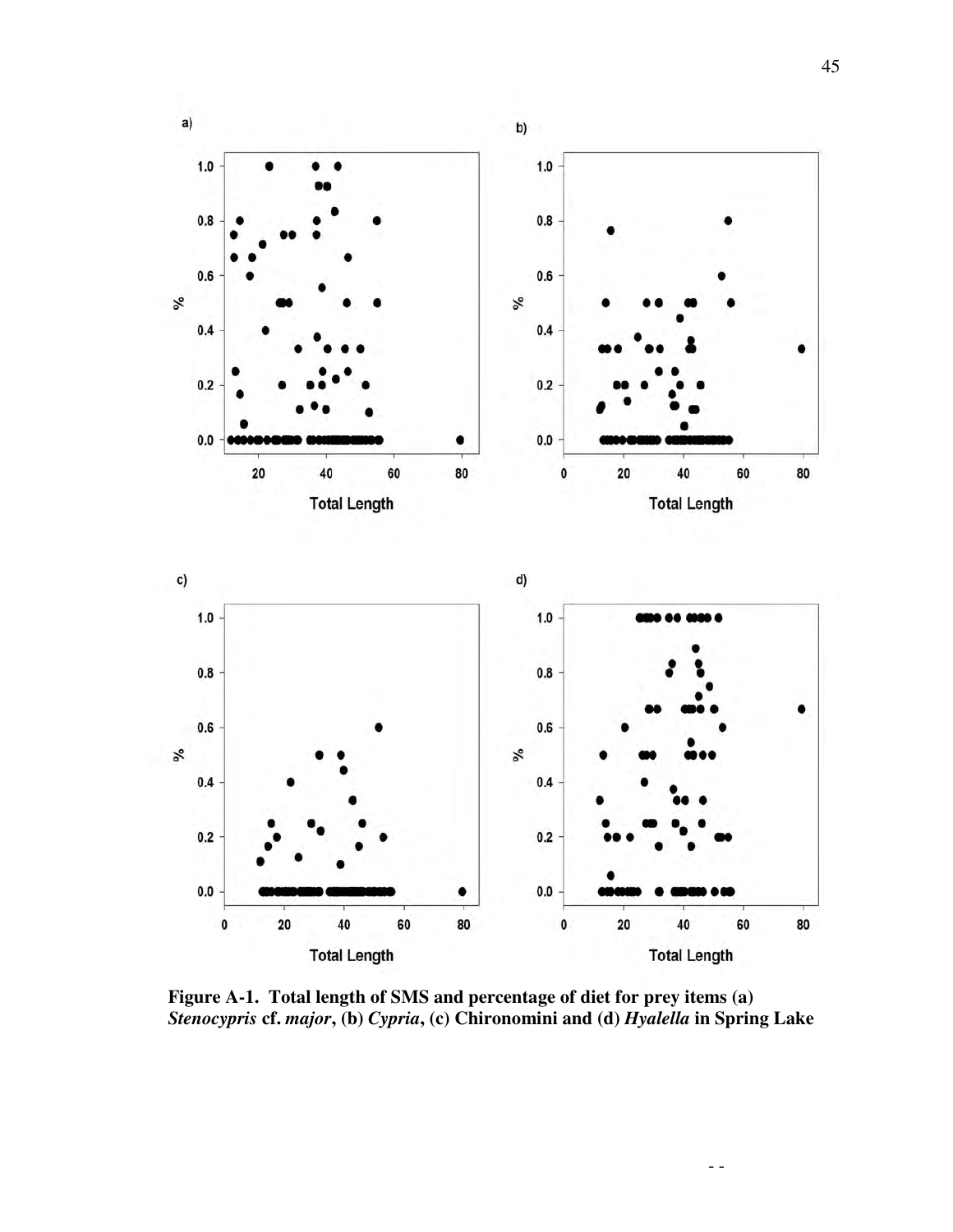**Figure A-1. Total length of SMS and percentage of diet for prey items (a) *Stenocypris* cf. *major*, (b) *Cypria*, (c) Chironomini and (d) *Hyalella* in Spring Lake**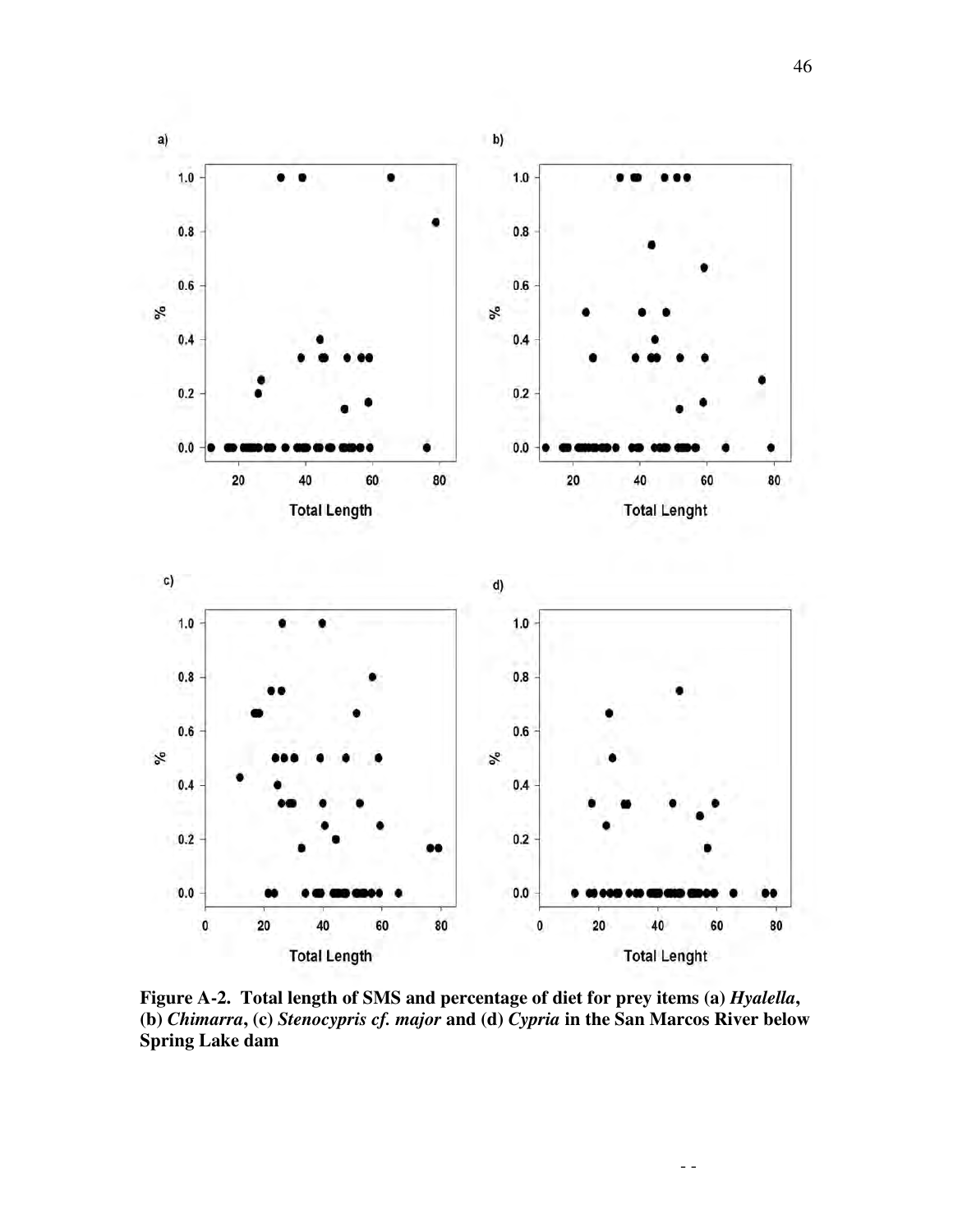**Figure A-2. Total length of SMS and percentage of diet for prey items (a) *Hyalella*, (b) *Chimarra*, (c) *Stenocypris cf. major* and (d) *Cypria* in the San Marcos River below Spring Lake dam**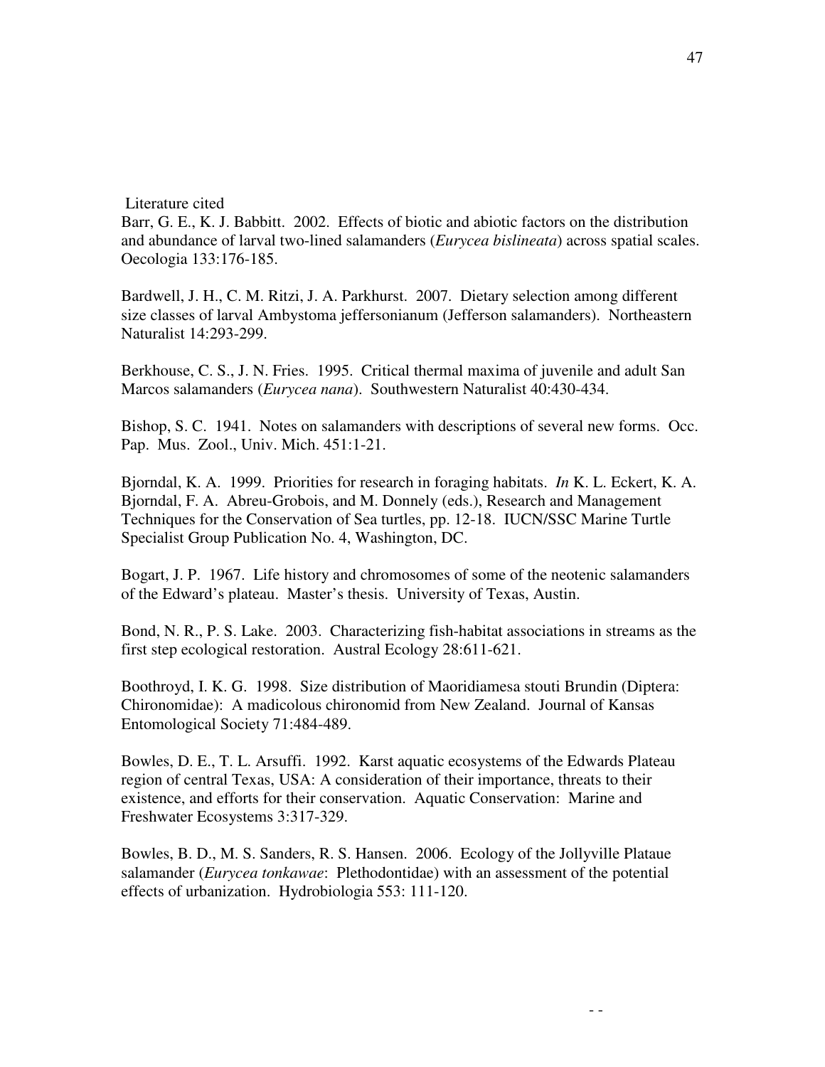## Literature cited

Barr, G. E., K. J. Babbitt. 2002. Effects of biotic and abiotic factors on the distribution and abundance of larval two-lined salamanders (*Eurycea bislineata*) across spatial scales. Oecologia 133:176-185.

Bardwell, J. H., C. M. Ritzi, J. A. Parkhurst. 2007. Dietary selection among different size classes of larval Ambystoma jeffersonianum (Jefferson salamanders). Northeastern Naturalist 14:293-299.

Berkhouse, C. S., J. N. Fries. 1995. Critical thermal maxima of juvenile and adult San Marcos salamanders (*Eurycea nana*). Southwestern Naturalist 40:430-434.

Bishop, S. C. 1941. Notes on salamanders with descriptions of several new forms. Occ. Pap. Mus. Zool., Univ. Mich. 451:1-21.

Bjorndal, K. A. 1999. Priorities for research in foraging habitats. *In* K. L. Eckert, K. A. Bjorndal, F. A. Abreu-Grobois, and M. Donnely (eds.), Research and Management Techniques for the Conservation of Sea turtles, pp. 12-18. IUCN/SSC Marine Turtle Specialist Group Publication No. 4, Washington, DC.

Bogart, J. P. 1967. Life history and chromosomes of some of the neotenic salamanders of the Edward's plateau. Master's thesis. University of Texas, Austin.

Bond, N. R., P. S. Lake. 2003. Characterizing fish-habitat associations in streams as the first step ecological restoration. Austral Ecology 28:611-621.

Boothroyd, I. K. G. 1998. Size distribution of Maoridiamesa stouti Brundin (Diptera: Chironomidae): A madicolous chironomid from New Zealand. Journal of Kansas Entomological Society 71:484-489.

Bowles, D. E., T. L. Arsuffi. 1992. Karst aquatic ecosystems of the Edwards Plateau region of central Texas, USA: A consideration of their importance, threats to their existence, and efforts for their conservation. Aquatic Conservation: Marine and Freshwater Ecosystems 3:317-329.

Bowles, B. D., M. S. Sanders, R. S. Hansen. 2006. Ecology of the Jollyville Plataue salamander (*Eurycea tonkawae*: Plethodontidae) with an assessment of the potential effects of urbanization. Hydrobiologia 553: 111-120.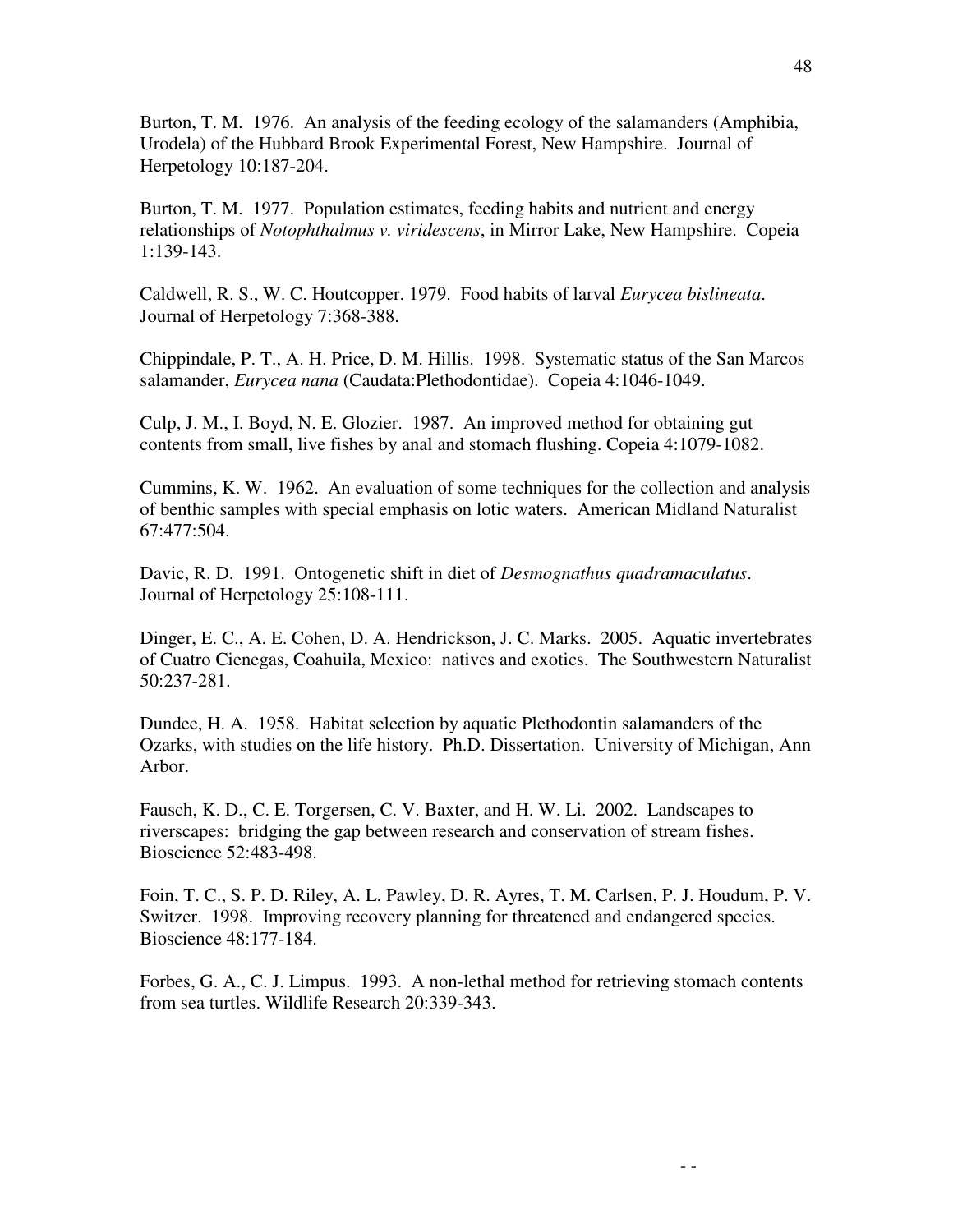Burton, T. M. 1976. An analysis of the feeding ecology of the salamanders (Amphibia, Urodela) of the Hubbard Brook Experimental Forest, New Hampshire. Journal of Herpetology 10:187-204.

Burton, T. M. 1977. Population estimates, feeding habits and nutrient and energy relationships of *Notophthalmus v. viridescens*, in Mirror Lake, New Hampshire. Copeia 1:139-143.

Caldwell, R. S., W. C. Houtcopper. 1979. Food habits of larval *Eurycea bislineata*. Journal of Herpetology 7:368-388.

Chippindale, P. T., A. H. Price, D. M. Hillis. 1998. Systematic status of the San Marcos salamander, *Eurycea nana* (Caudata:Plethodontidae). Copeia 4:1046-1049.

Culp, J. M., I. Boyd, N. E. Glozier. 1987. An improved method for obtaining gut contents from small, live fishes by anal and stomach flushing. Copeia 4:1079-1082.

Cummins, K. W. 1962. An evaluation of some techniques for the collection and analysis of benthic samples with special emphasis on lotic waters. American Midland Naturalist 67:477:504.

Davic, R. D. 1991. Ontogenetic shift in diet of *Desmognathus quadramaculatus*. Journal of Herpetology 25:108-111.

Dinger, E. C., A. E. Cohen, D. A. Hendrickson, J. C. Marks. 2005. Aquatic invertebrates of Cuatro Cienegas, Coahuila, Mexico: natives and exotics. The Southwestern Naturalist 50:237-281.

Dundee, H. A. 1958. Habitat selection by aquatic Plethodontin salamanders of the Ozarks, with studies on the life history. Ph.D. Dissertation. University of Michigan, Ann Arbor.

Fausch, K. D., C. E. Torgersen, C. V. Baxter, and H. W. Li. 2002. Landscapes to riverscapes: bridging the gap between research and conservation of stream fishes. Bioscience 52:483-498.

Foin, T. C., S. P. D. Riley, A. L. Pawley, D. R. Ayres, T. M. Carlsen, P. J. Houdum, P. V. Switzer. 1998. Improving recovery planning for threatened and endangered species. Bioscience 48:177-184.

Forbes, G. A., C. J. Limpus. 1993. A non-lethal method for retrieving stomach contents from sea turtles. Wildlife Research 20:339-343.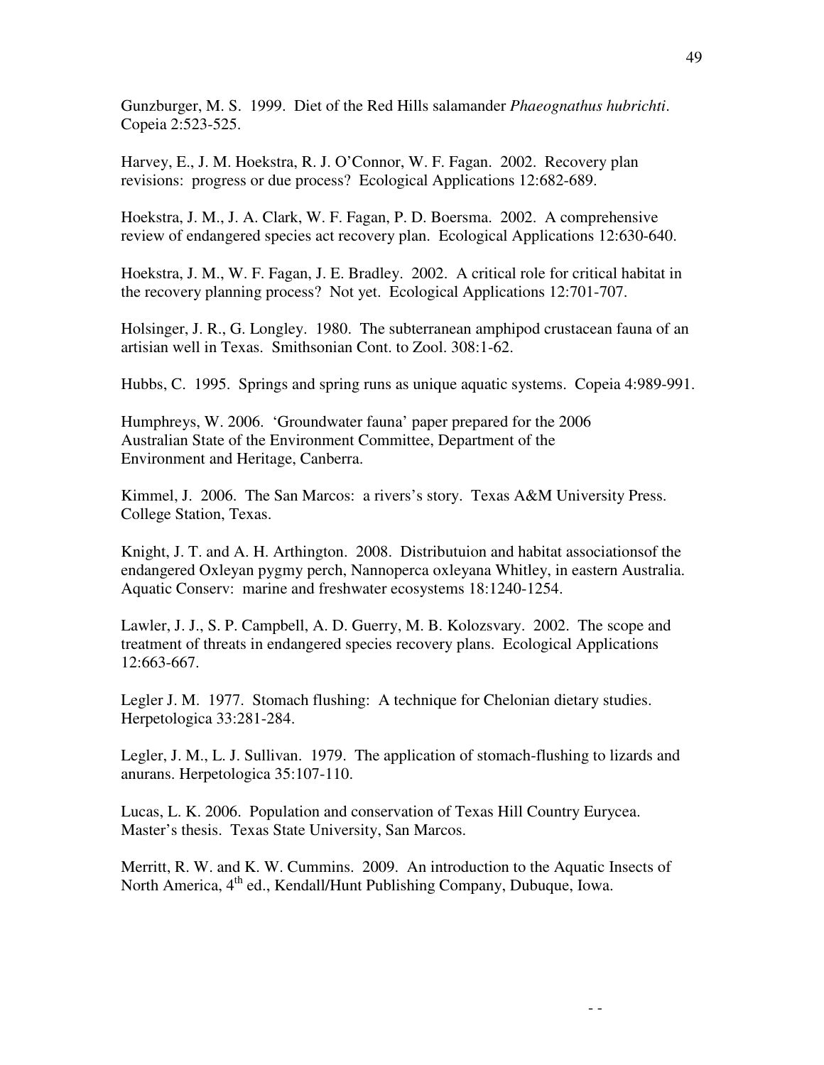Gunzburger, M. S. 1999. Diet of the Red Hills salamander *Phaeognathus hubrichti*. Copeia 2:523-525.

Harvey, E., J. M. Hoekstra, R. J. O'Connor, W. F. Fagan. 2002. Recovery plan revisions: progress or due process? Ecological Applications 12:682-689.

Hoekstra, J. M., J. A. Clark, W. F. Fagan, P. D. Boersma. 2002. A comprehensive review of endangered species act recovery plan. Ecological Applications 12:630-640.

Hoekstra, J. M., W. F. Fagan, J. E. Bradley. 2002. A critical role for critical habitat in the recovery planning process? Not yet. Ecological Applications 12:701-707.

Holsinger, J. R., G. Longley. 1980. The subterranean amphipod crustacean fauna of an artisian well in Texas. Smithsonian Cont. to Zool. 308:1-62.

Hubbs, C. 1995. Springs and spring runs as unique aquatic systems. Copeia 4:989-991.

Humphreys, W. 2006. 'Groundwater fauna' paper prepared for the 2006 Australian State of the Environment Committee, Department of the Environment and Heritage, Canberra.

Kimmel, J. 2006. The San Marcos: a rivers's story. Texas A&M University Press. College Station, Texas.

Knight, J. T. and A. H. Arthington. 2008. Distributuion and habitat associationsof the endangered Oxleyan pygmy perch, Nannoperca oxleyana Whitley, in eastern Australia. Aquatic Conserv: marine and freshwater ecosystems 18:1240-1254.

Lawler, J. J., S. P. Campbell, A. D. Guerry, M. B. Kolozsvary. 2002. The scope and treatment of threats in endangered species recovery plans. Ecological Applications 12:663-667.

Legler J. M. 1977. Stomach flushing: A technique for Chelonian dietary studies. Herpetologica 33:281-284.

Legler, J. M., L. J. Sullivan. 1979. The application of stomach-flushing to lizards and anurans. Herpetologica 35:107-110.

Lucas, L. K. 2006. Population and conservation of Texas Hill Country Eurycea. Master's thesis. Texas State University, San Marcos.

Merritt, R. W. and K. W. Cummins. 2009. An introduction to the Aquatic Insects of North America, 4th ed., Kendall/Hunt Publishing Company, Dubuque, Iowa.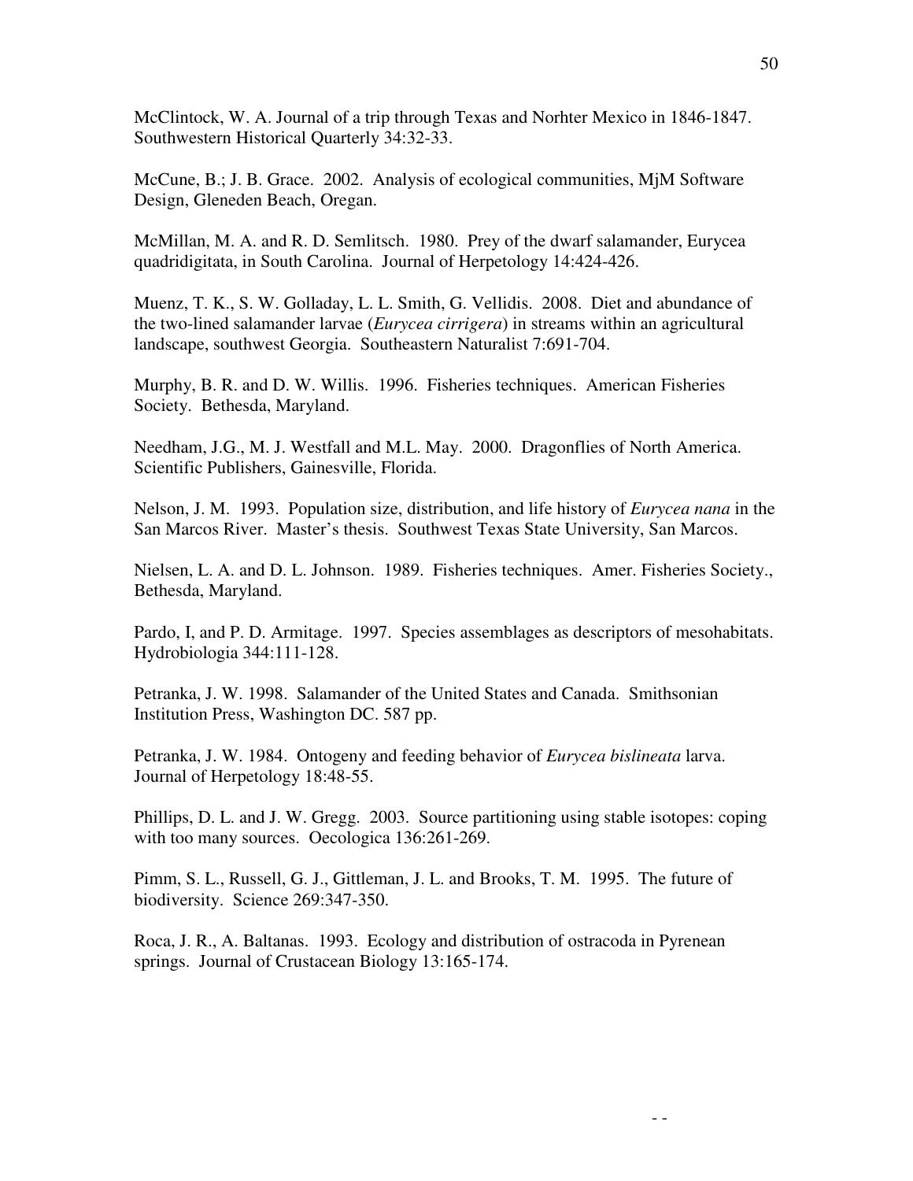McClintock, W. A. Journal of a trip through Texas and Norhter Mexico in 1846-1847. Southwestern Historical Quarterly 34:32-33.

McCune, B.; J. B. Grace. 2002. Analysis of ecological communities, MjM Software Design, Gleneden Beach, Oregan.

McMillan, M. A. and R. D. Semlitsch. 1980. Prey of the dwarf salamander, Eurycea quadridigitata, in South Carolina. Journal of Herpetology 14:424-426.

Muenz, T. K., S. W. Golladay, L. L. Smith, G. Vellidis. 2008. Diet and abundance of the two-lined salamander larvae (*Eurycea cirrigera*) in streams within an agricultural landscape, southwest Georgia. Southeastern Naturalist 7:691-704.

Murphy, B. R. and D. W. Willis. 1996. Fisheries techniques. American Fisheries Society. Bethesda, Maryland.

Needham, J.G., M. J. Westfall and M.L. May. 2000. Dragonflies of North America. Scientific Publishers, Gainesville, Florida.

Nelson, J. M. 1993. Population size, distribution, and life history of *Eurycea nana* in the San Marcos River. Master's thesis. Southwest Texas State University, San Marcos.

Nielsen, L. A. and D. L. Johnson. 1989. Fisheries techniques. Amer. Fisheries Society., Bethesda, Maryland.

Pardo, I, and P. D. Armitage. 1997. Species assemblages as descriptors of mesohabitats. Hydrobiologia 344:111-128.

Petranka, J. W. 1998. Salamander of the United States and Canada. Smithsonian Institution Press, Washington DC. 587 pp.

Petranka, J. W. 1984. Ontogeny and feeding behavior of *Eurycea bislineata* larva. Journal of Herpetology 18:48-55.

Phillips, D. L. and J. W. Gregg. 2003. Source partitioning using stable isotopes: coping with too many sources. Oecologica 136:261-269.

Pimm, S. L., Russell, G. J., Gittleman, J. L. and Brooks, T. M. 1995. The future of biodiversity. Science 269:347-350.

Roca, J. R., A. Baltanas. 1993. Ecology and distribution of ostracoda in Pyrenean springs. Journal of Crustacean Biology 13:165-174.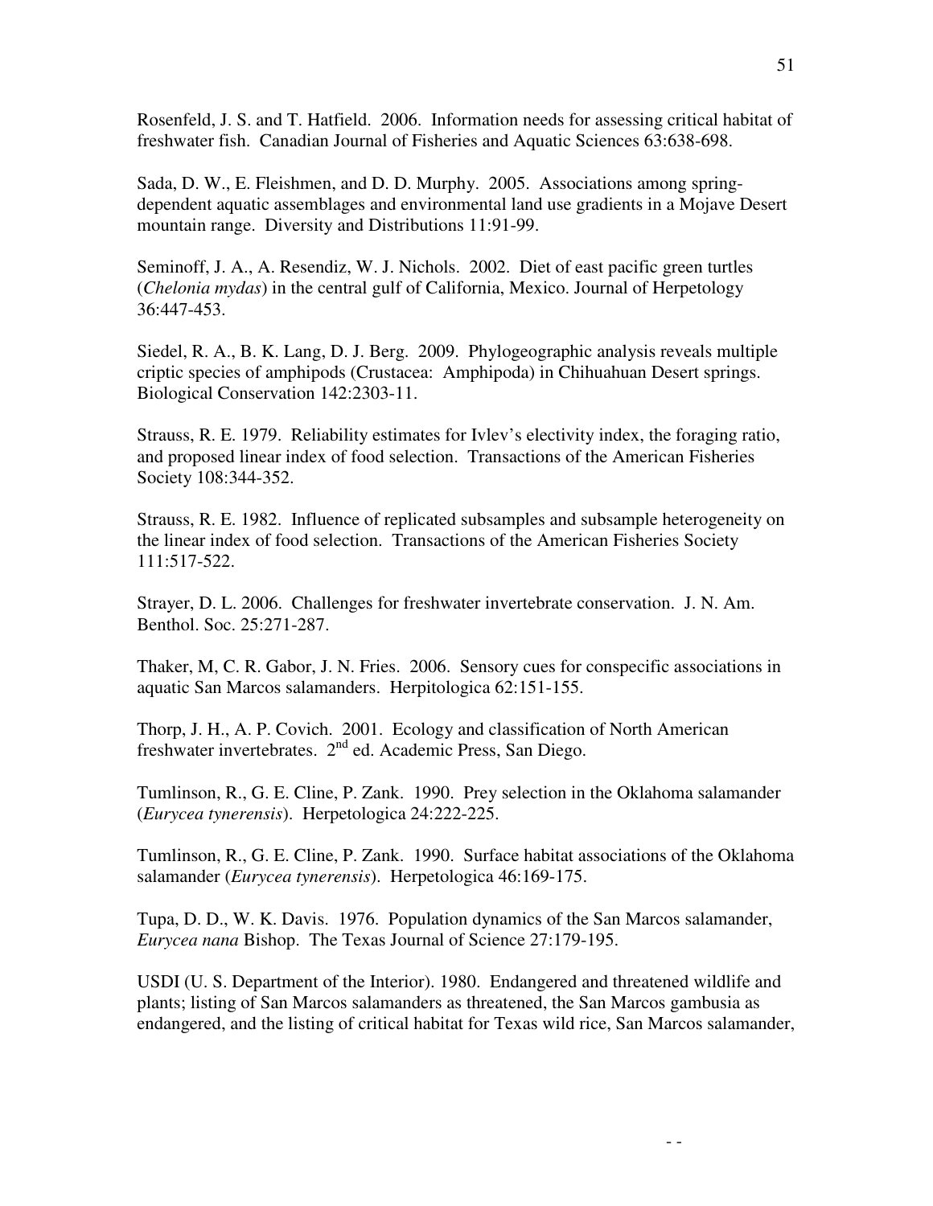Rosenfeld, J. S. and T. Hatfield. 2006. Information needs for assessing critical habitat of freshwater fish. Canadian Journal of Fisheries and Aquatic Sciences 63:638-698.

Sada, D. W., E. Fleishmen, and D. D. Murphy. 2005. Associations among spring-dependent aquatic assemblages and environmental land use gradients in a Mojave Desert mountain range. Diversity and Distributions 11:91-99.

Seminoff, J. A., A. Resendiz, W. J. Nichols. 2002. Diet of east pacific green turtles (*Chelonia mydas*) in the central gulf of California, Mexico. Journal of Herpetology 36:447-453.

Siedel, R. A., B. K. Lang, D. J. Berg. 2009. Phylogeographic analysis reveals multiple criptic species of amphipods (Crustacea: Amphipoda) in Chihuahuan Desert springs. Biological Conservation 142:2303-11.

Strauss, R. E. 1979. Reliability estimates for Ivlev's electivity index, the foraging ratio, and proposed linear index of food selection. Transactions of the American Fisheries Society 108:344-352.

Strauss, R. E. 1982. Influence of replicated subsamples and subsample heterogeneity on the linear index of food selection. Transactions of the American Fisheries Society 111:517-522.

Strayer, D. L. 2006. Challenges for freshwater invertebrate conservation. J. N. Am. Benthol. Soc. 25:271-287.

Thaker, M, C. R. Gabor, J. N. Fries. 2006. Sensory cues for conspecific associations in aquatic San Marcos salamanders. Herpitologica 62:151-155.

Thorp, J. H., A. P. Covich. 2001. Ecology and classification of North American freshwater invertebrates. 2nd ed. Academic Press, San Diego.

Tumlinson, R., G. E. Cline, P. Zank. 1990. Prey selection in the Oklahoma salamander (*Eurycea tynerensis*). Herpetologica 24:222-225.

Tumlinson, R., G. E. Cline, P. Zank. 1990. Surface habitat associations of the Oklahoma salamander (*Eurycea tynerensis*). Herpetologica 46:169-175.

Tupa, D. D., W. K. Davis. 1976. Population dynamics of the San Marcos salamander, *Eurycea nana* Bishop. The Texas Journal of Science 27:179-195.

USDI (U. S. Department of the Interior). 1980. Endangered and threatened wildlife and plants; listing of San Marcos salamanders as threatened, the San Marcos gambusia as endangered, and the listing of critical habitat for Texas wild rice, San Marcos salamander,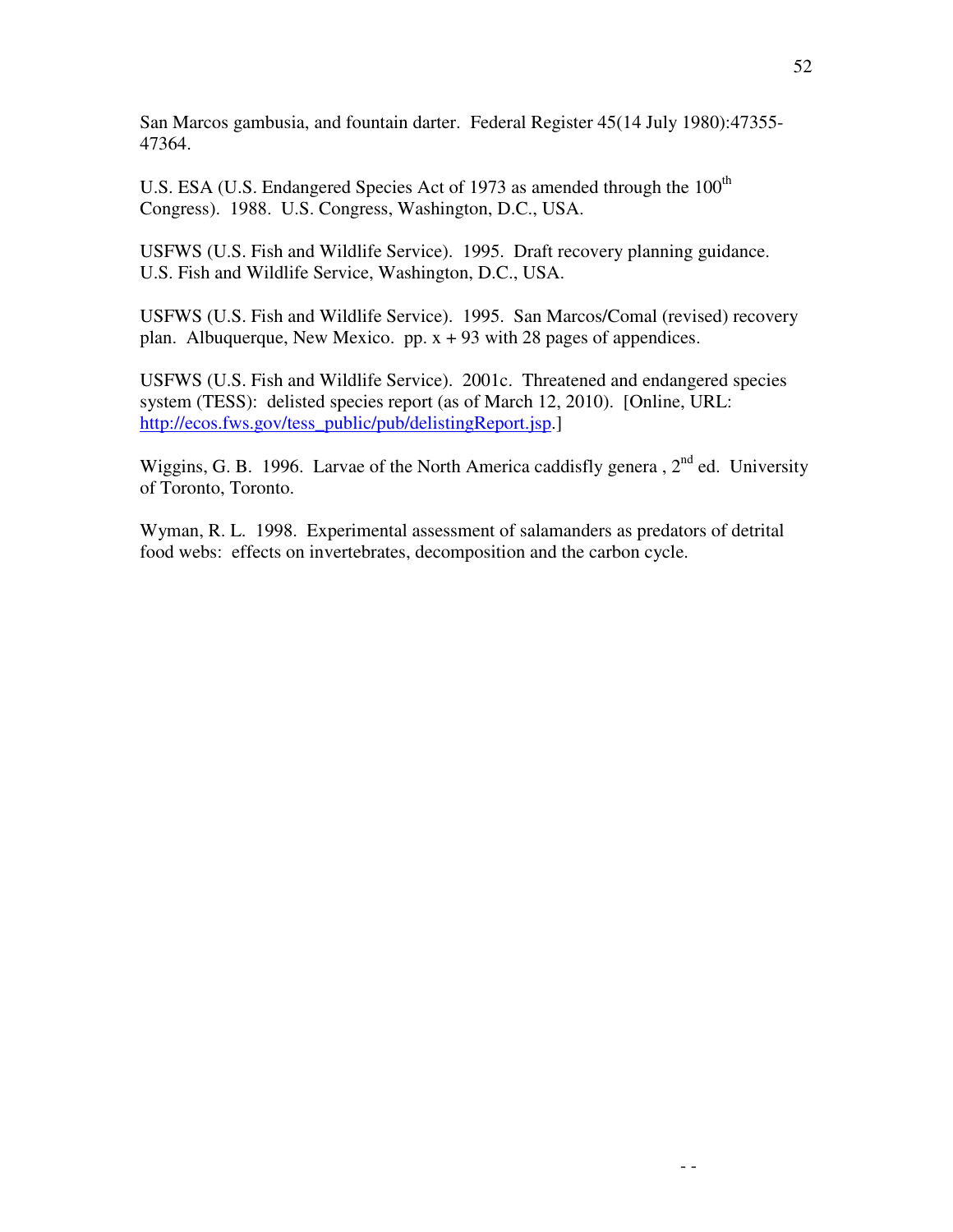San Marcos gambusia, and fountain darter. Federal Register 45(14 July 1980):47355-47364.

U.S. ESA (U.S. Endangered Species Act of 1973 as amended through the 100th Congress). 1988. U.S. Congress, Washington, D.C., USA.

USFWS (U.S. Fish and Wildlife Service). 1995. Draft recovery planning guidance. U.S. Fish and Wildlife Service, Washington, D.C., USA.

USFWS (U.S. Fish and Wildlife Service). 1995. San Marcos/Comal (revised) recovery plan. Albuquerque, New Mexico. pp. x + 93 with 28 pages of appendices.

USFWS (U.S. Fish and Wildlife Service). 2001c. Threatened and endangered species system (TESS): delisted species report (as of March 12, 2010). [Online, URL: http://ecos.fws.gov/tess_public/pub/delistingReport.jsp.]

Wiggins, G. B. 1996. Larvae of the North America caddisfly genera , 2nd ed. University of Toronto, Toronto.

Wyman, R. L. 1998. Experimental assessment of salamanders as predators of detrital food webs: effects on invertebrates, decomposition and the carbon cycle.